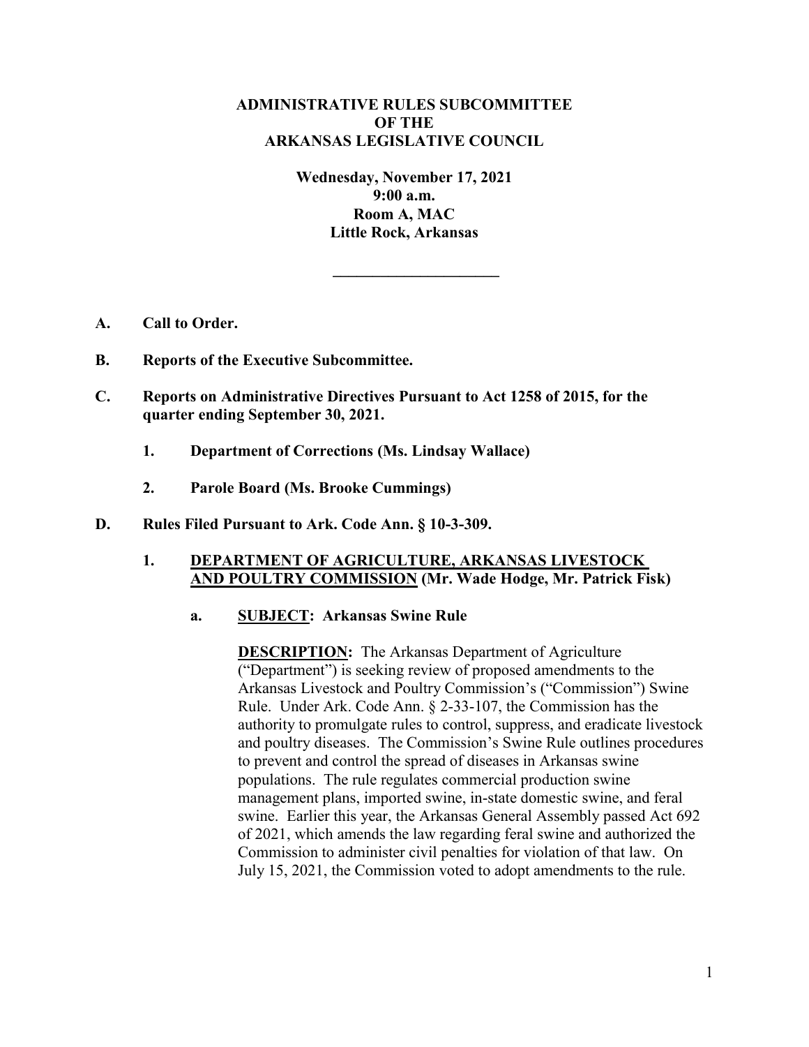**ADMINISTRATIVE RULES SUBCOMMITTEE**
**OF THE**
**ARKANSAS LEGISLATIVE COUNCIL**

**Wednesday, November 17, 2021**
**9:00 a.m.**
**Room A, MAC**
**Little Rock, Arkansas**

---

**A. Call to Order.**

**B. Reports of the Executive Subcommittee.**

**C. Reports on Administrative Directives Pursuant to Act 1258 of 2015, for the quarter ending September 30, 2021.**

**1. Department of Corrections (Ms. Lindsay Wallace)**

**2. Parole Board (Ms. Brooke Cummings)**

**D. Rules Filed Pursuant to Ark. Code Ann. § 10-3-309.**

**1. DEPARTMENT OF AGRICULTURE, ARKANSAS LIVESTOCK AND POULTRY COMMISSION (Mr. Wade Hodge, Mr. Patrick Fisk)**

**a. SUBJECT: Arkansas Swine Rule**

**DESCRIPTION:** The Arkansas Department of Agriculture ("Department") is seeking review of proposed amendments to the Arkansas Livestock and Poultry Commission's ("Commission") Swine Rule. Under Ark. Code Ann. § 2-33-107, the Commission has the authority to promulgate rules to control, suppress, and eradicate livestock and poultry diseases. The Commission's Swine Rule outlines procedures to prevent and control the spread of diseases in Arkansas swine populations. The rule regulates commercial production swine management plans, imported swine, in-state domestic swine, and feral swine. Earlier this year, the Arkansas General Assembly passed Act 692 of 2021, which amends the law regarding feral swine and authorized the Commission to administer civil penalties for violation of that law. On July 15, 2021, the Commission voted to adopt amendments to the rule.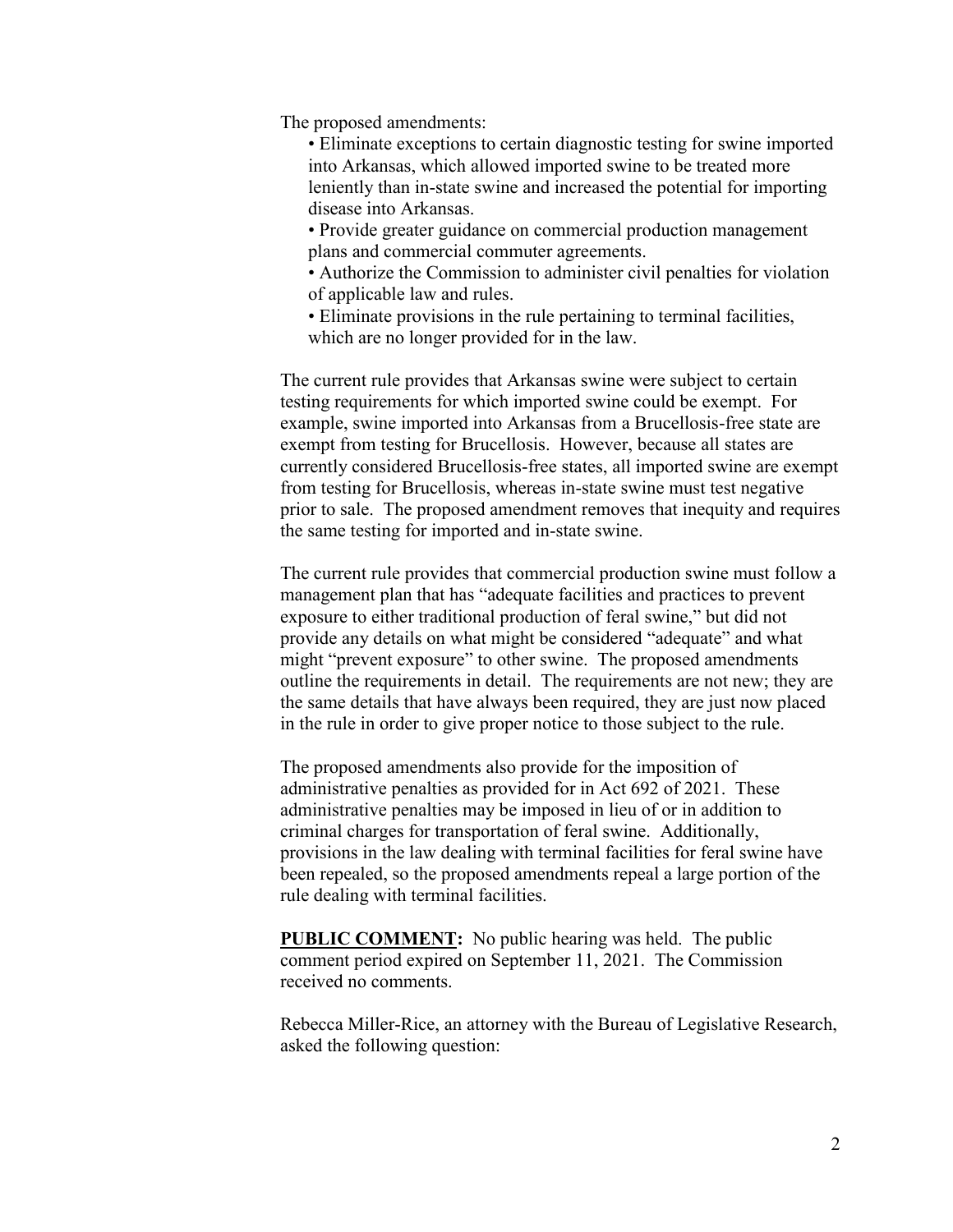The proposed amendments:

- Eliminate exceptions to certain diagnostic testing for swine imported into Arkansas, which allowed imported swine to be treated more leniently than in-state swine and increased the potential for importing disease into Arkansas.
- Provide greater guidance on commercial production management plans and commercial commuter agreements.
- Authorize the Commission to administer civil penalties for violation of applicable law and rules.
- Eliminate provisions in the rule pertaining to terminal facilities, which are no longer provided for in the law.

The current rule provides that Arkansas swine were subject to certain testing requirements for which imported swine could be exempt. For example, swine imported into Arkansas from a Brucellosis-free state are exempt from testing for Brucellosis. However, because all states are currently considered Brucellosis-free states, all imported swine are exempt from testing for Brucellosis, whereas in-state swine must test negative prior to sale. The proposed amendment removes that inequity and requires the same testing for imported and in-state swine.

The current rule provides that commercial production swine must follow a management plan that has "adequate facilities and practices to prevent exposure to either traditional production of feral swine," but did not provide any details on what might be considered "adequate" and what might "prevent exposure" to other swine. The proposed amendments outline the requirements in detail. The requirements are not new; they are the same details that have always been required, they are just now placed in the rule in order to give proper notice to those subject to the rule.

The proposed amendments also provide for the imposition of administrative penalties as provided for in Act 692 of 2021. These administrative penalties may be imposed in lieu of or in addition to criminal charges for transportation of feral swine. Additionally, provisions in the law dealing with terminal facilities for feral swine have been repealed, so the proposed amendments repeal a large portion of the rule dealing with terminal facilities.

**PUBLIC COMMENT:** No public hearing was held. The public comment period expired on September 11, 2021. The Commission received no comments.

Rebecca Miller-Rice, an attorney with the Bureau of Legislative Research, asked the following question: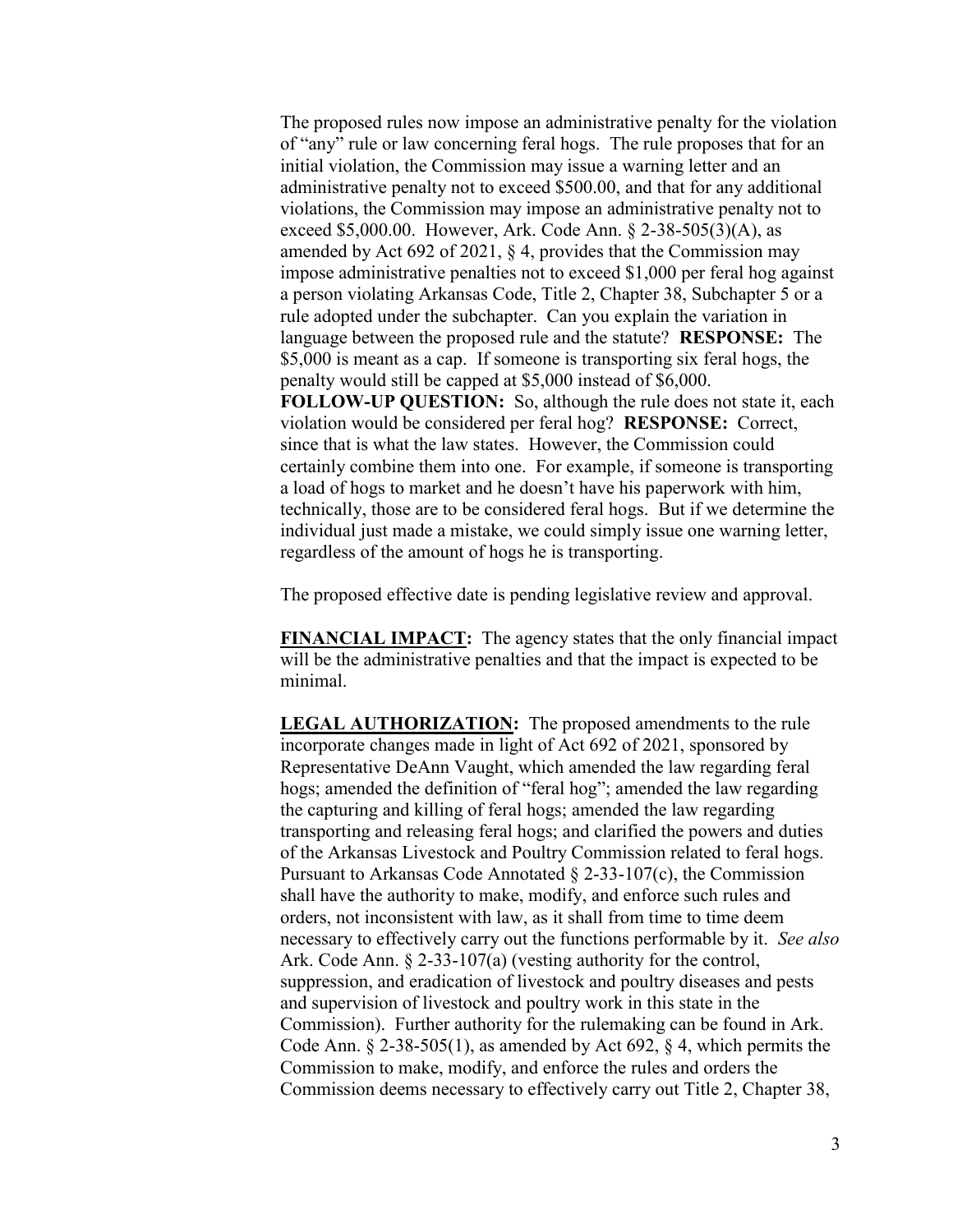The proposed rules now impose an administrative penalty for the violation of "any" rule or law concerning feral hogs. The rule proposes that for an initial violation, the Commission may issue a warning letter and an administrative penalty not to exceed $500.00, and that for any additional violations, the Commission may impose an administrative penalty not to exceed $5,000.00. However, Ark. Code Ann. § 2-38-505(3)(A), as amended by Act 692 of 2021, § 4, provides that the Commission may impose administrative penalties not to exceed $1,000 per feral hog against a person violating Arkansas Code, Title 2, Chapter 38, Subchapter 5 or a rule adopted under the subchapter. Can you explain the variation in language between the proposed rule and the statute? **RESPONSE:** The $5,000 is meant as a cap. If someone is transporting six feral hogs, the penalty would still be capped at $5,000 instead of $6,000. **FOLLOW-UP QUESTION:** So, although the rule does not state it, each violation would be considered per feral hog? **RESPONSE:** Correct, since that is what the law states. However, the Commission could certainly combine them into one. For example, if someone is transporting a load of hogs to market and he doesn't have his paperwork with him, technically, those are to be considered feral hogs. But if we determine the individual just made a mistake, we could simply issue one warning letter, regardless of the amount of hogs he is transporting.

The proposed effective date is pending legislative review and approval.

**FINANCIAL IMPACT:** The agency states that the only financial impact will be the administrative penalties and that the impact is expected to be minimal.

**LEGAL AUTHORIZATION:** The proposed amendments to the rule incorporate changes made in light of Act 692 of 2021, sponsored by Representative DeAnn Vaught, which amended the law regarding feral hogs; amended the definition of "feral hog"; amended the law regarding the capturing and killing of feral hogs; amended the law regarding transporting and releasing feral hogs; and clarified the powers and duties of the Arkansas Livestock and Poultry Commission related to feral hogs. Pursuant to Arkansas Code Annotated § 2-33-107(c), the Commission shall have the authority to make, modify, and enforce such rules and orders, not inconsistent with law, as it shall from time to time deem necessary to effectively carry out the functions performable by it. *See also* Ark. Code Ann. § 2-33-107(a) (vesting authority for the control, suppression, and eradication of livestock and poultry diseases and pests and supervision of livestock and poultry work in this state in the Commission). Further authority for the rulemaking can be found in Ark. Code Ann. § 2-38-505(1), as amended by Act 692, § 4, which permits the Commission to make, modify, and enforce the rules and orders the Commission deems necessary to effectively carry out Title 2, Chapter 38,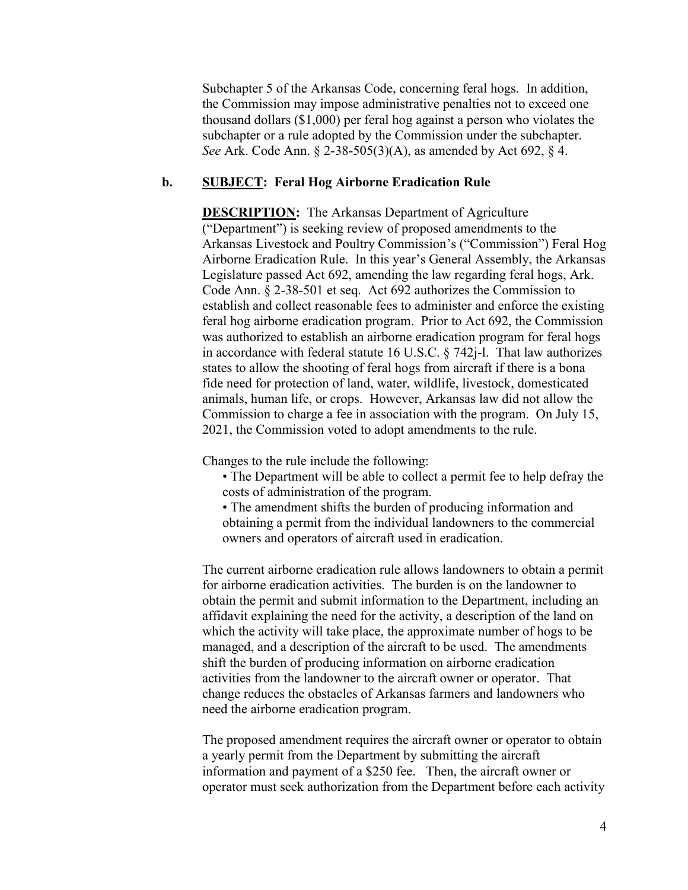Subchapter 5 of the Arkansas Code, concerning feral hogs. In addition, the Commission may impose administrative penalties not to exceed one thousand dollars ($1,000) per feral hog against a person who violates the subchapter or a rule adopted by the Commission under the subchapter. *See* Ark. Code Ann. § 2-38-505(3)(A), as amended by Act 692, § 4.

**b. <u>SUBJECT</u>: Feral Hog Airborne Eradication Rule**

**<u>DESCRIPTION</u>:** The Arkansas Department of Agriculture ("Department") is seeking review of proposed amendments to the Arkansas Livestock and Poultry Commission's ("Commission") Feral Hog Airborne Eradication Rule. In this year's General Assembly, the Arkansas Legislature passed Act 692, amending the law regarding feral hogs, Ark. Code Ann. § 2-38-501 et seq. Act 692 authorizes the Commission to establish and collect reasonable fees to administer and enforce the existing feral hog airborne eradication program. Prior to Act 692, the Commission was authorized to establish an airborne eradication program for feral hogs in accordance with federal statute 16 U.S.C. § 742j-l. That law authorizes states to allow the shooting of feral hogs from aircraft if there is a bona fide need for protection of land, water, wildlife, livestock, domesticated animals, human life, or crops. However, Arkansas law did not allow the Commission to charge a fee in association with the program. On July 15, 2021, the Commission voted to adopt amendments to the rule.

Changes to the rule include the following:

- The Department will be able to collect a permit fee to help defray the costs of administration of the program.
- The amendment shifts the burden of producing information and obtaining a permit from the individual landowners to the commercial owners and operators of aircraft used in eradication.

The current airborne eradication rule allows landowners to obtain a permit for airborne eradication activities. The burden is on the landowner to obtain the permit and submit information to the Department, including an affidavit explaining the need for the activity, a description of the land on which the activity will take place, the approximate number of hogs to be managed, and a description of the aircraft to be used. The amendments shift the burden of producing information on airborne eradication activities from the landowner to the aircraft owner or operator. That change reduces the obstacles of Arkansas farmers and landowners who need the airborne eradication program.

The proposed amendment requires the aircraft owner or operator to obtain a yearly permit from the Department by submitting the aircraft information and payment of a $250 fee. Then, the aircraft owner or operator must seek authorization from the Department before each activity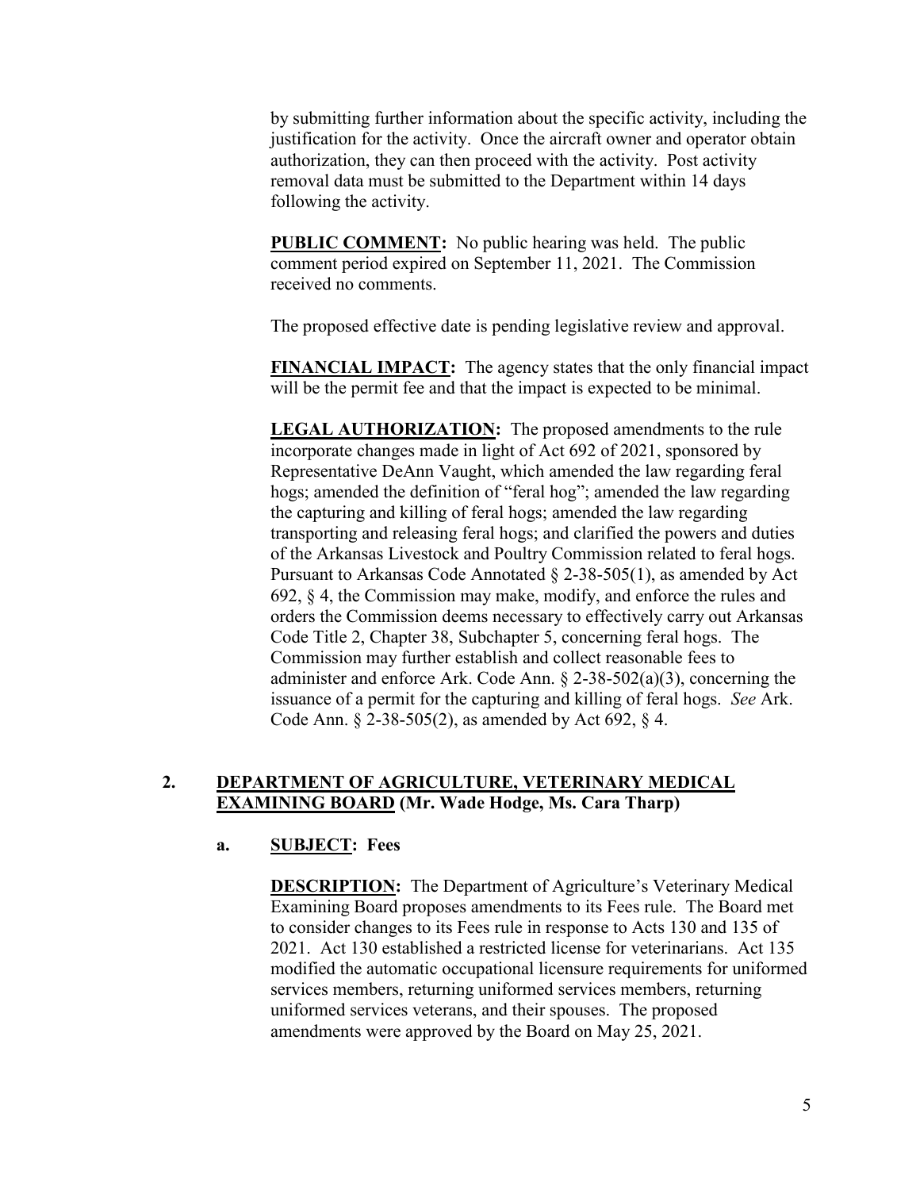by submitting further information about the specific activity, including the justification for the activity. Once the aircraft owner and operator obtain authorization, they can then proceed with the activity. Post activity removal data must be submitted to the Department within 14 days following the activity.

**PUBLIC COMMENT:** No public hearing was held. The public comment period expired on September 11, 2021. The Commission received no comments.

The proposed effective date is pending legislative review and approval.

**FINANCIAL IMPACT:** The agency states that the only financial impact will be the permit fee and that the impact is expected to be minimal.

**LEGAL AUTHORIZATION:** The proposed amendments to the rule incorporate changes made in light of Act 692 of 2021, sponsored by Representative DeAnn Vaught, which amended the law regarding feral hogs; amended the definition of "feral hog"; amended the law regarding the capturing and killing of feral hogs; amended the law regarding transporting and releasing feral hogs; and clarified the powers and duties of the Arkansas Livestock and Poultry Commission related to feral hogs. Pursuant to Arkansas Code Annotated § 2-38-505(1), as amended by Act 692, § 4, the Commission may make, modify, and enforce the rules and orders the Commission deems necessary to effectively carry out Arkansas Code Title 2, Chapter 38, Subchapter 5, concerning feral hogs. The Commission may further establish and collect reasonable fees to administer and enforce Ark. Code Ann. § 2-38-502(a)(3), concerning the issuance of a permit for the capturing and killing of feral hogs. *See* Ark. Code Ann. § 2-38-505(2), as amended by Act 692, § 4.

**2. DEPARTMENT OF AGRICULTURE, VETERINARY MEDICAL EXAMINING BOARD (Mr. Wade Hodge, Ms. Cara Tharp)**

**a. SUBJECT: Fees**

**DESCRIPTION:** The Department of Agriculture's Veterinary Medical Examining Board proposes amendments to its Fees rule. The Board met to consider changes to its Fees rule in response to Acts 130 and 135 of 2021. Act 130 established a restricted license for veterinarians. Act 135 modified the automatic occupational licensure requirements for uniformed services members, returning uniformed services members, returning uniformed services veterans, and their spouses. The proposed amendments were approved by the Board on May 25, 2021.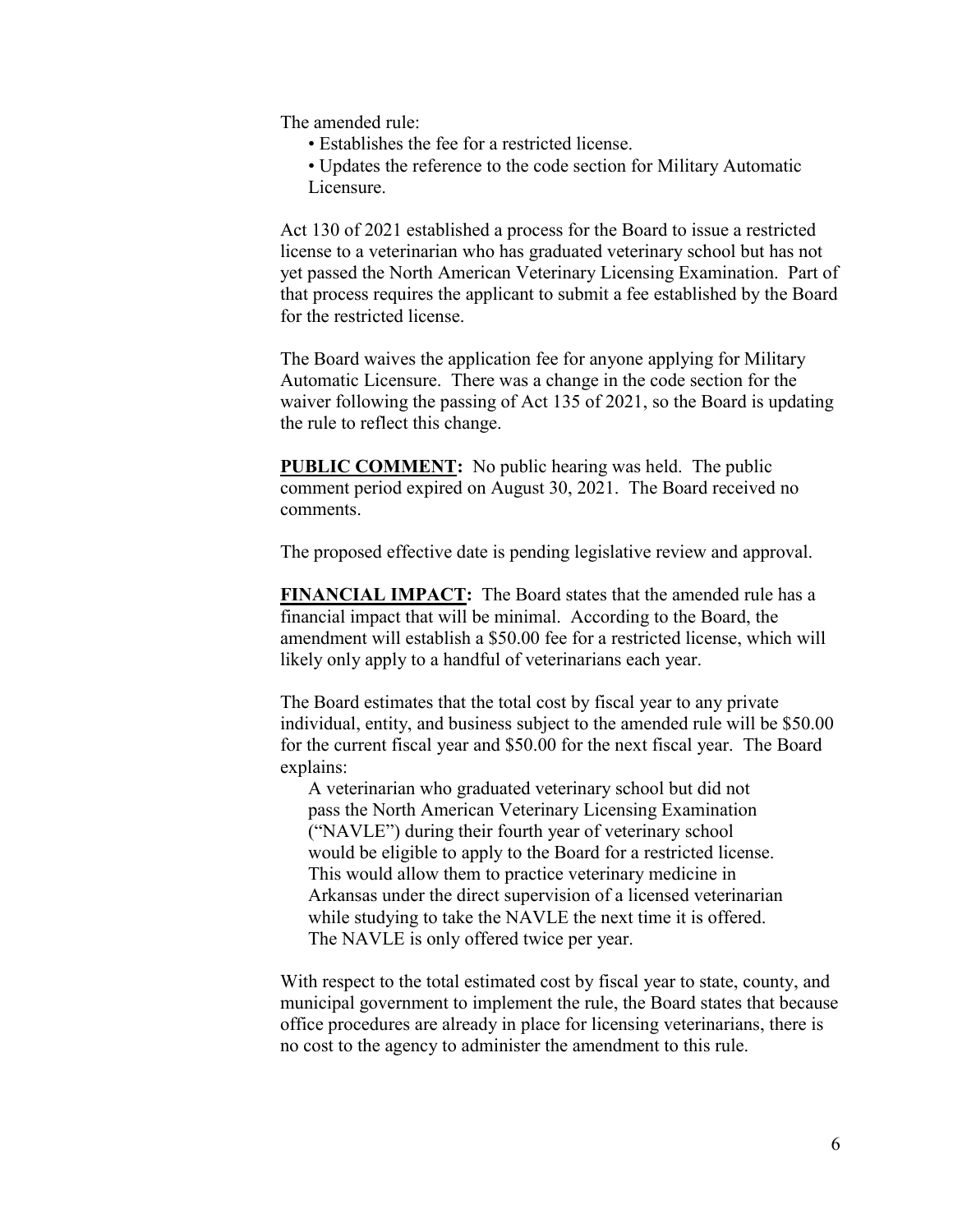The amended rule:

- Establishes the fee for a restricted license.
- Updates the reference to the code section for Military Automatic Licensure.

Act 130 of 2021 established a process for the Board to issue a restricted license to a veterinarian who has graduated veterinary school but has not yet passed the North American Veterinary Licensing Examination. Part of that process requires the applicant to submit a fee established by the Board for the restricted license.

The Board waives the application fee for anyone applying for Military Automatic Licensure. There was a change in the code section for the waiver following the passing of Act 135 of 2021, so the Board is updating the rule to reflect this change.

**PUBLIC COMMENT:** No public hearing was held. The public comment period expired on August 30, 2021. The Board received no comments.

The proposed effective date is pending legislative review and approval.

**FINANCIAL IMPACT:** The Board states that the amended rule has a financial impact that will be minimal. According to the Board, the amendment will establish a $50.00 fee for a restricted license, which will likely only apply to a handful of veterinarians each year.

The Board estimates that the total cost by fiscal year to any private individual, entity, and business subject to the amended rule will be $50.00 for the current fiscal year and $50.00 for the next fiscal year. The Board explains:

> A veterinarian who graduated veterinary school but did not pass the North American Veterinary Licensing Examination ("NAVLE") during their fourth year of veterinary school would be eligible to apply to the Board for a restricted license. This would allow them to practice veterinary medicine in Arkansas under the direct supervision of a licensed veterinarian while studying to take the NAVLE the next time it is offered. The NAVLE is only offered twice per year.

With respect to the total estimated cost by fiscal year to state, county, and municipal government to implement the rule, the Board states that because office procedures are already in place for licensing veterinarians, there is no cost to the agency to administer the amendment to this rule.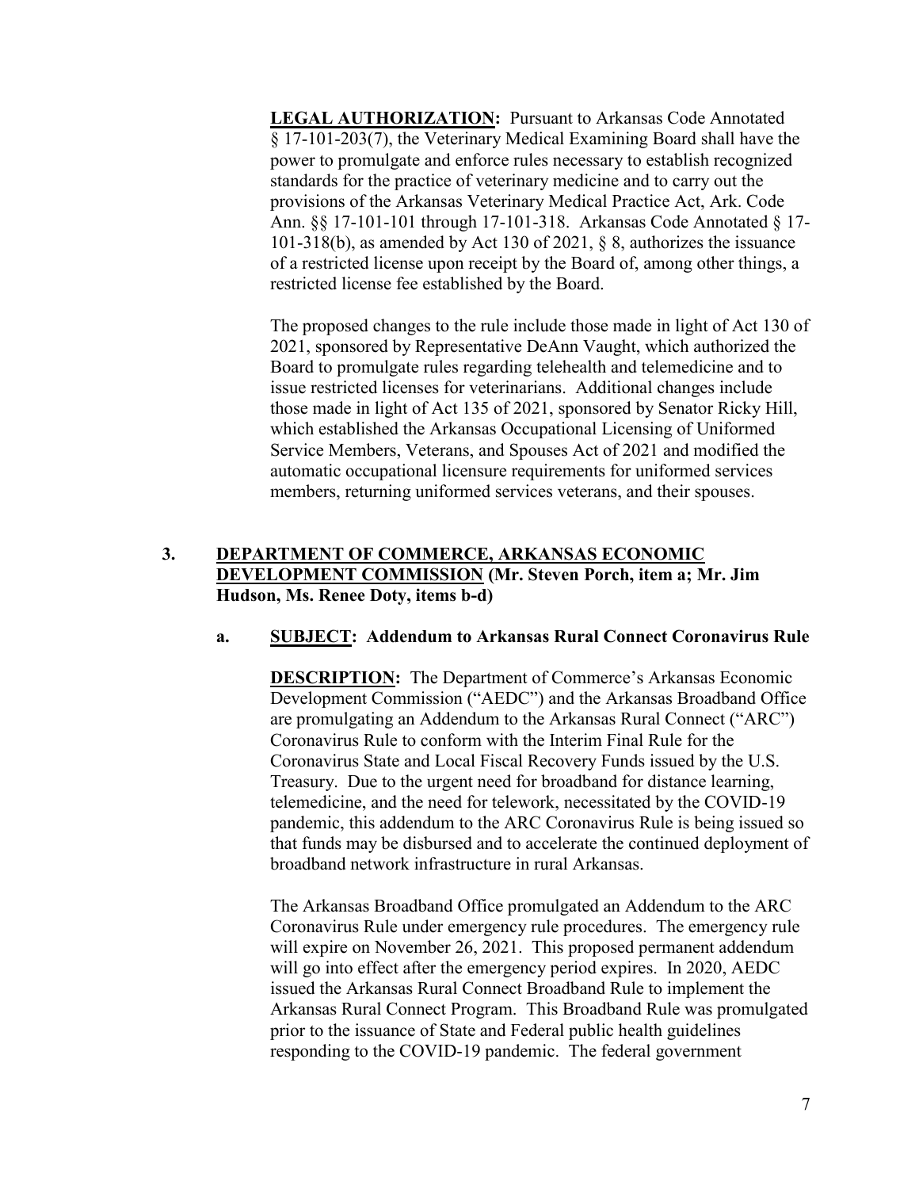**LEGAL AUTHORIZATION:** Pursuant to Arkansas Code Annotated § 17-101-203(7), the Veterinary Medical Examining Board shall have the power to promulgate and enforce rules necessary to establish recognized standards for the practice of veterinary medicine and to carry out the provisions of the Arkansas Veterinary Medical Practice Act, Ark. Code Ann. §§ 17-101-101 through 17-101-318. Arkansas Code Annotated § 17-101-318(b), as amended by Act 130 of 2021, § 8, authorizes the issuance of a restricted license upon receipt by the Board of, among other things, a restricted license fee established by the Board.

The proposed changes to the rule include those made in light of Act 130 of 2021, sponsored by Representative DeAnn Vaught, which authorized the Board to promulgate rules regarding telehealth and telemedicine and to issue restricted licenses for veterinarians. Additional changes include those made in light of Act 135 of 2021, sponsored by Senator Ricky Hill, which established the Arkansas Occupational Licensing of Uniformed Service Members, Veterans, and Spouses Act of 2021 and modified the automatic occupational licensure requirements for uniformed services members, returning uniformed services veterans, and their spouses.

**3. DEPARTMENT OF COMMERCE, ARKANSAS ECONOMIC DEVELOPMENT COMMISSION (Mr. Steven Porch, item a; Mr. Jim Hudson, Ms. Renee Doty, items b-d)**

**a. SUBJECT: Addendum to Arkansas Rural Connect Coronavirus Rule**

**DESCRIPTION:** The Department of Commerce's Arkansas Economic Development Commission ("AEDC") and the Arkansas Broadband Office are promulgating an Addendum to the Arkansas Rural Connect ("ARC") Coronavirus Rule to conform with the Interim Final Rule for the Coronavirus State and Local Fiscal Recovery Funds issued by the U.S. Treasury. Due to the urgent need for broadband for distance learning, telemedicine, and the need for telework, necessitated by the COVID-19 pandemic, this addendum to the ARC Coronavirus Rule is being issued so that funds may be disbursed and to accelerate the continued deployment of broadband network infrastructure in rural Arkansas.

The Arkansas Broadband Office promulgated an Addendum to the ARC Coronavirus Rule under emergency rule procedures. The emergency rule will expire on November 26, 2021. This proposed permanent addendum will go into effect after the emergency period expires. In 2020, AEDC issued the Arkansas Rural Connect Broadband Rule to implement the Arkansas Rural Connect Program. This Broadband Rule was promulgated prior to the issuance of State and Federal public health guidelines responding to the COVID-19 pandemic. The federal government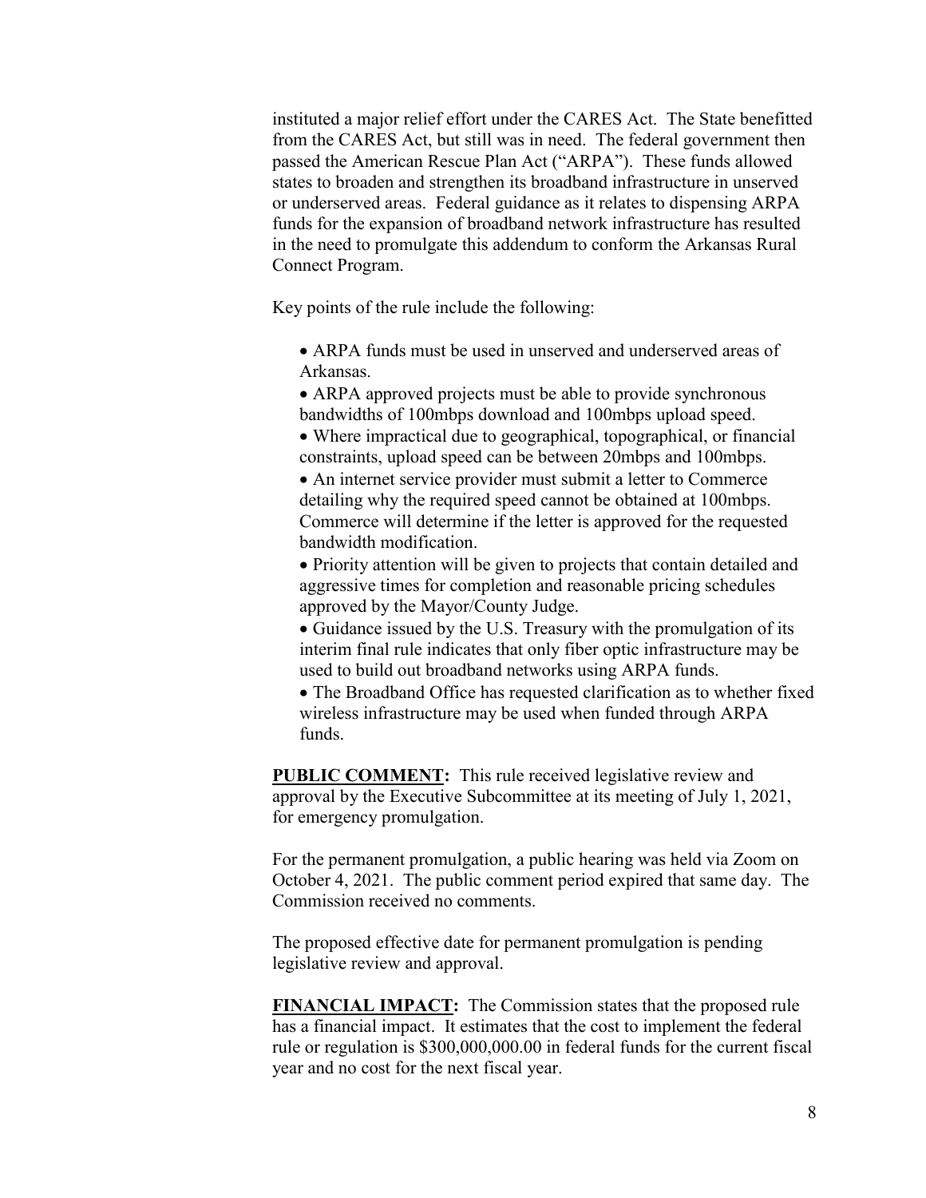instituted a major relief effort under the CARES Act. The State benefitted from the CARES Act, but still was in need. The federal government then passed the American Rescue Plan Act ("ARPA"). These funds allowed states to broaden and strengthen its broadband infrastructure in unserved or underserved areas. Federal guidance as it relates to dispensing ARPA funds for the expansion of broadband network infrastructure has resulted in the need to promulgate this addendum to conform the Arkansas Rural Connect Program.

Key points of the rule include the following:

- ARPA funds must be used in unserved and underserved areas of Arkansas.
- ARPA approved projects must be able to provide synchronous bandwidths of 100mbps download and 100mbps upload speed.
- Where impractical due to geographical, topographical, or financial constraints, upload speed can be between 20mbps and 100mbps.
- An internet service provider must submit a letter to Commerce detailing why the required speed cannot be obtained at 100mbps. Commerce will determine if the letter is approved for the requested bandwidth modification.
- Priority attention will be given to projects that contain detailed and aggressive times for completion and reasonable pricing schedules approved by the Mayor/County Judge.
- Guidance issued by the U.S. Treasury with the promulgation of its interim final rule indicates that only fiber optic infrastructure may be used to build out broadband networks using ARPA funds.
- The Broadband Office has requested clarification as to whether fixed wireless infrastructure may be used when funded through ARPA funds.

**PUBLIC COMMENT:** This rule received legislative review and approval by the Executive Subcommittee at its meeting of July 1, 2021, for emergency promulgation.

For the permanent promulgation, a public hearing was held via Zoom on October 4, 2021. The public comment period expired that same day. The Commission received no comments.

The proposed effective date for permanent promulgation is pending legislative review and approval.

**FINANCIAL IMPACT:** The Commission states that the proposed rule has a financial impact. It estimates that the cost to implement the federal rule or regulation is $300,000,000.00 in federal funds for the current fiscal year and no cost for the next fiscal year.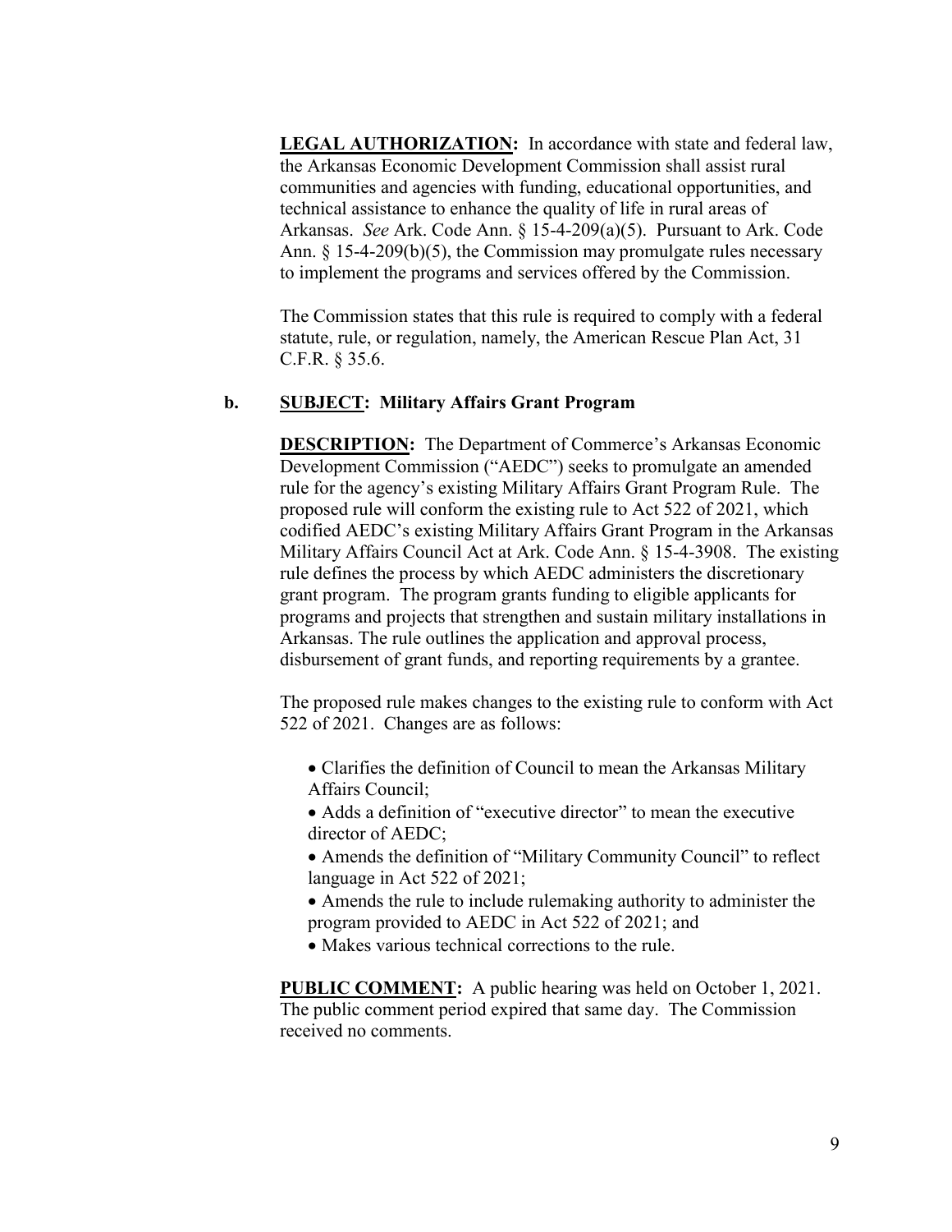**LEGAL AUTHORIZATION:** In accordance with state and federal law, the Arkansas Economic Development Commission shall assist rural communities and agencies with funding, educational opportunities, and technical assistance to enhance the quality of life in rural areas of Arkansas. *See* Ark. Code Ann. § 15-4-209(a)(5). Pursuant to Ark. Code Ann. § 15-4-209(b)(5), the Commission may promulgate rules necessary to implement the programs and services offered by the Commission.

The Commission states that this rule is required to comply with a federal statute, rule, or regulation, namely, the American Rescue Plan Act, 31 C.F.R. § 35.6.

**b. SUBJECT: Military Affairs Grant Program**

**DESCRIPTION:** The Department of Commerce's Arkansas Economic Development Commission ("AEDC") seeks to promulgate an amended rule for the agency's existing Military Affairs Grant Program Rule. The proposed rule will conform the existing rule to Act 522 of 2021, which codified AEDC's existing Military Affairs Grant Program in the Arkansas Military Affairs Council Act at Ark. Code Ann. § 15-4-3908. The existing rule defines the process by which AEDC administers the discretionary grant program. The program grants funding to eligible applicants for programs and projects that strengthen and sustain military installations in Arkansas. The rule outlines the application and approval process, disbursement of grant funds, and reporting requirements by a grantee.

The proposed rule makes changes to the existing rule to conform with Act 522 of 2021. Changes are as follows:

- Clarifies the definition of Council to mean the Arkansas Military Affairs Council;
- Adds a definition of "executive director" to mean the executive director of AEDC;
- Amends the definition of "Military Community Council" to reflect language in Act 522 of 2021;
- Amends the rule to include rulemaking authority to administer the program provided to AEDC in Act 522 of 2021; and
- Makes various technical corrections to the rule.

**PUBLIC COMMENT:** A public hearing was held on October 1, 2021. The public comment period expired that same day. The Commission received no comments.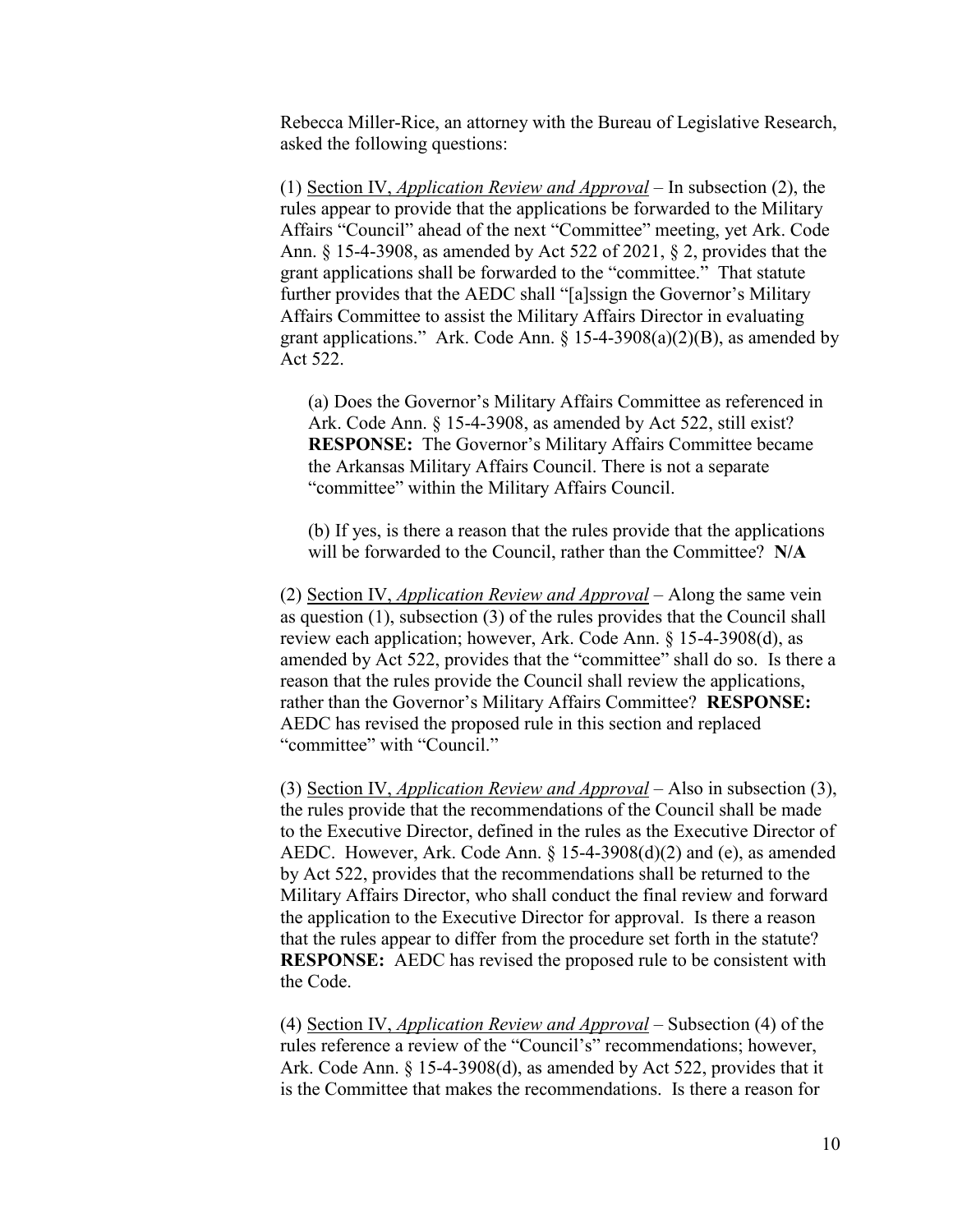Rebecca Miller-Rice, an attorney with the Bureau of Legislative Research, asked the following questions:

(1) <u>Section IV</u>, *Application Review and Approval* – In subsection (2), the rules appear to provide that the applications be forwarded to the Military Affairs "Council" ahead of the next "Committee" meeting, yet Ark. Code Ann. § 15-4-3908, as amended by Act 522 of 2021, § 2, provides that the grant applications shall be forwarded to the "committee." That statute further provides that the AEDC shall "[a]ssign the Governor's Military Affairs Committee to assist the Military Affairs Director in evaluating grant applications." Ark. Code Ann. § 15-4-3908(a)(2)(B), as amended by Act 522.

> (a) Does the Governor's Military Affairs Committee as referenced in Ark. Code Ann. § 15-4-3908, as amended by Act 522, still exist? **RESPONSE:** The Governor's Military Affairs Committee became the Arkansas Military Affairs Council. There is not a separate "committee" within the Military Affairs Council.
>
> (b) If yes, is there a reason that the rules provide that the applications will be forwarded to the Council, rather than the Committee? **N/A**

(2) <u>Section IV</u>, *Application Review and Approval* – Along the same vein as question (1), subsection (3) of the rules provides that the Council shall review each application; however, Ark. Code Ann. § 15-4-3908(d), as amended by Act 522, provides that the "committee" shall do so. Is there a reason that the rules provide the Council shall review the applications, rather than the Governor's Military Affairs Committee? **RESPONSE:** AEDC has revised the proposed rule in this section and replaced "committee" with "Council."

(3) <u>Section IV</u>, *Application Review and Approval* – Also in subsection (3), the rules provide that the recommendations of the Council shall be made to the Executive Director, defined in the rules as the Executive Director of AEDC. However, Ark. Code Ann. § 15-4-3908(d)(2) and (e), as amended by Act 522, provides that the recommendations shall be returned to the Military Affairs Director, who shall conduct the final review and forward the application to the Executive Director for approval. Is there a reason that the rules appear to differ from the procedure set forth in the statute? **RESPONSE:** AEDC has revised the proposed rule to be consistent with the Code.

(4) <u>Section IV</u>, *Application Review and Approval* – Subsection (4) of the rules reference a review of the "Council's" recommendations; however, Ark. Code Ann. § 15-4-3908(d), as amended by Act 522, provides that it is the Committee that makes the recommendations. Is there a reason for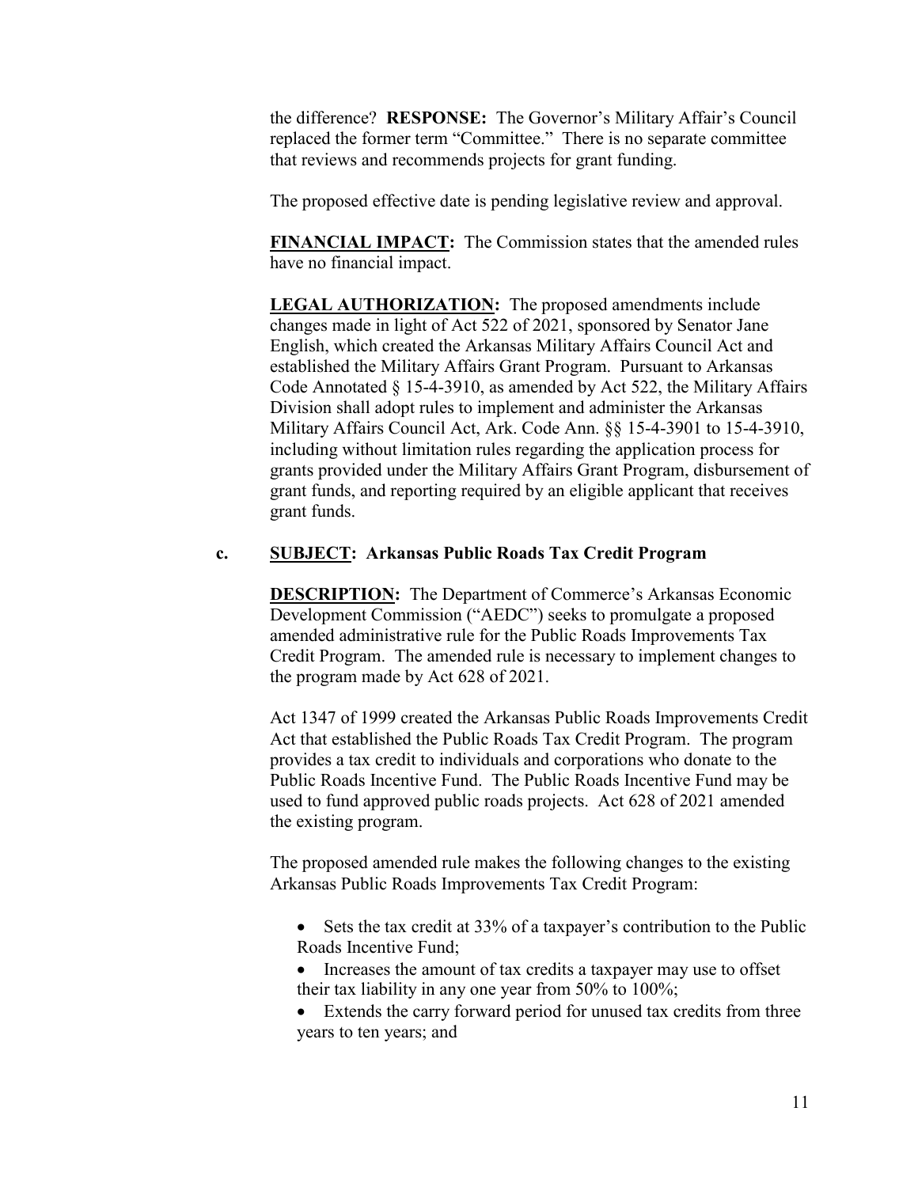the difference? **RESPONSE:** The Governor's Military Affair's Council replaced the former term "Committee." There is no separate committee that reviews and recommends projects for grant funding.

The proposed effective date is pending legislative review and approval.

**FINANCIAL IMPACT:** The Commission states that the amended rules have no financial impact.

**LEGAL AUTHORIZATION:** The proposed amendments include changes made in light of Act 522 of 2021, sponsored by Senator Jane English, which created the Arkansas Military Affairs Council Act and established the Military Affairs Grant Program. Pursuant to Arkansas Code Annotated § 15-4-3910, as amended by Act 522, the Military Affairs Division shall adopt rules to implement and administer the Arkansas Military Affairs Council Act, Ark. Code Ann. §§ 15-4-3901 to 15-4-3910, including without limitation rules regarding the application process for grants provided under the Military Affairs Grant Program, disbursement of grant funds, and reporting required by an eligible applicant that receives grant funds.

**c. SUBJECT: Arkansas Public Roads Tax Credit Program**

**DESCRIPTION:** The Department of Commerce's Arkansas Economic Development Commission ("AEDC") seeks to promulgate a proposed amended administrative rule for the Public Roads Improvements Tax Credit Program. The amended rule is necessary to implement changes to the program made by Act 628 of 2021.

Act 1347 of 1999 created the Arkansas Public Roads Improvements Credit Act that established the Public Roads Tax Credit Program. The program provides a tax credit to individuals and corporations who donate to the Public Roads Incentive Fund. The Public Roads Incentive Fund may be used to fund approved public roads projects. Act 628 of 2021 amended the existing program.

The proposed amended rule makes the following changes to the existing Arkansas Public Roads Improvements Tax Credit Program:

- Sets the tax credit at 33% of a taxpayer's contribution to the Public Roads Incentive Fund;
- Increases the amount of tax credits a taxpayer may use to offset their tax liability in any one year from 50% to 100%;
- Extends the carry forward period for unused tax credits from three years to ten years; and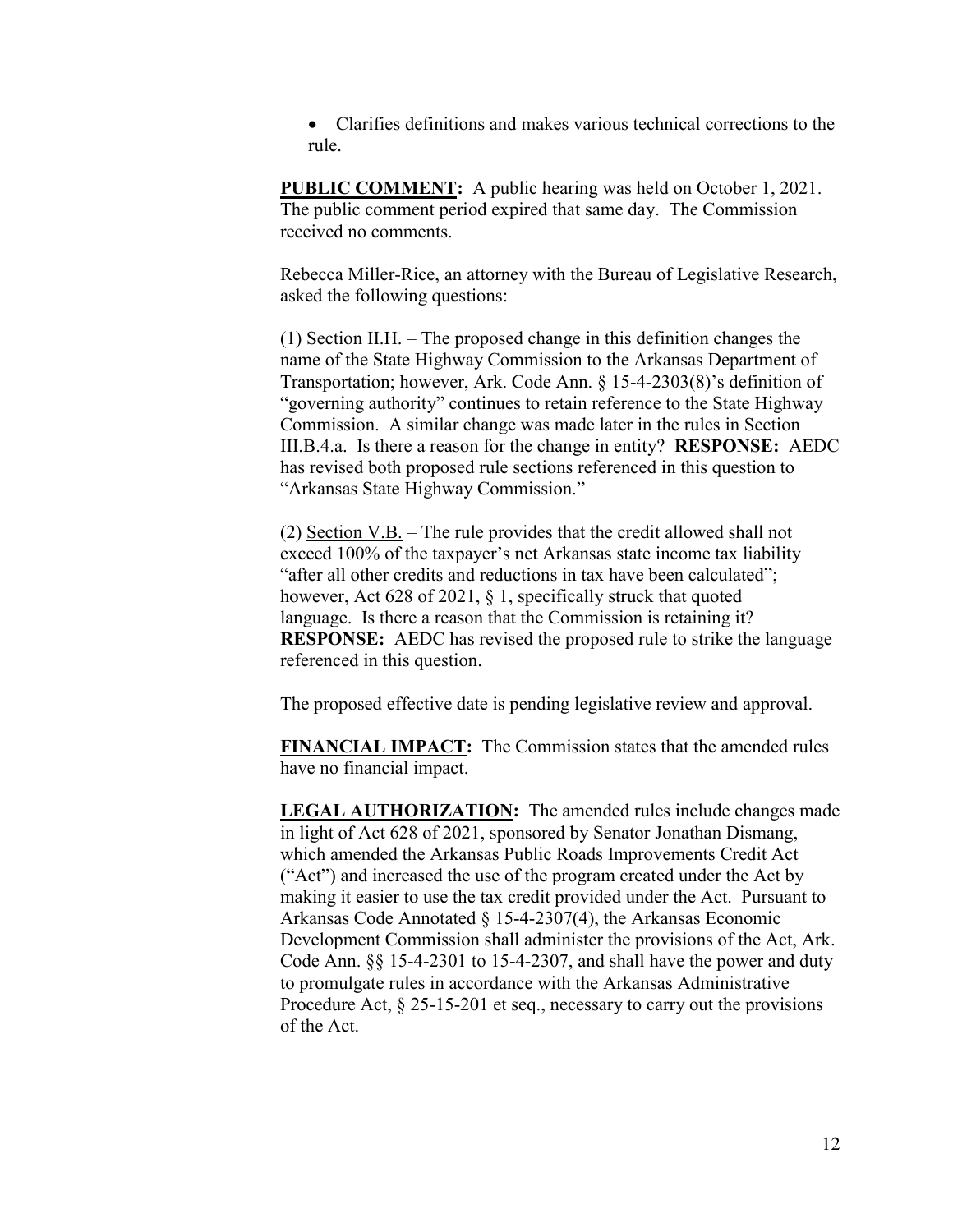- Clarifies definitions and makes various technical corrections to the rule.

**PUBLIC COMMENT:** A public hearing was held on October 1, 2021. The public comment period expired that same day. The Commission received no comments.

Rebecca Miller-Rice, an attorney with the Bureau of Legislative Research, asked the following questions:

(1) Section II.H. – The proposed change in this definition changes the name of the State Highway Commission to the Arkansas Department of Transportation; however, Ark. Code Ann. § 15-4-2303(8)'s definition of "governing authority" continues to retain reference to the State Highway Commission. A similar change was made later in the rules in Section III.B.4.a. Is there a reason for the change in entity? **RESPONSE:** AEDC has revised both proposed rule sections referenced in this question to "Arkansas State Highway Commission."

(2) Section V.B. – The rule provides that the credit allowed shall not exceed 100% of the taxpayer's net Arkansas state income tax liability "after all other credits and reductions in tax have been calculated"; however, Act 628 of 2021, § 1, specifically struck that quoted language. Is there a reason that the Commission is retaining it? **RESPONSE:** AEDC has revised the proposed rule to strike the language referenced in this question.

The proposed effective date is pending legislative review and approval.

**FINANCIAL IMPACT:** The Commission states that the amended rules have no financial impact.

**LEGAL AUTHORIZATION:** The amended rules include changes made in light of Act 628 of 2021, sponsored by Senator Jonathan Dismang, which amended the Arkansas Public Roads Improvements Credit Act ("Act") and increased the use of the program created under the Act by making it easier to use the tax credit provided under the Act. Pursuant to Arkansas Code Annotated § 15-4-2307(4), the Arkansas Economic Development Commission shall administer the provisions of the Act, Ark. Code Ann. §§ 15-4-2301 to 15-4-2307, and shall have the power and duty to promulgate rules in accordance with the Arkansas Administrative Procedure Act, § 25-15-201 et seq., necessary to carry out the provisions of the Act.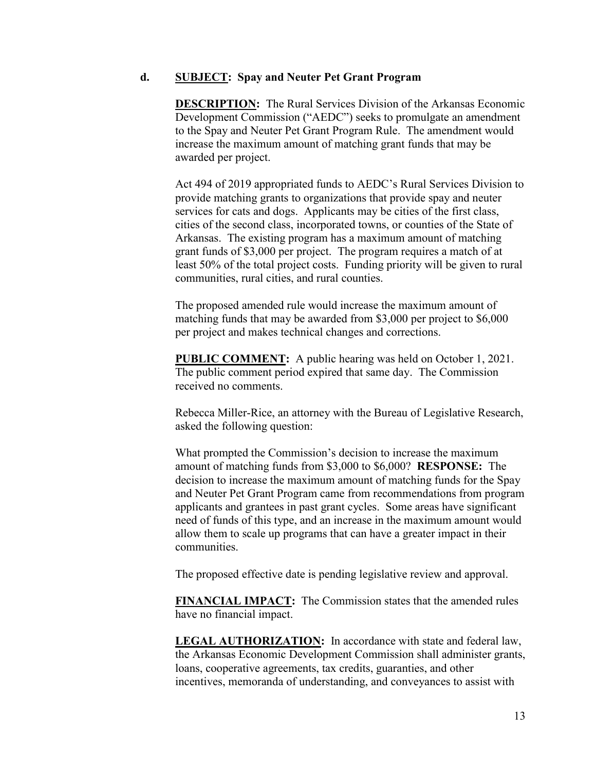**d.** **SUBJECT: Spay and Neuter Pet Grant Program**

**DESCRIPTION:** The Rural Services Division of the Arkansas Economic Development Commission ("AEDC") seeks to promulgate an amendment to the Spay and Neuter Pet Grant Program Rule. The amendment would increase the maximum amount of matching grant funds that may be awarded per project.

Act 494 of 2019 appropriated funds to AEDC's Rural Services Division to provide matching grants to organizations that provide spay and neuter services for cats and dogs. Applicants may be cities of the first class, cities of the second class, incorporated towns, or counties of the State of Arkansas. The existing program has a maximum amount of matching grant funds of $3,000 per project. The program requires a match of at least 50% of the total project costs. Funding priority will be given to rural communities, rural cities, and rural counties.

The proposed amended rule would increase the maximum amount of matching funds that may be awarded from $3,000 per project to $6,000 per project and makes technical changes and corrections.

**PUBLIC COMMENT:** A public hearing was held on October 1, 2021. The public comment period expired that same day. The Commission received no comments.

Rebecca Miller-Rice, an attorney with the Bureau of Legislative Research, asked the following question:

What prompted the Commission's decision to increase the maximum amount of matching funds from $3,000 to $6,000? **RESPONSE:** The decision to increase the maximum amount of matching funds for the Spay and Neuter Pet Grant Program came from recommendations from program applicants and grantees in past grant cycles. Some areas have significant need of funds of this type, and an increase in the maximum amount would allow them to scale up programs that can have a greater impact in their communities.

The proposed effective date is pending legislative review and approval.

**FINANCIAL IMPACT:** The Commission states that the amended rules have no financial impact.

**LEGAL AUTHORIZATION:** In accordance with state and federal law, the Arkansas Economic Development Commission shall administer grants, loans, cooperative agreements, tax credits, guaranties, and other incentives, memoranda of understanding, and conveyances to assist with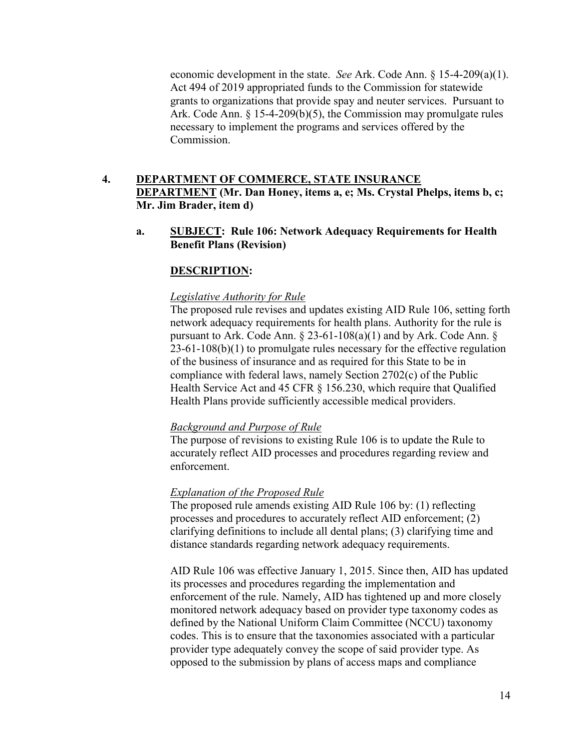economic development in the state. *See* Ark. Code Ann. § 15-4-209(a)(1). Act 494 of 2019 appropriated funds to the Commission for statewide grants to organizations that provide spay and neuter services. Pursuant to Ark. Code Ann. § 15-4-209(b)(5), the Commission may promulgate rules necessary to implement the programs and services offered by the Commission.

**4. DEPARTMENT OF COMMERCE, STATE INSURANCE DEPARTMENT (Mr. Dan Honey, items a, e; Ms. Crystal Phelps, items b, c; Mr. Jim Brader, item d)**

**a. SUBJECT: Rule 106: Network Adequacy Requirements for Health Benefit Plans (Revision)**

**DESCRIPTION:**

*Legislative Authority for Rule*

The proposed rule revises and updates existing AID Rule 106, setting forth network adequacy requirements for health plans. Authority for the rule is pursuant to Ark. Code Ann. § 23-61-108(a)(1) and by Ark. Code Ann. § 23-61-108(b)(1) to promulgate rules necessary for the effective regulation of the business of insurance and as required for this State to be in compliance with federal laws, namely Section 2702(c) of the Public Health Service Act and 45 CFR § 156.230, which require that Qualified Health Plans provide sufficiently accessible medical providers.

*Background and Purpose of Rule*

The purpose of revisions to existing Rule 106 is to update the Rule to accurately reflect AID processes and procedures regarding review and enforcement.

*Explanation of the Proposed Rule*

The proposed rule amends existing AID Rule 106 by: (1) reflecting processes and procedures to accurately reflect AID enforcement; (2) clarifying definitions to include all dental plans; (3) clarifying time and distance standards regarding network adequacy requirements.

AID Rule 106 was effective January 1, 2015. Since then, AID has updated its processes and procedures regarding the implementation and enforcement of the rule. Namely, AID has tightened up and more closely monitored network adequacy based on provider type taxonomy codes as defined by the National Uniform Claim Committee (NCCU) taxonomy codes. This is to ensure that the taxonomies associated with a particular provider type adequately convey the scope of said provider type. As opposed to the submission by plans of access maps and compliance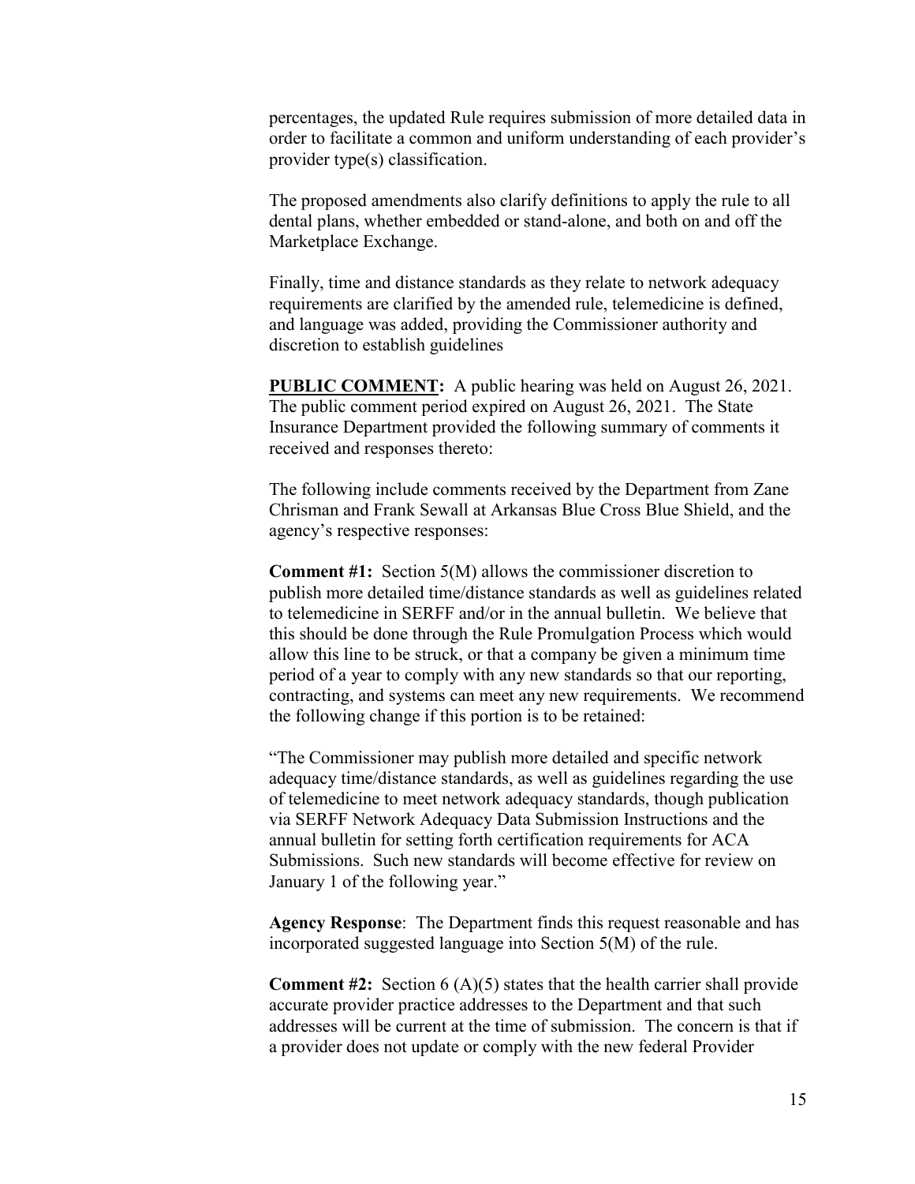percentages, the updated Rule requires submission of more detailed data in order to facilitate a common and uniform understanding of each provider's provider type(s) classification.

The proposed amendments also clarify definitions to apply the rule to all dental plans, whether embedded or stand-alone, and both on and off the Marketplace Exchange.

Finally, time and distance standards as they relate to network adequacy requirements are clarified by the amended rule, telemedicine is defined, and language was added, providing the Commissioner authority and discretion to establish guidelines

**PUBLIC COMMENT:** A public hearing was held on August 26, 2021. The public comment period expired on August 26, 2021. The State Insurance Department provided the following summary of comments it received and responses thereto:

The following include comments received by the Department from Zane Chrisman and Frank Sewall at Arkansas Blue Cross Blue Shield, and the agency's respective responses:

**Comment #1:** Section 5(M) allows the commissioner discretion to publish more detailed time/distance standards as well as guidelines related to telemedicine in SERFF and/or in the annual bulletin. We believe that this should be done through the Rule Promulgation Process which would allow this line to be struck, or that a company be given a minimum time period of a year to comply with any new standards so that our reporting, contracting, and systems can meet any new requirements. We recommend the following change if this portion is to be retained:

"The Commissioner may publish more detailed and specific network adequacy time/distance standards, as well as guidelines regarding the use of telemedicine to meet network adequacy standards, though publication via SERFF Network Adequacy Data Submission Instructions and the annual bulletin for setting forth certification requirements for ACA Submissions. Such new standards will become effective for review on January 1 of the following year."

**Agency Response**: The Department finds this request reasonable and has incorporated suggested language into Section 5(M) of the rule.

**Comment #2:** Section 6 (A)(5) states that the health carrier shall provide accurate provider practice addresses to the Department and that such addresses will be current at the time of submission. The concern is that if a provider does not update or comply with the new federal Provider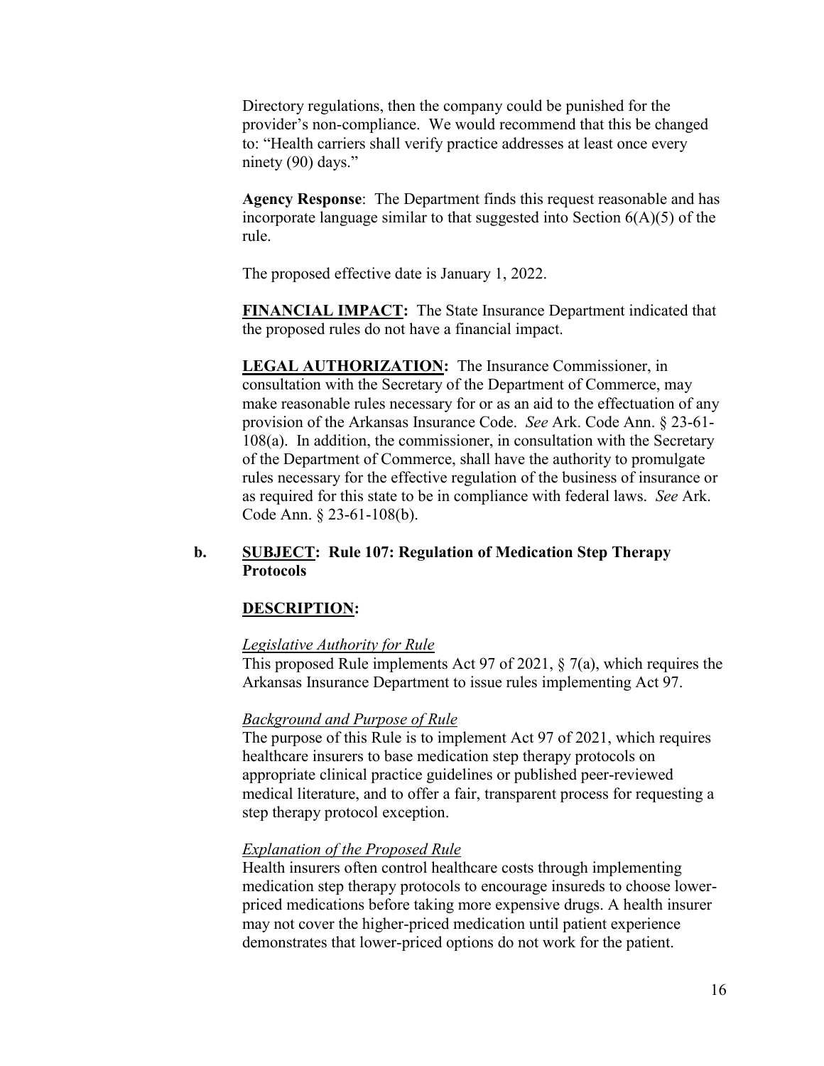Directory regulations, then the company could be punished for the provider's non-compliance. We would recommend that this be changed to: "Health carriers shall verify practice addresses at least once every ninety (90) days."

**Agency Response**: The Department finds this request reasonable and has incorporate language similar to that suggested into Section 6(A)(5) of the rule.

The proposed effective date is January 1, 2022.

**FINANCIAL IMPACT:** The State Insurance Department indicated that the proposed rules do not have a financial impact.

**LEGAL AUTHORIZATION:** The Insurance Commissioner, in consultation with the Secretary of the Department of Commerce, may make reasonable rules necessary for or as an aid to the effectuation of any provision of the Arkansas Insurance Code. *See* Ark. Code Ann. § 23-61-108(a). In addition, the commissioner, in consultation with the Secretary of the Department of Commerce, shall have the authority to promulgate rules necessary for the effective regulation of the business of insurance or as required for this state to be in compliance with federal laws. *See* Ark. Code Ann. § 23-61-108(b).

**b. SUBJECT: Rule 107: Regulation of Medication Step Therapy Protocols**

**DESCRIPTION:**

*Legislative Authority for Rule*

This proposed Rule implements Act 97 of 2021, § 7(a), which requires the Arkansas Insurance Department to issue rules implementing Act 97.

*Background and Purpose of Rule*

The purpose of this Rule is to implement Act 97 of 2021, which requires healthcare insurers to base medication step therapy protocols on appropriate clinical practice guidelines or published peer-reviewed medical literature, and to offer a fair, transparent process for requesting a step therapy protocol exception.

*Explanation of the Proposed Rule*

Health insurers often control healthcare costs through implementing medication step therapy protocols to encourage insureds to choose lower-priced medications before taking more expensive drugs. A health insurer may not cover the higher-priced medication until patient experience demonstrates that lower-priced options do not work for the patient.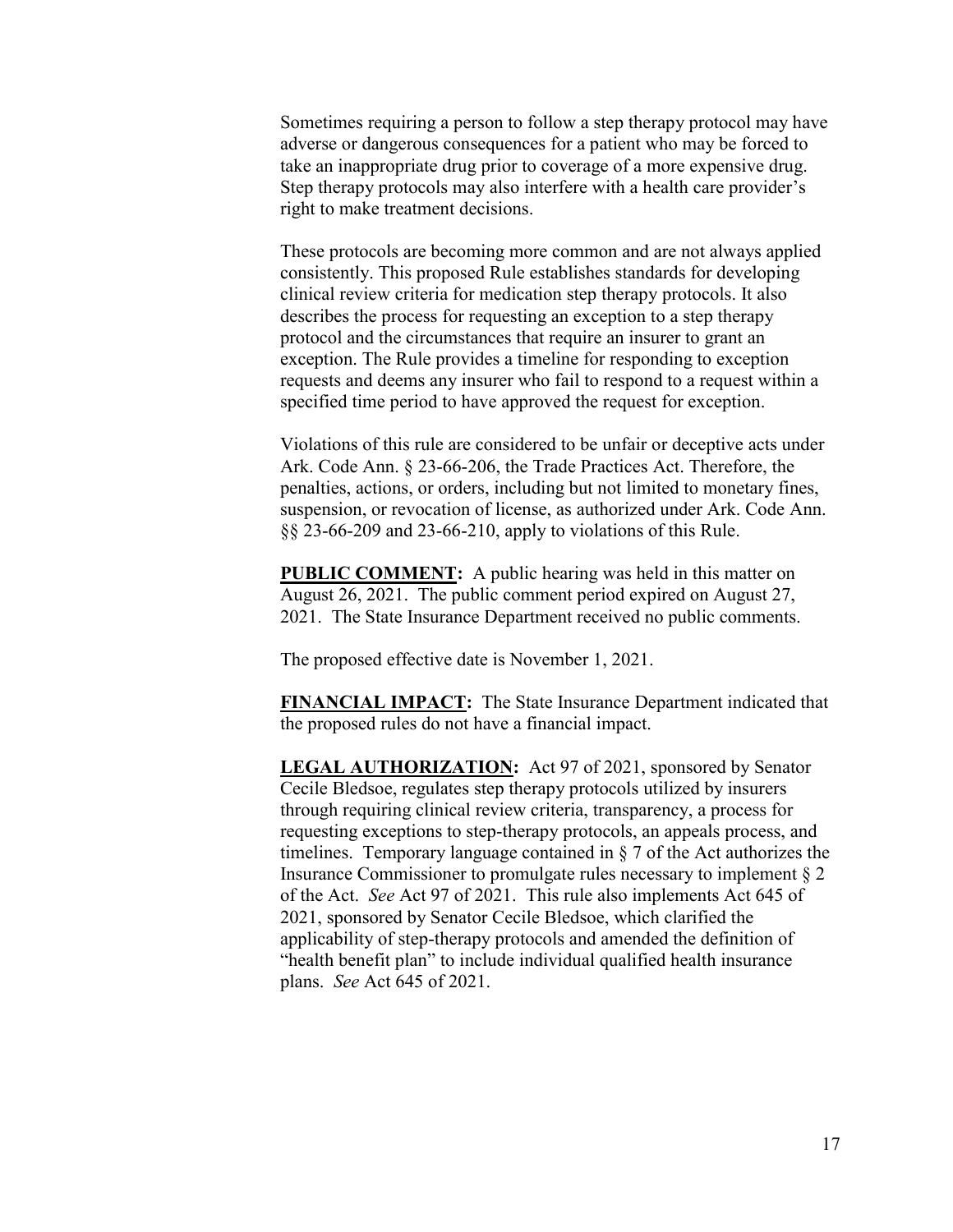Sometimes requiring a person to follow a step therapy protocol may have adverse or dangerous consequences for a patient who may be forced to take an inappropriate drug prior to coverage of a more expensive drug. Step therapy protocols may also interfere with a health care provider's right to make treatment decisions.

These protocols are becoming more common and are not always applied consistently. This proposed Rule establishes standards for developing clinical review criteria for medication step therapy protocols. It also describes the process for requesting an exception to a step therapy protocol and the circumstances that require an insurer to grant an exception. The Rule provides a timeline for responding to exception requests and deems any insurer who fail to respond to a request within a specified time period to have approved the request for exception.

Violations of this rule are considered to be unfair or deceptive acts under Ark. Code Ann. § 23-66-206, the Trade Practices Act. Therefore, the penalties, actions, or orders, including but not limited to monetary fines, suspension, or revocation of license, as authorized under Ark. Code Ann. §§ 23-66-209 and 23-66-210, apply to violations of this Rule.

**PUBLIC COMMENT:** A public hearing was held in this matter on August 26, 2021. The public comment period expired on August 27, 2021. The State Insurance Department received no public comments.

The proposed effective date is November 1, 2021.

**FINANCIAL IMPACT:** The State Insurance Department indicated that the proposed rules do not have a financial impact.

**LEGAL AUTHORIZATION:** Act 97 of 2021, sponsored by Senator Cecile Bledsoe, regulates step therapy protocols utilized by insurers through requiring clinical review criteria, transparency, a process for requesting exceptions to step-therapy protocols, an appeals process, and timelines. Temporary language contained in § 7 of the Act authorizes the Insurance Commissioner to promulgate rules necessary to implement § 2 of the Act. *See* Act 97 of 2021. This rule also implements Act 645 of 2021, sponsored by Senator Cecile Bledsoe, which clarified the applicability of step-therapy protocols and amended the definition of "health benefit plan" to include individual qualified health insurance plans. *See* Act 645 of 2021.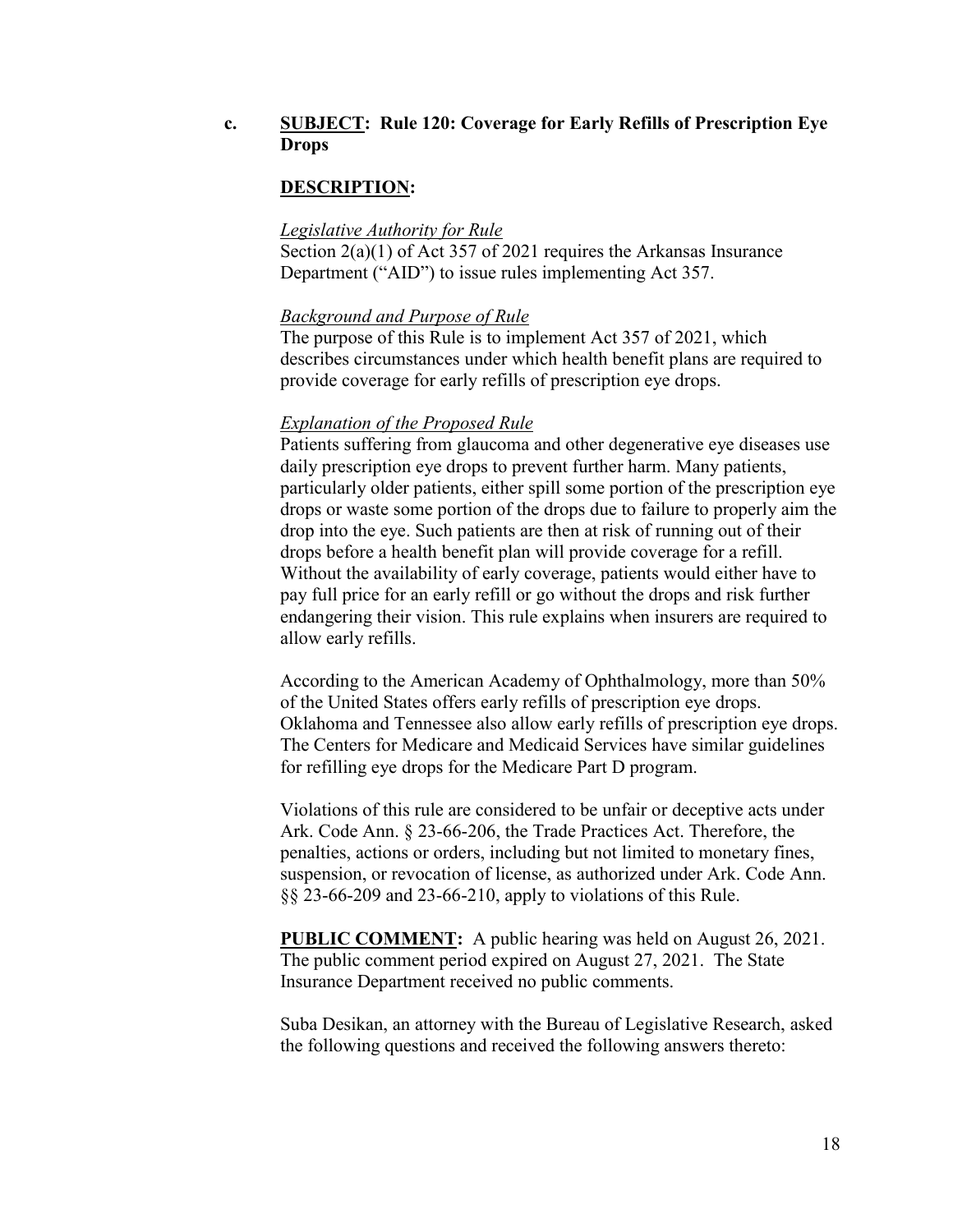**c.** **SUBJECT: Rule 120: Coverage for Early Refills of Prescription Eye Drops**

**DESCRIPTION:**

*Legislative Authority for Rule*

Section 2(a)(1) of Act 357 of 2021 requires the Arkansas Insurance Department ("AID") to issue rules implementing Act 357.

*Background and Purpose of Rule*

The purpose of this Rule is to implement Act 357 of 2021, which describes circumstances under which health benefit plans are required to provide coverage for early refills of prescription eye drops.

*Explanation of the Proposed Rule*

Patients suffering from glaucoma and other degenerative eye diseases use daily prescription eye drops to prevent further harm. Many patients, particularly older patients, either spill some portion of the prescription eye drops or waste some portion of the drops due to failure to properly aim the drop into the eye. Such patients are then at risk of running out of their drops before a health benefit plan will provide coverage for a refill. Without the availability of early coverage, patients would either have to pay full price for an early refill or go without the drops and risk further endangering their vision. This rule explains when insurers are required to allow early refills.

According to the American Academy of Ophthalmology, more than 50% of the United States offers early refills of prescription eye drops. Oklahoma and Tennessee also allow early refills of prescription eye drops. The Centers for Medicare and Medicaid Services have similar guidelines for refilling eye drops for the Medicare Part D program.

Violations of this rule are considered to be unfair or deceptive acts under Ark. Code Ann. § 23-66-206, the Trade Practices Act. Therefore, the penalties, actions or orders, including but not limited to monetary fines, suspension, or revocation of license, as authorized under Ark. Code Ann. §§ 23-66-209 and 23-66-210, apply to violations of this Rule.

**PUBLIC COMMENT:** A public hearing was held on August 26, 2021. The public comment period expired on August 27, 2021. The State Insurance Department received no public comments.

Suba Desikan, an attorney with the Bureau of Legislative Research, asked the following questions and received the following answers thereto: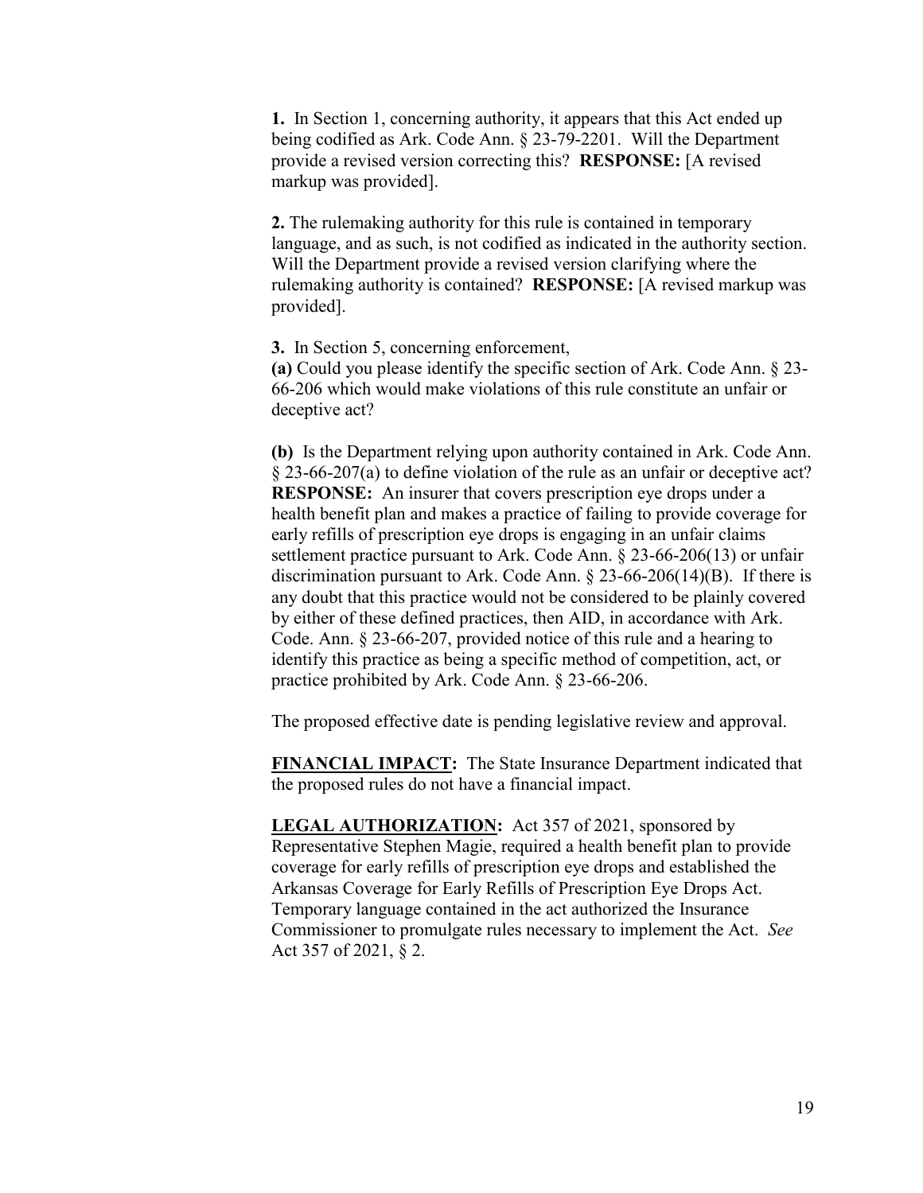**1.** In Section 1, concerning authority, it appears that this Act ended up being codified as Ark. Code Ann. § 23-79-2201. Will the Department provide a revised version correcting this? **RESPONSE:** [A revised markup was provided].

**2.** The rulemaking authority for this rule is contained in temporary language, and as such, is not codified as indicated in the authority section. Will the Department provide a revised version clarifying where the rulemaking authority is contained? **RESPONSE:** [A revised markup was provided].

**3.** In Section 5, concerning enforcement,

**(a)** Could you please identify the specific section of Ark. Code Ann. § 23-66-206 which would make violations of this rule constitute an unfair or deceptive act?

**(b)** Is the Department relying upon authority contained in Ark. Code Ann. § 23-66-207(a) to define violation of the rule as an unfair or deceptive act? **RESPONSE:** An insurer that covers prescription eye drops under a health benefit plan and makes a practice of failing to provide coverage for early refills of prescription eye drops is engaging in an unfair claims settlement practice pursuant to Ark. Code Ann. § 23-66-206(13) or unfair discrimination pursuant to Ark. Code Ann. § 23-66-206(14)(B). If there is any doubt that this practice would not be considered to be plainly covered by either of these defined practices, then AID, in accordance with Ark. Code. Ann. § 23-66-207, provided notice of this rule and a hearing to identify this practice as being a specific method of competition, act, or practice prohibited by Ark. Code Ann. § 23-66-206.

The proposed effective date is pending legislative review and approval.

**FINANCIAL IMPACT:** The State Insurance Department indicated that the proposed rules do not have a financial impact.

**LEGAL AUTHORIZATION:** Act 357 of 2021, sponsored by Representative Stephen Magie, required a health benefit plan to provide coverage for early refills of prescription eye drops and established the Arkansas Coverage for Early Refills of Prescription Eye Drops Act. Temporary language contained in the act authorized the Insurance Commissioner to promulgate rules necessary to implement the Act. *See* Act 357 of 2021, § 2.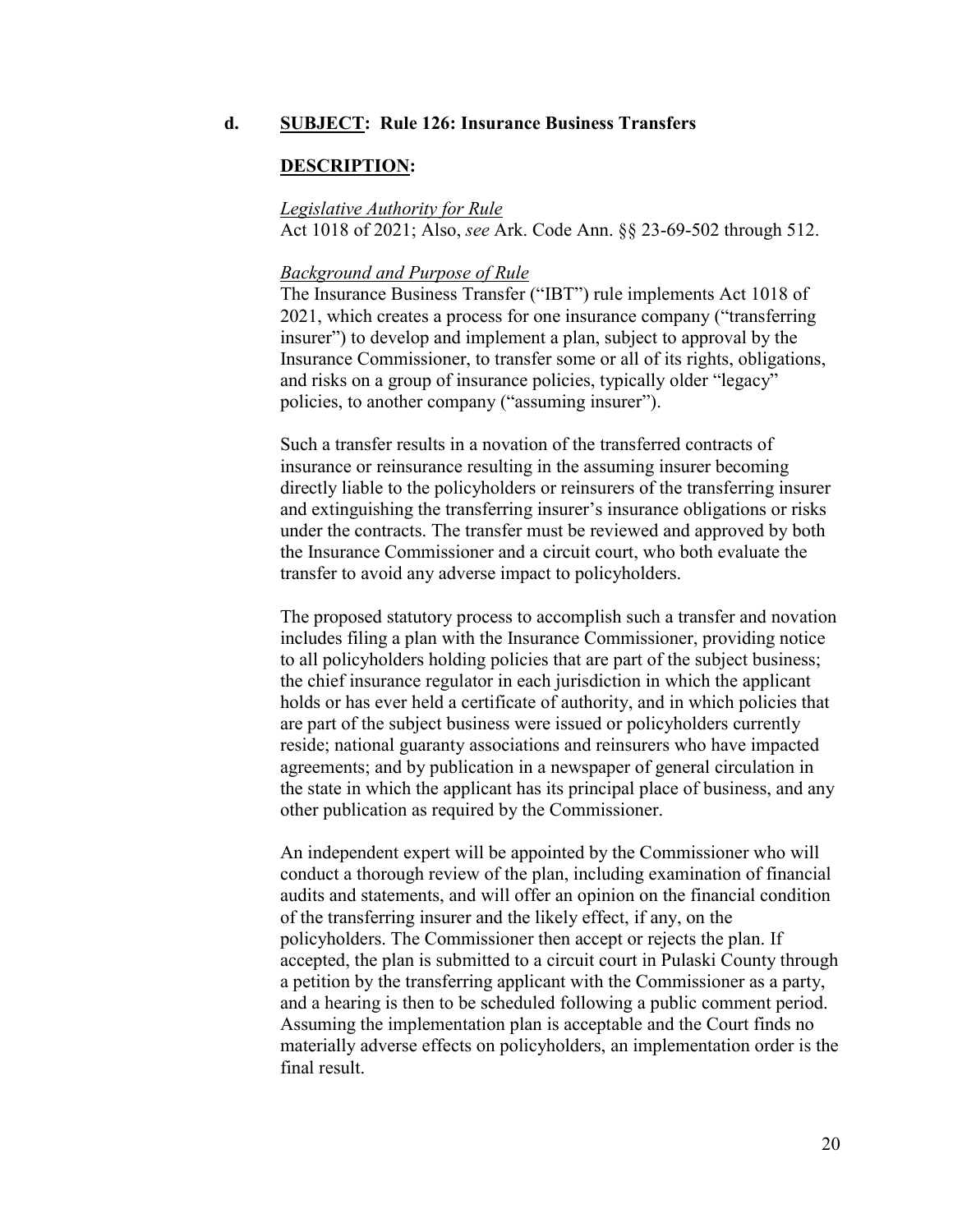**d. <u>SUBJECT</u>: Rule 126: Insurance Business Transfers**

**<u>DESCRIPTION</u>:**

*<u>Legislative Authority for Rule</u>*
Act 1018 of 2021; Also, *see* Ark. Code Ann. §§ 23-69-502 through 512.

*<u>Background and Purpose of Rule</u>*
The Insurance Business Transfer ("IBT") rule implements Act 1018 of 2021, which creates a process for one insurance company ("transferring insurer") to develop and implement a plan, subject to approval by the Insurance Commissioner, to transfer some or all of its rights, obligations, and risks on a group of insurance policies, typically older "legacy" policies, to another company ("assuming insurer").

Such a transfer results in a novation of the transferred contracts of insurance or reinsurance resulting in the assuming insurer becoming directly liable to the policyholders or reinsurers of the transferring insurer and extinguishing the transferring insurer's insurance obligations or risks under the contracts. The transfer must be reviewed and approved by both the Insurance Commissioner and a circuit court, who both evaluate the transfer to avoid any adverse impact to policyholders.

The proposed statutory process to accomplish such a transfer and novation includes filing a plan with the Insurance Commissioner, providing notice to all policyholders holding policies that are part of the subject business; the chief insurance regulator in each jurisdiction in which the applicant holds or has ever held a certificate of authority, and in which policies that are part of the subject business were issued or policyholders currently reside; national guaranty associations and reinsurers who have impacted agreements; and by publication in a newspaper of general circulation in the state in which the applicant has its principal place of business, and any other publication as required by the Commissioner.

An independent expert will be appointed by the Commissioner who will conduct a thorough review of the plan, including examination of financial audits and statements, and will offer an opinion on the financial condition of the transferring insurer and the likely effect, if any, on the policyholders. The Commissioner then accept or rejects the plan. If accepted, the plan is submitted to a circuit court in Pulaski County through a petition by the transferring applicant with the Commissioner as a party, and a hearing is then to be scheduled following a public comment period. Assuming the implementation plan is acceptable and the Court finds no materially adverse effects on policyholders, an implementation order is the final result.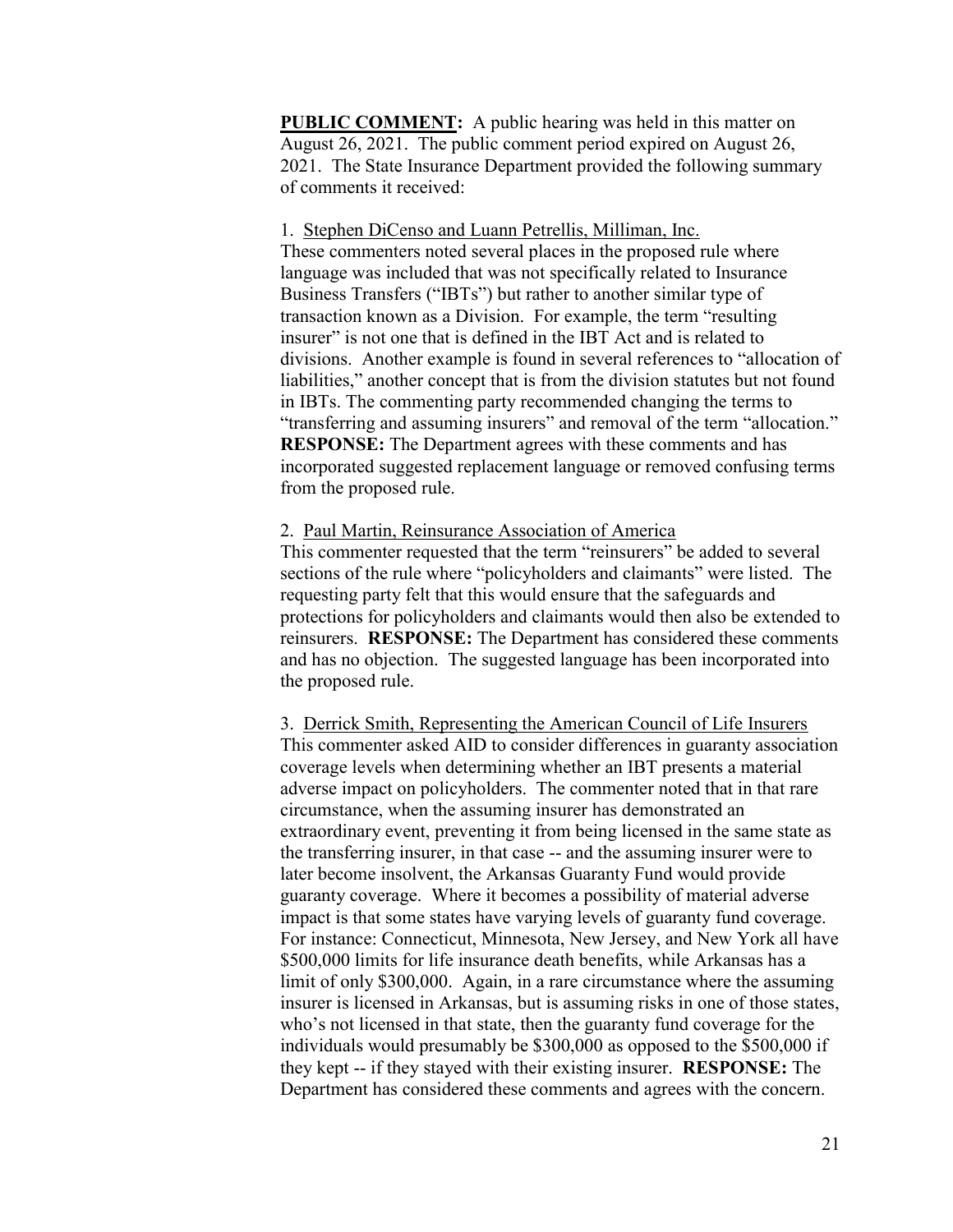**PUBLIC COMMENT:** A public hearing was held in this matter on August 26, 2021. The public comment period expired on August 26, 2021. The State Insurance Department provided the following summary of comments it received:

1. <u>Stephen DiCenso and Luann Petrellis, Milliman, Inc.</u>
These commenters noted several places in the proposed rule where language was included that was not specifically related to Insurance Business Transfers ("IBTs") but rather to another similar type of transaction known as a Division. For example, the term "resulting insurer" is not one that is defined in the IBT Act and is related to divisions. Another example is found in several references to "allocation of liabilities," another concept that is from the division statutes but not found in IBTs. The commenting party recommended changing the terms to "transferring and assuming insurers" and removal of the term "allocation." **RESPONSE:** The Department agrees with these comments and has incorporated suggested replacement language or removed confusing terms from the proposed rule.

2. <u>Paul Martin, Reinsurance Association of America</u>
This commenter requested that the term "reinsurers" be added to several sections of the rule where "policyholders and claimants" were listed. The requesting party felt that this would ensure that the safeguards and protections for policyholders and claimants would then also be extended to reinsurers. **RESPONSE:** The Department has considered these comments and has no objection. The suggested language has been incorporated into the proposed rule.

3. <u>Derrick Smith, Representing the American Council of Life Insurers</u>
This commenter asked AID to consider differences in guaranty association coverage levels when determining whether an IBT presents a material adverse impact on policyholders. The commenter noted that in that rare circumstance, when the assuming insurer has demonstrated an extraordinary event, preventing it from being licensed in the same state as the transferring insurer, in that case -- and the assuming insurer were to later become insolvent, the Arkansas Guaranty Fund would provide guaranty coverage. Where it becomes a possibility of material adverse impact is that some states have varying levels of guaranty fund coverage. For instance: Connecticut, Minnesota, New Jersey, and New York all have \$500,000 limits for life insurance death benefits, while Arkansas has a limit of only \$300,000. Again, in a rare circumstance where the assuming insurer is licensed in Arkansas, but is assuming risks in one of those states, who's not licensed in that state, then the guaranty fund coverage for the individuals would presumably be \$300,000 as opposed to the \$500,000 if they kept -- if they stayed with their existing insurer. **RESPONSE:** The Department has considered these comments and agrees with the concern.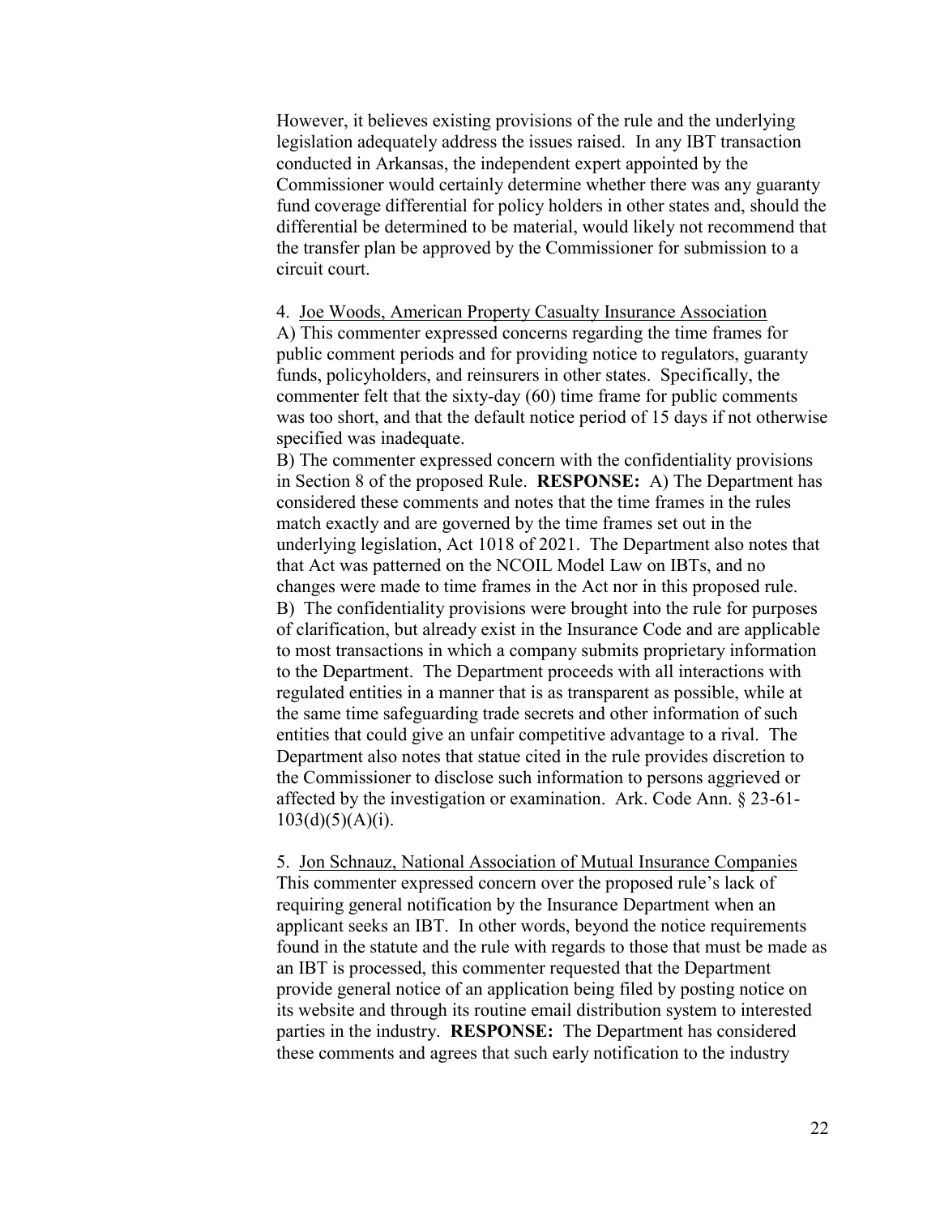However, it believes existing provisions of the rule and the underlying legislation adequately address the issues raised. In any IBT transaction conducted in Arkansas, the independent expert appointed by the Commissioner would certainly determine whether there was any guaranty fund coverage differential for policy holders in other states and, should the differential be determined to be material, would likely not recommend that the transfer plan be approved by the Commissioner for submission to a circuit court.

4. Joe Woods, American Property Casualty Insurance Association
A) This commenter expressed concerns regarding the time frames for public comment periods and for providing notice to regulators, guaranty funds, policyholders, and reinsurers in other states. Specifically, the commenter felt that the sixty-day (60) time frame for public comments was too short, and that the default notice period of 15 days if not otherwise specified was inadequate.
B) The commenter expressed concern with the confidentiality provisions in Section 8 of the proposed Rule. **RESPONSE:** A) The Department has considered these comments and notes that the time frames in the rules match exactly and are governed by the time frames set out in the underlying legislation, Act 1018 of 2021. The Department also notes that that Act was patterned on the NCOIL Model Law on IBTs, and no changes were made to time frames in the Act nor in this proposed rule.
B) The confidentiality provisions were brought into the rule for purposes of clarification, but already exist in the Insurance Code and are applicable to most transactions in which a company submits proprietary information to the Department. The Department proceeds with all interactions with regulated entities in a manner that is as transparent as possible, while at the same time safeguarding trade secrets and other information of such entities that could give an unfair competitive advantage to a rival. The Department also notes that statue cited in the rule provides discretion to the Commissioner to disclose such information to persons aggrieved or affected by the investigation or examination. Ark. Code Ann. § 23-61-103(d)(5)(A)(i).

5. Jon Schnauz, National Association of Mutual Insurance Companies
This commenter expressed concern over the proposed rule's lack of requiring general notification by the Insurance Department when an applicant seeks an IBT. In other words, beyond the notice requirements found in the statute and the rule with regards to those that must be made as an IBT is processed, this commenter requested that the Department provide general notice of an application being filed by posting notice on its website and through its routine email distribution system to interested parties in the industry. **RESPONSE:** The Department has considered these comments and agrees that such early notification to the industry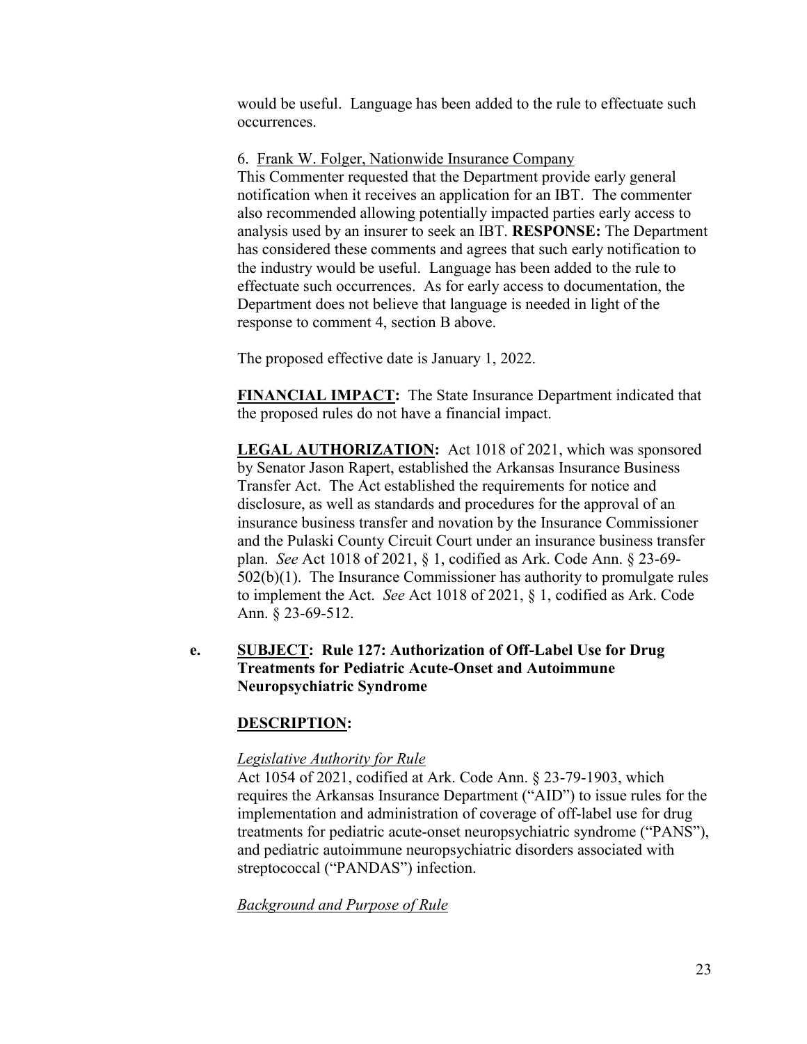would be useful. Language has been added to the rule to effectuate such occurrences.

6. Frank W. Folger, Nationwide Insurance Company

This Commenter requested that the Department provide early general notification when it receives an application for an IBT. The commenter also recommended allowing potentially impacted parties early access to analysis used by an insurer to seek an IBT. **RESPONSE:** The Department has considered these comments and agrees that such early notification to the industry would be useful. Language has been added to the rule to effectuate such occurrences. As for early access to documentation, the Department does not believe that language is needed in light of the response to comment 4, section B above.

The proposed effective date is January 1, 2022.

**FINANCIAL IMPACT:** The State Insurance Department indicated that the proposed rules do not have a financial impact.

**LEGAL AUTHORIZATION:** Act 1018 of 2021, which was sponsored by Senator Jason Rapert, established the Arkansas Insurance Business Transfer Act. The Act established the requirements for notice and disclosure, as well as standards and procedures for the approval of an insurance business transfer and novation by the Insurance Commissioner and the Pulaski County Circuit Court under an insurance business transfer plan. *See* Act 1018 of 2021, § 1, codified as Ark. Code Ann. § 23-69-502(b)(1). The Insurance Commissioner has authority to promulgate rules to implement the Act. *See* Act 1018 of 2021, § 1, codified as Ark. Code Ann. § 23-69-512.

**e. SUBJECT: Rule 127: Authorization of Off-Label Use for Drug Treatments for Pediatric Acute-Onset and Autoimmune Neuropsychiatric Syndrome**

**DESCRIPTION:**

*Legislative Authority for Rule*

Act 1054 of 2021, codified at Ark. Code Ann. § 23-79-1903, which requires the Arkansas Insurance Department ("AID") to issue rules for the implementation and administration of coverage of off-label use for drug treatments for pediatric acute-onset neuropsychiatric syndrome ("PANS"), and pediatric autoimmune neuropsychiatric disorders associated with streptococcal ("PANDAS") infection.

*Background and Purpose of Rule*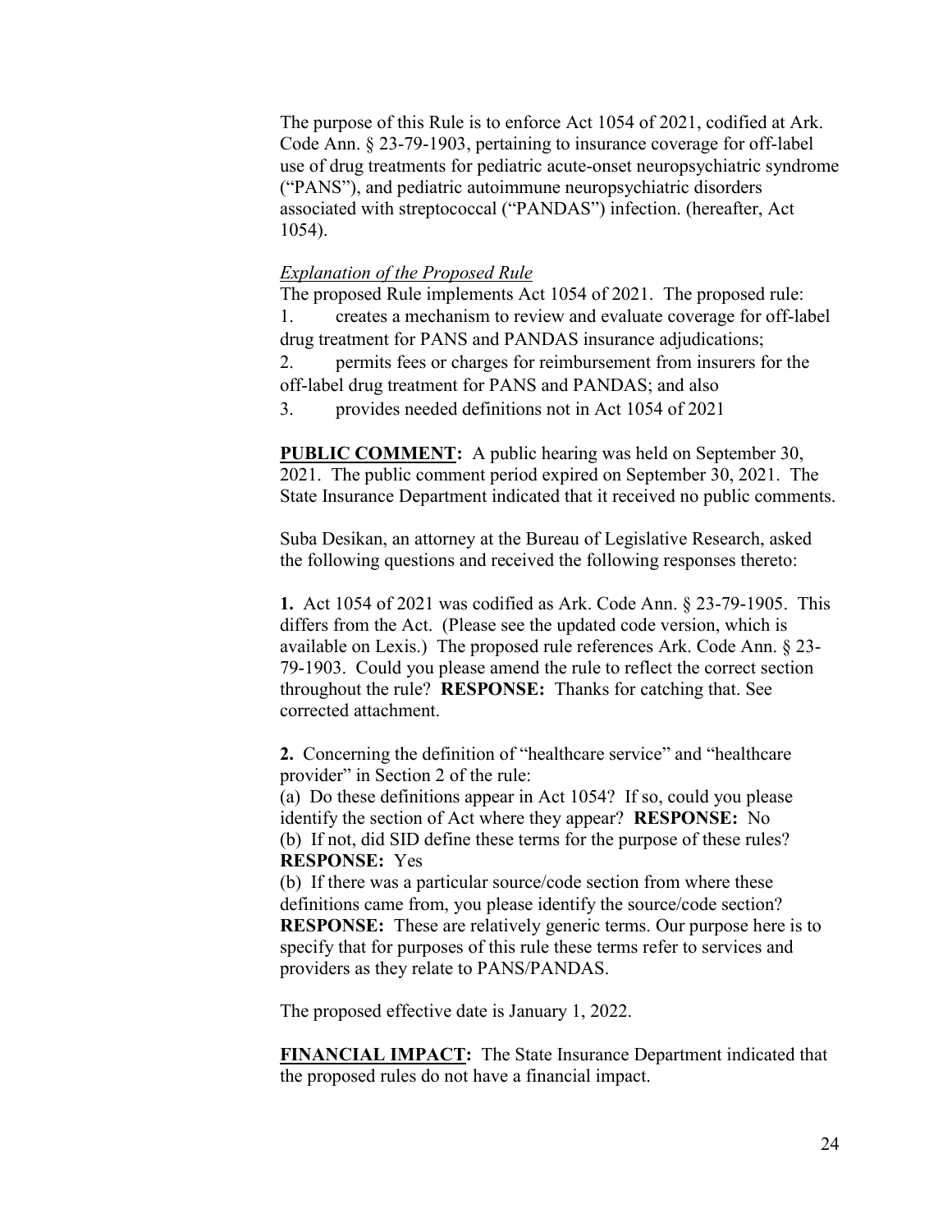The purpose of this Rule is to enforce Act 1054 of 2021, codified at Ark. Code Ann. § 23-79-1903, pertaining to insurance coverage for off-label use of drug treatments for pediatric acute-onset neuropsychiatric syndrome ("PANS"), and pediatric autoimmune neuropsychiatric disorders associated with streptococcal ("PANDAS") infection. (hereafter, Act 1054).

*Explanation of the Proposed Rule*

The proposed Rule implements Act 1054 of 2021. The proposed rule:

1. creates a mechanism to review and evaluate coverage for off-label drug treatment for PANS and PANDAS insurance adjudications;
2. permits fees or charges for reimbursement from insurers for the off-label drug treatment for PANS and PANDAS; and also
3. provides needed definitions not in Act 1054 of 2021

**PUBLIC COMMENT:** A public hearing was held on September 30, 2021. The public comment period expired on September 30, 2021. The State Insurance Department indicated that it received no public comments.

Suba Desikan, an attorney at the Bureau of Legislative Research, asked the following questions and received the following responses thereto:

**1.** Act 1054 of 2021 was codified as Ark. Code Ann. § 23-79-1905. This differs from the Act. (Please see the updated code version, which is available on Lexis.) The proposed rule references Ark. Code Ann. § 23-79-1903. Could you please amend the rule to reflect the correct section throughout the rule? **RESPONSE:** Thanks for catching that. See corrected attachment.

**2.** Concerning the definition of "healthcare service" and "healthcare provider" in Section 2 of the rule:

(a) Do these definitions appear in Act 1054? If so, could you please identify the section of Act where they appear? **RESPONSE:** No

(b) If not, did SID define these terms for the purpose of these rules? **RESPONSE:** Yes

(b) If there was a particular source/code section from where these definitions came from, you please identify the source/code section? **RESPONSE:** These are relatively generic terms. Our purpose here is to specify that for purposes of this rule these terms refer to services and providers as they relate to PANS/PANDAS.

The proposed effective date is January 1, 2022.

**FINANCIAL IMPACT:** The State Insurance Department indicated that the proposed rules do not have a financial impact.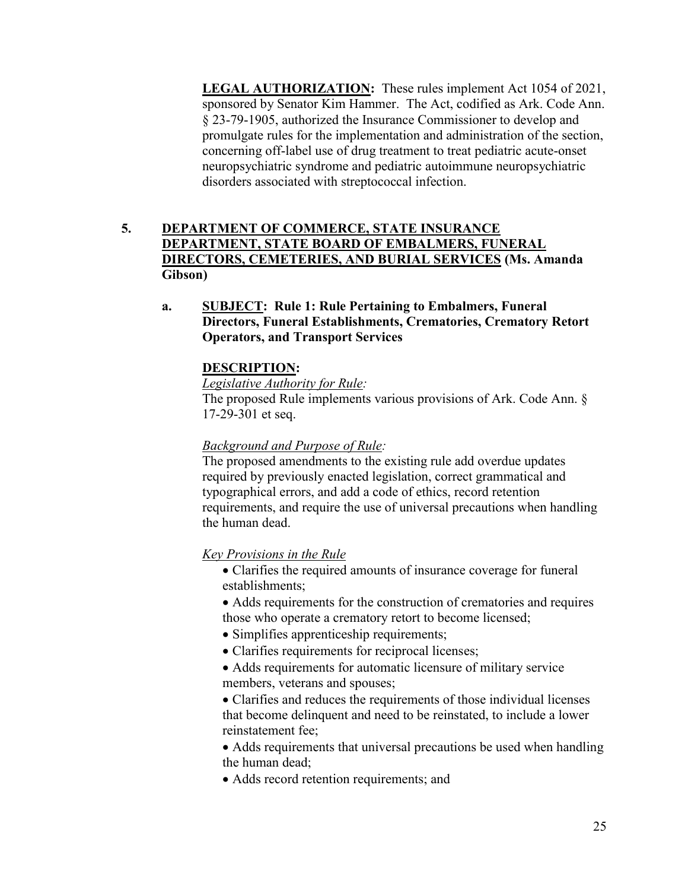**LEGAL AUTHORIZATION:** These rules implement Act 1054 of 2021, sponsored by Senator Kim Hammer. The Act, codified as Ark. Code Ann. § 23-79-1905, authorized the Insurance Commissioner to develop and promulgate rules for the implementation and administration of the section, concerning off-label use of drug treatment to treat pediatric acute-onset neuropsychiatric syndrome and pediatric autoimmune neuropsychiatric disorders associated with streptococcal infection.

**5. DEPARTMENT OF COMMERCE, STATE INSURANCE DEPARTMENT, STATE BOARD OF EMBALMERS, FUNERAL DIRECTORS, CEMETERIES, AND BURIAL SERVICES (Ms. Amanda Gibson)**

**a. SUBJECT: Rule 1: Rule Pertaining to Embalmers, Funeral Directors, Funeral Establishments, Crematories, Crematory Retort Operators, and Transport Services**

**DESCRIPTION:**

*Legislative Authority for Rule:*
The proposed Rule implements various provisions of Ark. Code Ann. § 17-29-301 et seq.

*Background and Purpose of Rule:*
The proposed amendments to the existing rule add overdue updates required by previously enacted legislation, correct grammatical and typographical errors, and add a code of ethics, record retention requirements, and require the use of universal precautions when handling the human dead.

*Key Provisions in the Rule*

- Clarifies the required amounts of insurance coverage for funeral establishments;
- Adds requirements for the construction of crematories and requires those who operate a crematory retort to become licensed;
- Simplifies apprenticeship requirements;
- Clarifies requirements for reciprocal licenses;
- Adds requirements for automatic licensure of military service members, veterans and spouses;
- Clarifies and reduces the requirements of those individual licenses that become delinquent and need to be reinstated, to include a lower reinstatement fee;
- Adds requirements that universal precautions be used when handling the human dead;
- Adds record retention requirements; and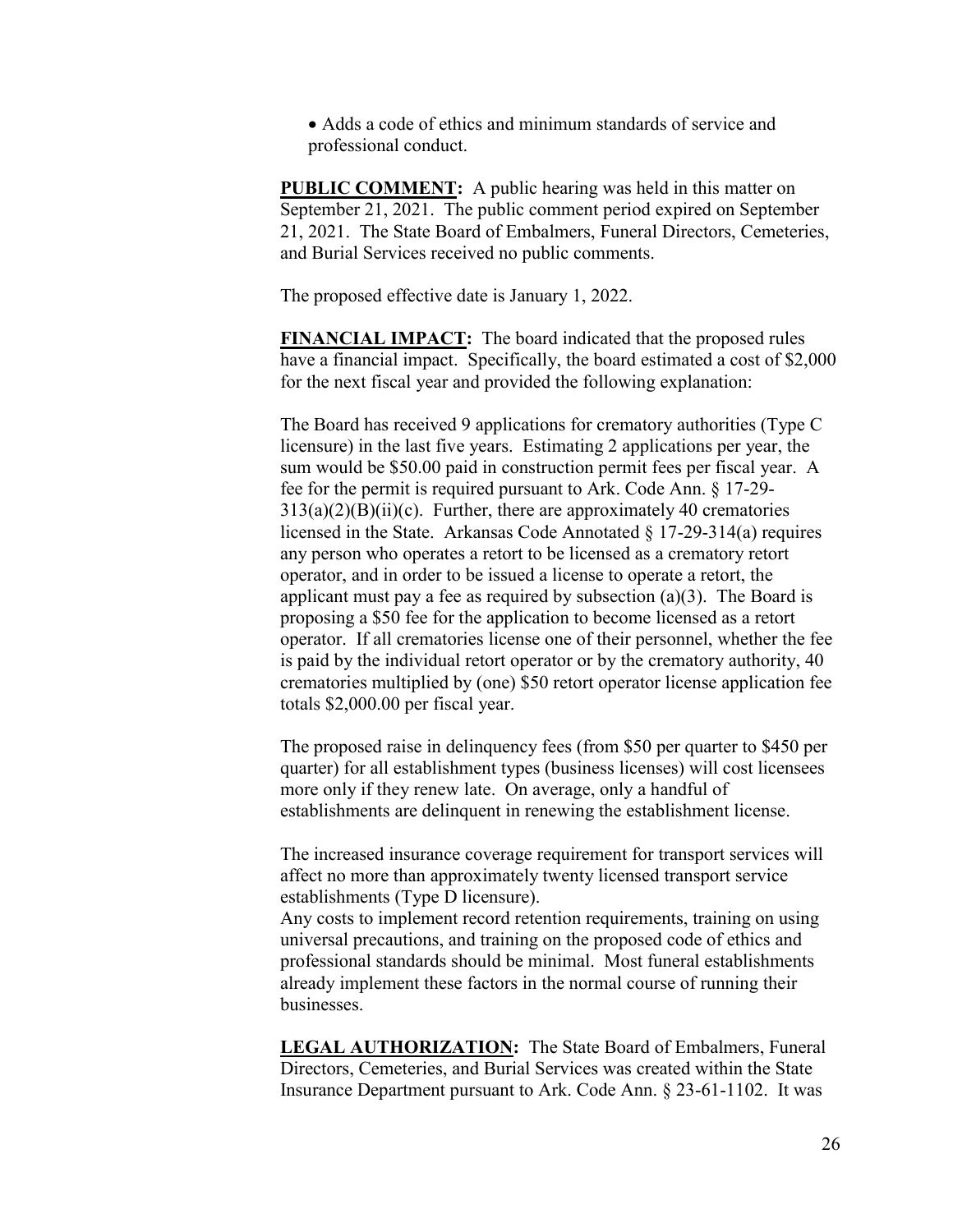- Adds a code of ethics and minimum standards of service and professional conduct.

**PUBLIC COMMENT:** A public hearing was held in this matter on September 21, 2021. The public comment period expired on September 21, 2021. The State Board of Embalmers, Funeral Directors, Cemeteries, and Burial Services received no public comments.

The proposed effective date is January 1, 2022.

**FINANCIAL IMPACT:** The board indicated that the proposed rules have a financial impact. Specifically, the board estimated a cost of $2,000 for the next fiscal year and provided the following explanation:

The Board has received 9 applications for crematory authorities (Type C licensure) in the last five years. Estimating 2 applications per year, the sum would be $50.00 paid in construction permit fees per fiscal year. A fee for the permit is required pursuant to Ark. Code Ann. § 17-29-313(a)(2)(B)(ii)(c). Further, there are approximately 40 crematories licensed in the State. Arkansas Code Annotated § 17-29-314(a) requires any person who operates a retort to be licensed as a crematory retort operator, and in order to be issued a license to operate a retort, the applicant must pay a fee as required by subsection (a)(3). The Board is proposing a $50 fee for the application to become licensed as a retort operator. If all crematories license one of their personnel, whether the fee is paid by the individual retort operator or by the crematory authority, 40 crematories multiplied by (one) $50 retort operator license application fee totals $2,000.00 per fiscal year.

The proposed raise in delinquency fees (from $50 per quarter to $450 per quarter) for all establishment types (business licenses) will cost licensees more only if they renew late. On average, only a handful of establishments are delinquent in renewing the establishment license.

The increased insurance coverage requirement for transport services will affect no more than approximately twenty licensed transport service establishments (Type D licensure).

Any costs to implement record retention requirements, training on using universal precautions, and training on the proposed code of ethics and professional standards should be minimal. Most funeral establishments already implement these factors in the normal course of running their businesses.

**LEGAL AUTHORIZATION:** The State Board of Embalmers, Funeral Directors, Cemeteries, and Burial Services was created within the State Insurance Department pursuant to Ark. Code Ann. § 23-61-1102. It was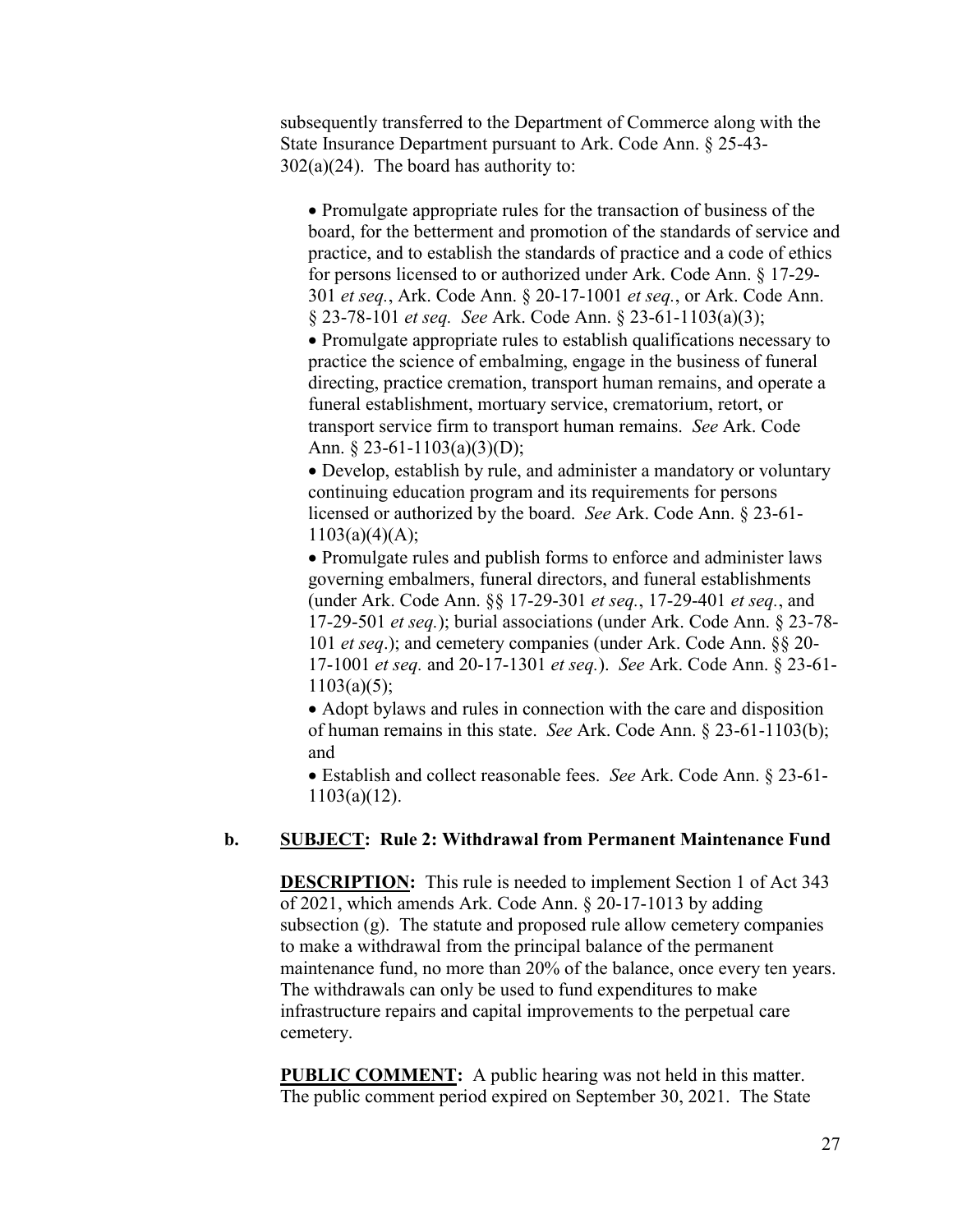subsequently transferred to the Department of Commerce along with the State Insurance Department pursuant to Ark. Code Ann. § 25-43-302(a)(24). The board has authority to:

- Promulgate appropriate rules for the transaction of business of the board, for the betterment and promotion of the standards of service and practice, and to establish the standards of practice and a code of ethics for persons licensed to or authorized under Ark. Code Ann. § 17-29-301 *et seq.*, Ark. Code Ann. § 20-17-1001 *et seq.*, or Ark. Code Ann. § 23-78-101 *et seq. See* Ark. Code Ann. § 23-61-1103(a)(3);
- Promulgate appropriate rules to establish qualifications necessary to practice the science of embalming, engage in the business of funeral directing, practice cremation, transport human remains, and operate a funeral establishment, mortuary service, crematorium, retort, or transport service firm to transport human remains. *See* Ark. Code Ann. § 23-61-1103(a)(3)(D);
- Develop, establish by rule, and administer a mandatory or voluntary continuing education program and its requirements for persons licensed or authorized by the board. *See* Ark. Code Ann. § 23-61-1103(a)(4)(A);
- Promulgate rules and publish forms to enforce and administer laws governing embalmers, funeral directors, and funeral establishments (under Ark. Code Ann. §§ 17-29-301 *et seq.*, 17-29-401 *et seq.*, and 17-29-501 *et seq.*); burial associations (under Ark. Code Ann. § 23-78-101 *et seq*.); and cemetery companies (under Ark. Code Ann. §§ 20-17-1001 *et seq.* and 20-17-1301 *et seq.*). *See* Ark. Code Ann. § 23-61-1103(a)(5);
- Adopt bylaws and rules in connection with the care and disposition of human remains in this state. *See* Ark. Code Ann. § 23-61-1103(b); and
- Establish and collect reasonable fees. *See* Ark. Code Ann. § 23-61-1103(a)(12).

**b. <u>SUBJECT</u>: Rule 2: Withdrawal from Permanent Maintenance Fund**

**<u>DESCRIPTION</u>:** This rule is needed to implement Section 1 of Act 343 of 2021, which amends Ark. Code Ann. § 20-17-1013 by adding subsection (g). The statute and proposed rule allow cemetery companies to make a withdrawal from the principal balance of the permanent maintenance fund, no more than 20% of the balance, once every ten years. The withdrawals can only be used to fund expenditures to make infrastructure repairs and capital improvements to the perpetual care cemetery.

**<u>PUBLIC COMMENT</u>:** A public hearing was not held in this matter. The public comment period expired on September 30, 2021. The State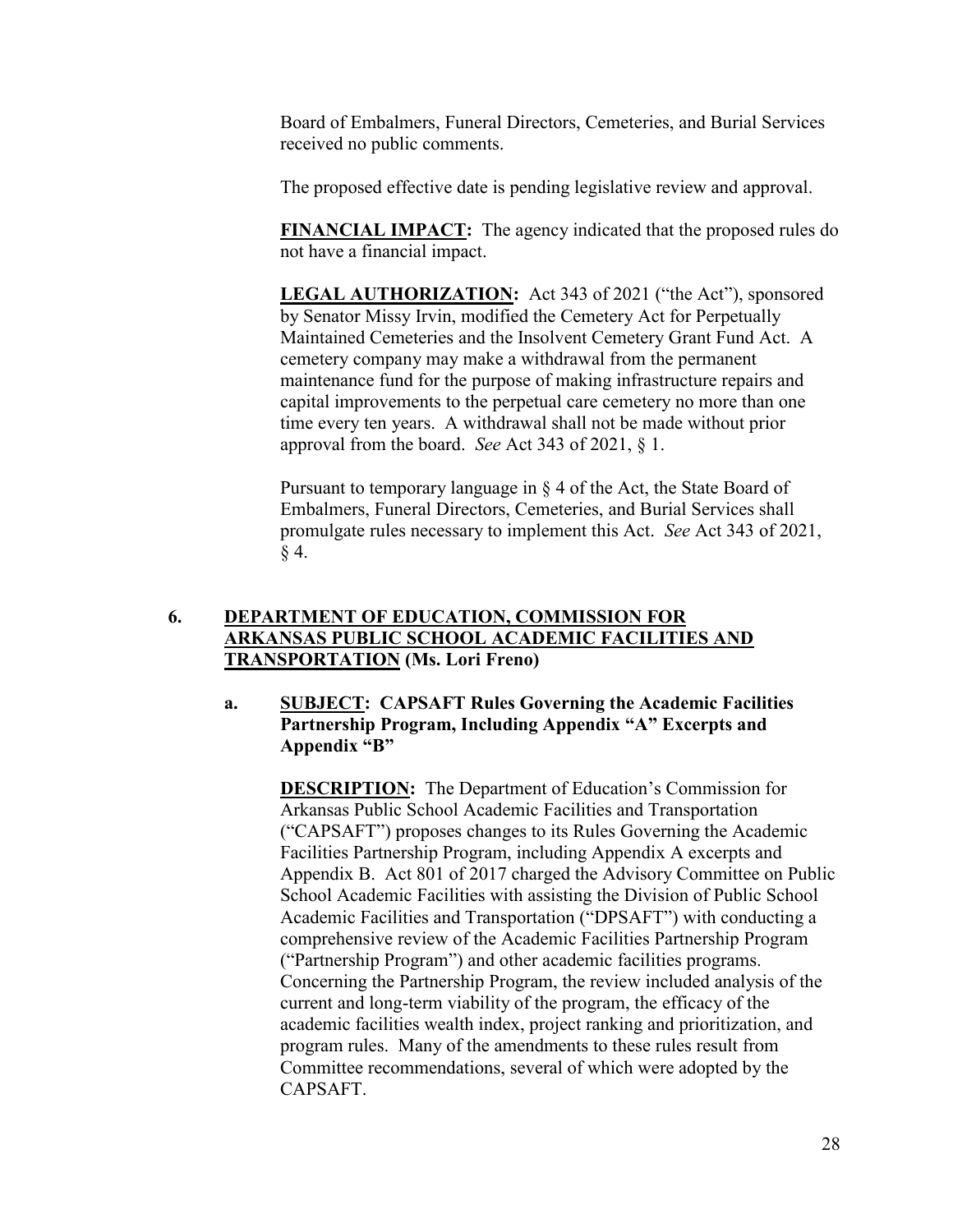Board of Embalmers, Funeral Directors, Cemeteries, and Burial Services received no public comments.

The proposed effective date is pending legislative review and approval.

**FINANCIAL IMPACT:** The agency indicated that the proposed rules do not have a financial impact.

**LEGAL AUTHORIZATION:** Act 343 of 2021 ("the Act"), sponsored by Senator Missy Irvin, modified the Cemetery Act for Perpetually Maintained Cemeteries and the Insolvent Cemetery Grant Fund Act. A cemetery company may make a withdrawal from the permanent maintenance fund for the purpose of making infrastructure repairs and capital improvements to the perpetual care cemetery no more than one time every ten years. A withdrawal shall not be made without prior approval from the board. *See* Act 343 of 2021, § 1.

Pursuant to temporary language in § 4 of the Act, the State Board of Embalmers, Funeral Directors, Cemeteries, and Burial Services shall promulgate rules necessary to implement this Act. *See* Act 343 of 2021, § 4.

**6. DEPARTMENT OF EDUCATION, COMMISSION FOR ARKANSAS PUBLIC SCHOOL ACADEMIC FACILITIES AND TRANSPORTATION (Ms. Lori Freno)**

**a. SUBJECT: CAPSAFT Rules Governing the Academic Facilities Partnership Program, Including Appendix "A" Excerpts and Appendix "B"**

**DESCRIPTION:** The Department of Education's Commission for Arkansas Public School Academic Facilities and Transportation ("CAPSAFT") proposes changes to its Rules Governing the Academic Facilities Partnership Program, including Appendix A excerpts and Appendix B. Act 801 of 2017 charged the Advisory Committee on Public School Academic Facilities with assisting the Division of Public School Academic Facilities and Transportation ("DPSAFT") with conducting a comprehensive review of the Academic Facilities Partnership Program ("Partnership Program") and other academic facilities programs. Concerning the Partnership Program, the review included analysis of the current and long-term viability of the program, the efficacy of the academic facilities wealth index, project ranking and prioritization, and program rules. Many of the amendments to these rules result from Committee recommendations, several of which were adopted by the CAPSAFT.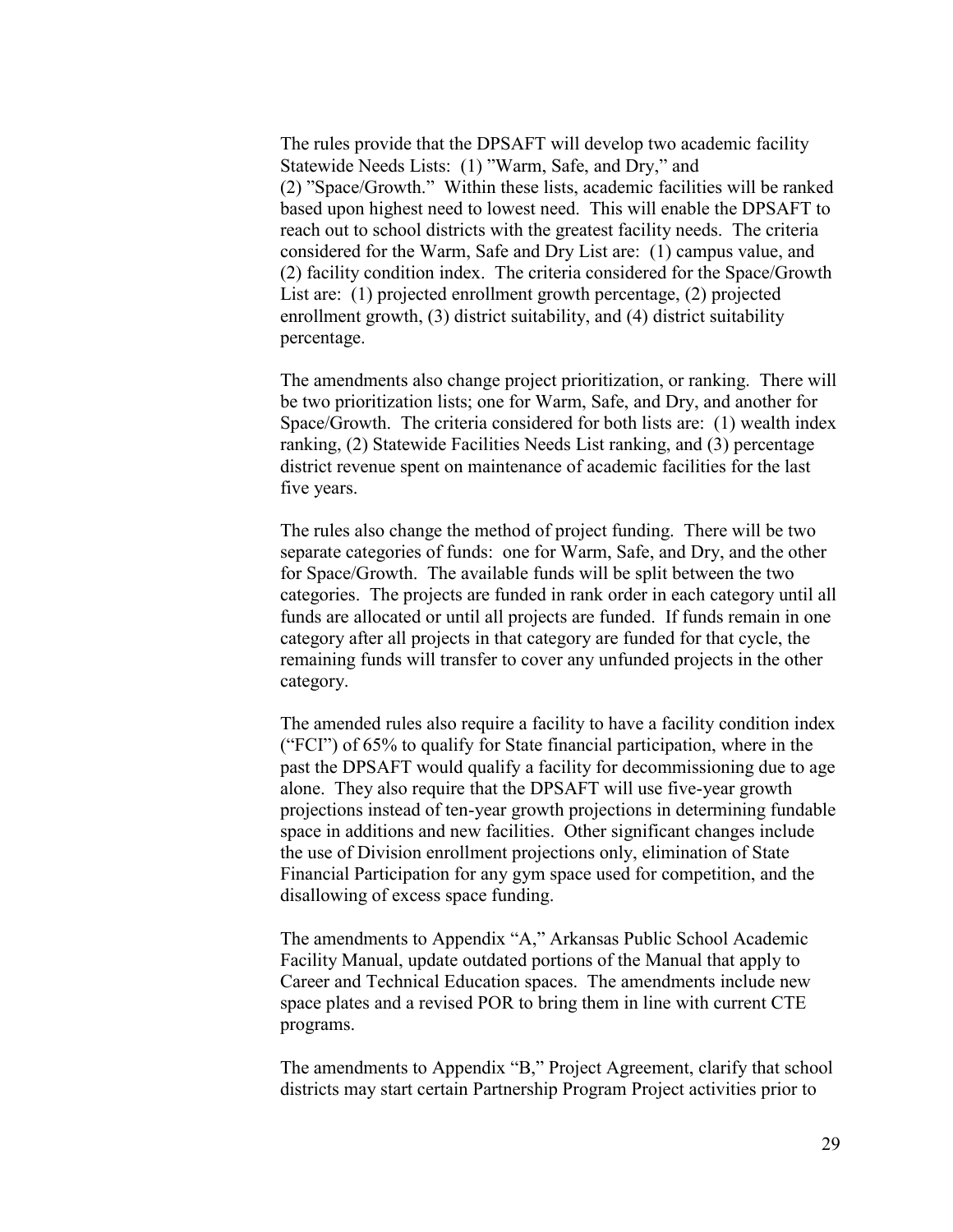The rules provide that the DPSAFT will develop two academic facility Statewide Needs Lists: (1) "Warm, Safe, and Dry," and (2) "Space/Growth." Within these lists, academic facilities will be ranked based upon highest need to lowest need. This will enable the DPSAFT to reach out to school districts with the greatest facility needs. The criteria considered for the Warm, Safe and Dry List are: (1) campus value, and (2) facility condition index. The criteria considered for the Space/Growth List are: (1) projected enrollment growth percentage, (2) projected enrollment growth, (3) district suitability, and (4) district suitability percentage.

The amendments also change project prioritization, or ranking. There will be two prioritization lists; one for Warm, Safe, and Dry, and another for Space/Growth. The criteria considered for both lists are: (1) wealth index ranking, (2) Statewide Facilities Needs List ranking, and (3) percentage district revenue spent on maintenance of academic facilities for the last five years.

The rules also change the method of project funding. There will be two separate categories of funds: one for Warm, Safe, and Dry, and the other for Space/Growth. The available funds will be split between the two categories. The projects are funded in rank order in each category until all funds are allocated or until all projects are funded. If funds remain in one category after all projects in that category are funded for that cycle, the remaining funds will transfer to cover any unfunded projects in the other category.

The amended rules also require a facility to have a facility condition index ("FCI") of 65% to qualify for State financial participation, where in the past the DPSAFT would qualify a facility for decommissioning due to age alone. They also require that the DPSAFT will use five-year growth projections instead of ten-year growth projections in determining fundable space in additions and new facilities. Other significant changes include the use of Division enrollment projections only, elimination of State Financial Participation for any gym space used for competition, and the disallowing of excess space funding.

The amendments to Appendix "A," Arkansas Public School Academic Facility Manual, update outdated portions of the Manual that apply to Career and Technical Education spaces. The amendments include new space plates and a revised POR to bring them in line with current CTE programs.

The amendments to Appendix "B," Project Agreement, clarify that school districts may start certain Partnership Program Project activities prior to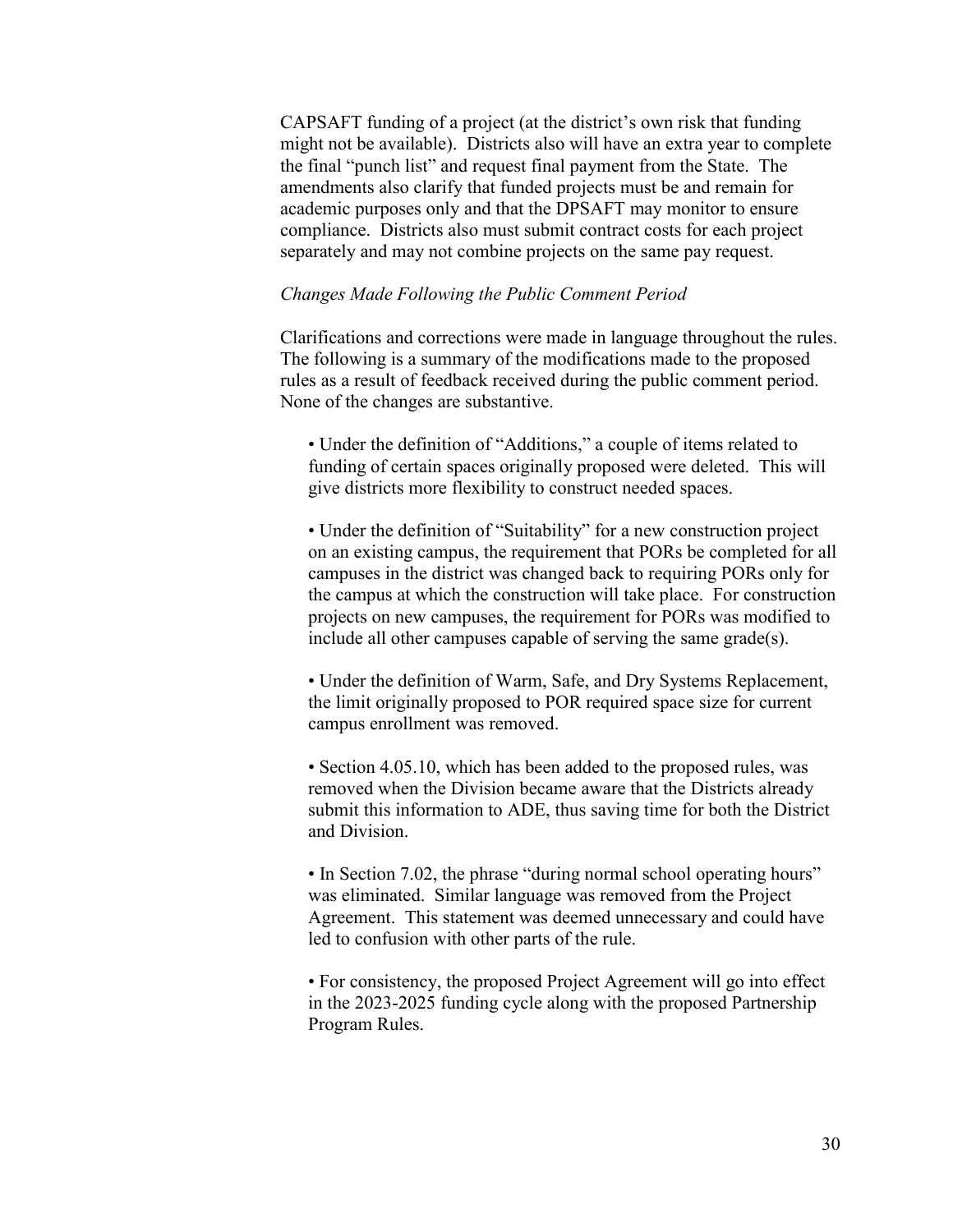CAPSAFT funding of a project (at the district's own risk that funding might not be available). Districts also will have an extra year to complete the final "punch list" and request final payment from the State. The amendments also clarify that funded projects must be and remain for academic purposes only and that the DPSAFT may monitor to ensure compliance. Districts also must submit contract costs for each project separately and may not combine projects on the same pay request.

*Changes Made Following the Public Comment Period*

Clarifications and corrections were made in language throughout the rules. The following is a summary of the modifications made to the proposed rules as a result of feedback received during the public comment period. None of the changes are substantive.

- Under the definition of "Additions," a couple of items related to funding of certain spaces originally proposed were deleted. This will give districts more flexibility to construct needed spaces.

- Under the definition of "Suitability" for a new construction project on an existing campus, the requirement that PORs be completed for all campuses in the district was changed back to requiring PORs only for the campus at which the construction will take place. For construction projects on new campuses, the requirement for PORs was modified to include all other campuses capable of serving the same grade(s).

- Under the definition of Warm, Safe, and Dry Systems Replacement, the limit originally proposed to POR required space size for current campus enrollment was removed.

- Section 4.05.10, which has been added to the proposed rules, was removed when the Division became aware that the Districts already submit this information to ADE, thus saving time for both the District and Division.

- In Section 7.02, the phrase "during normal school operating hours" was eliminated. Similar language was removed from the Project Agreement. This statement was deemed unnecessary and could have led to confusion with other parts of the rule.

- For consistency, the proposed Project Agreement will go into effect in the 2023-2025 funding cycle along with the proposed Partnership Program Rules.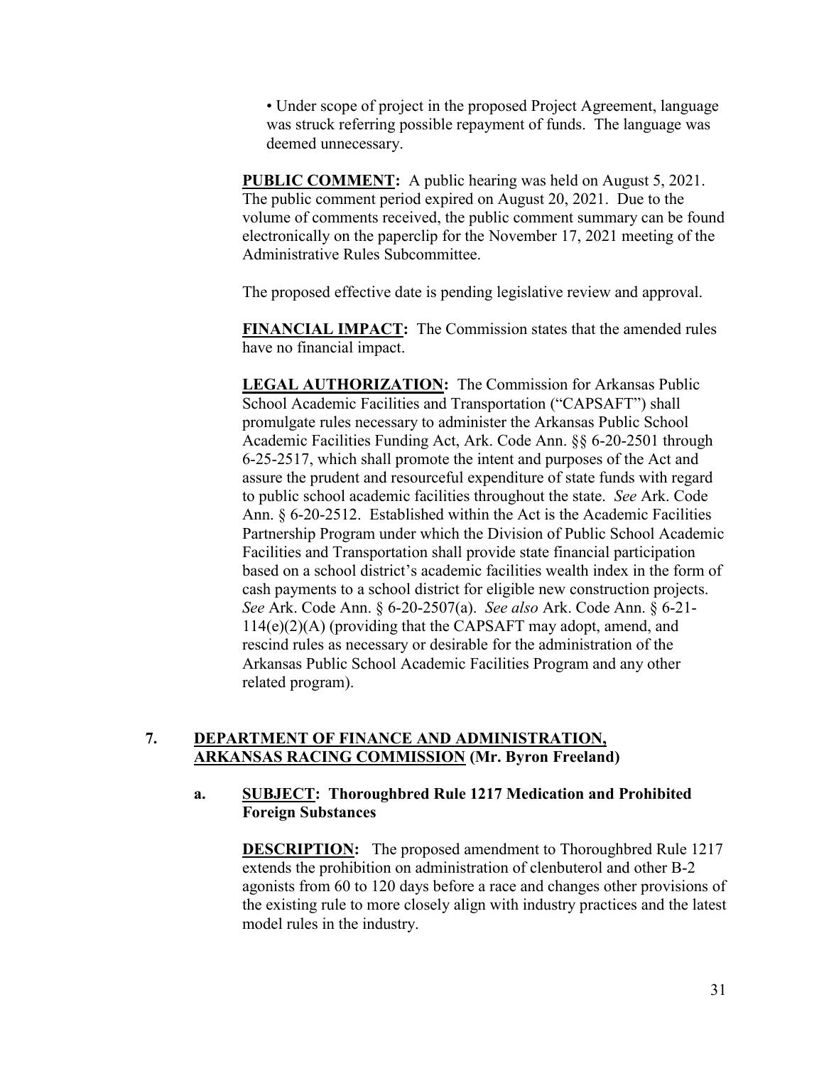• Under scope of project in the proposed Project Agreement, language was struck referring possible repayment of funds. The language was deemed unnecessary.

**PUBLIC COMMENT:** A public hearing was held on August 5, 2021. The public comment period expired on August 20, 2021. Due to the volume of comments received, the public comment summary can be found electronically on the paperclip for the November 17, 2021 meeting of the Administrative Rules Subcommittee.

The proposed effective date is pending legislative review and approval.

**FINANCIAL IMPACT:** The Commission states that the amended rules have no financial impact.

**LEGAL AUTHORIZATION:** The Commission for Arkansas Public School Academic Facilities and Transportation ("CAPSAFT") shall promulgate rules necessary to administer the Arkansas Public School Academic Facilities Funding Act, Ark. Code Ann. §§ 6-20-2501 through 6-25-2517, which shall promote the intent and purposes of the Act and assure the prudent and resourceful expenditure of state funds with regard to public school academic facilities throughout the state. *See* Ark. Code Ann. § 6-20-2512. Established within the Act is the Academic Facilities Partnership Program under which the Division of Public School Academic Facilities and Transportation shall provide state financial participation based on a school district's academic facilities wealth index in the form of cash payments to a school district for eligible new construction projects. *See* Ark. Code Ann. § 6-20-2507(a). *See also* Ark. Code Ann. § 6-21-114(e)(2)(A) (providing that the CAPSAFT may adopt, amend, and rescind rules as necessary or desirable for the administration of the Arkansas Public School Academic Facilities Program and any other related program).

**7. DEPARTMENT OF FINANCE AND ADMINISTRATION, ARKANSAS RACING COMMISSION (Mr. Byron Freeland)**

**a. SUBJECT: Thoroughbred Rule 1217 Medication and Prohibited Foreign Substances**

**DESCRIPTION:** The proposed amendment to Thoroughbred Rule 1217 extends the prohibition on administration of clenbuterol and other B-2 agonists from 60 to 120 days before a race and changes other provisions of the existing rule to more closely align with industry practices and the latest model rules in the industry.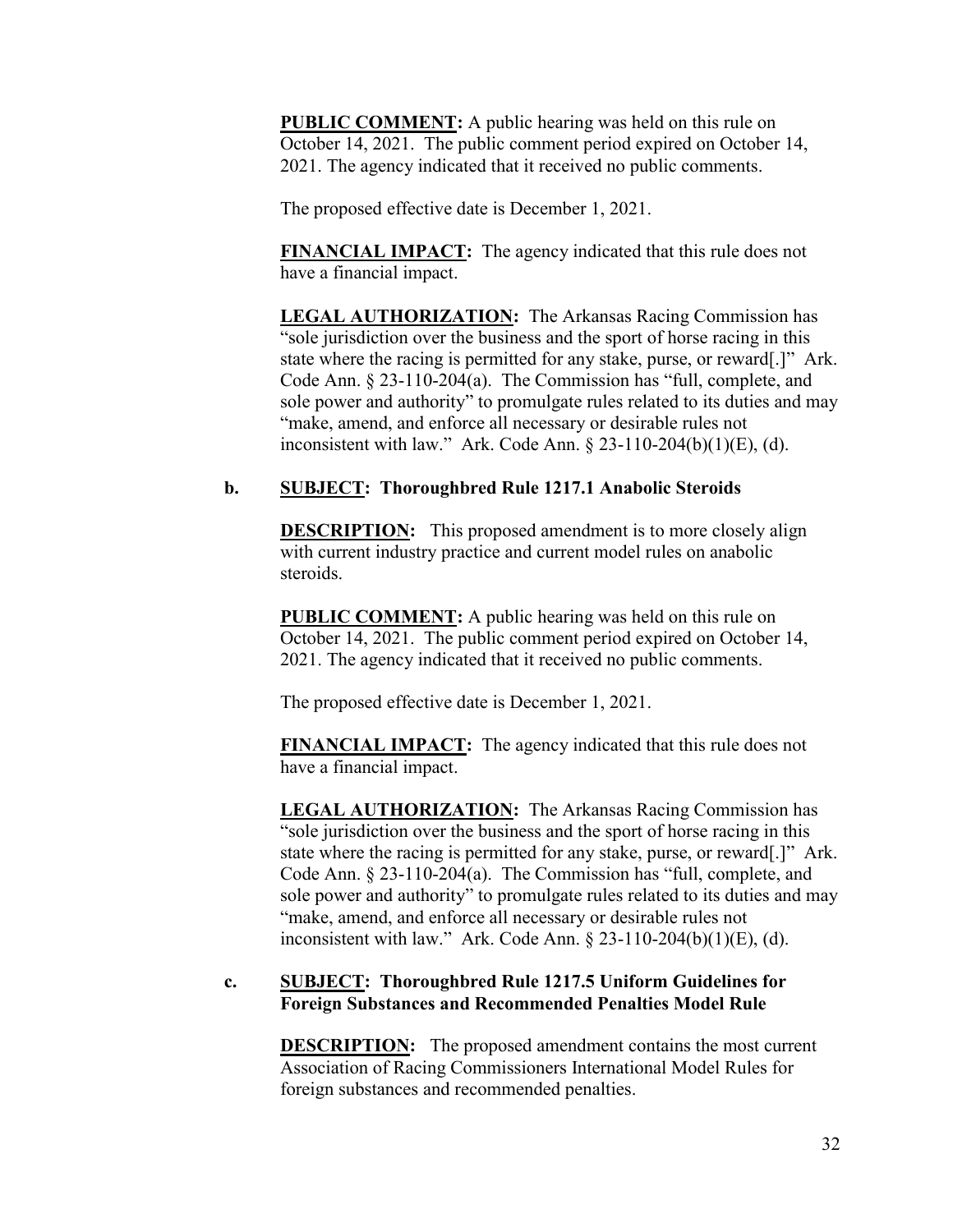**PUBLIC COMMENT:** A public hearing was held on this rule on October 14, 2021. The public comment period expired on October 14, 2021. The agency indicated that it received no public comments.

The proposed effective date is December 1, 2021.

**FINANCIAL IMPACT:** The agency indicated that this rule does not have a financial impact.

**LEGAL AUTHORIZATION:** The Arkansas Racing Commission has "sole jurisdiction over the business and the sport of horse racing in this state where the racing is permitted for any stake, purse, or reward[.]" Ark. Code Ann. § 23-110-204(a). The Commission has "full, complete, and sole power and authority" to promulgate rules related to its duties and may "make, amend, and enforce all necessary or desirable rules not inconsistent with law." Ark. Code Ann. § 23-110-204(b)(1)(E), (d).

**b. SUBJECT: Thoroughbred Rule 1217.1 Anabolic Steroids**

**DESCRIPTION:** This proposed amendment is to more closely align with current industry practice and current model rules on anabolic steroids.

**PUBLIC COMMENT:** A public hearing was held on this rule on October 14, 2021. The public comment period expired on October 14, 2021. The agency indicated that it received no public comments.

The proposed effective date is December 1, 2021.

**FINANCIAL IMPACT:** The agency indicated that this rule does not have a financial impact.

**LEGAL AUTHORIZATION:** The Arkansas Racing Commission has "sole jurisdiction over the business and the sport of horse racing in this state where the racing is permitted for any stake, purse, or reward[.]" Ark. Code Ann. § 23-110-204(a). The Commission has "full, complete, and sole power and authority" to promulgate rules related to its duties and may "make, amend, and enforce all necessary or desirable rules not inconsistent with law." Ark. Code Ann. § 23-110-204(b)(1)(E), (d).

**c. SUBJECT: Thoroughbred Rule 1217.5 Uniform Guidelines for Foreign Substances and Recommended Penalties Model Rule**

**DESCRIPTION:** The proposed amendment contains the most current Association of Racing Commissioners International Model Rules for foreign substances and recommended penalties.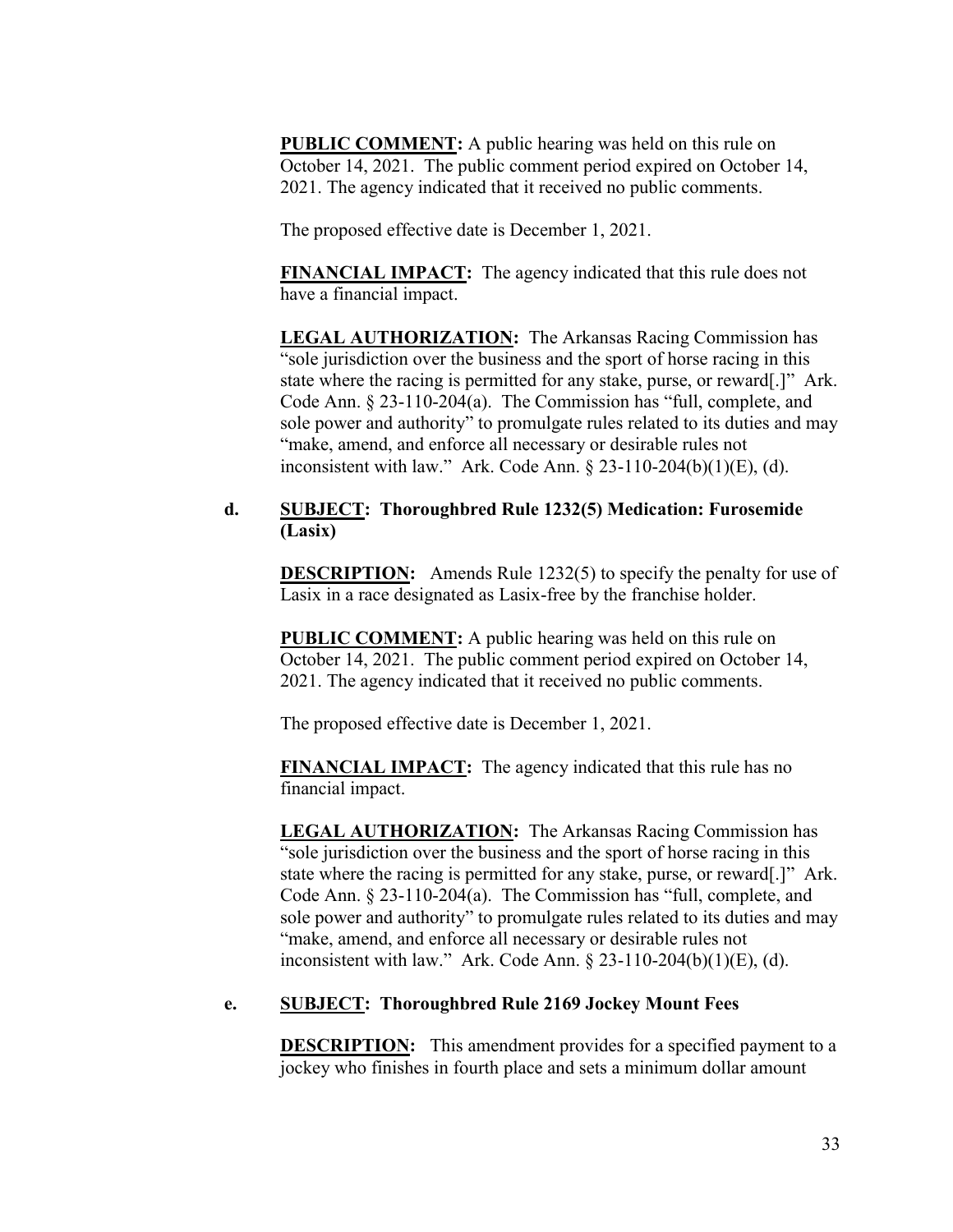**PUBLIC COMMENT:** A public hearing was held on this rule on October 14, 2021. The public comment period expired on October 14, 2021. The agency indicated that it received no public comments.

The proposed effective date is December 1, 2021.

**FINANCIAL IMPACT:** The agency indicated that this rule does not have a financial impact.

**LEGAL AUTHORIZATION:** The Arkansas Racing Commission has "sole jurisdiction over the business and the sport of horse racing in this state where the racing is permitted for any stake, purse, or reward[.]" Ark. Code Ann. § 23-110-204(a). The Commission has "full, complete, and sole power and authority" to promulgate rules related to its duties and may "make, amend, and enforce all necessary or desirable rules not inconsistent with law." Ark. Code Ann. § 23-110-204(b)(1)(E), (d).

**d. SUBJECT: Thoroughbred Rule 1232(5) Medication: Furosemide (Lasix)**

**DESCRIPTION:** Amends Rule 1232(5) to specify the penalty for use of Lasix in a race designated as Lasix-free by the franchise holder.

**PUBLIC COMMENT:** A public hearing was held on this rule on October 14, 2021. The public comment period expired on October 14, 2021. The agency indicated that it received no public comments.

The proposed effective date is December 1, 2021.

**FINANCIAL IMPACT:** The agency indicated that this rule has no financial impact.

**LEGAL AUTHORIZATION:** The Arkansas Racing Commission has "sole jurisdiction over the business and the sport of horse racing in this state where the racing is permitted for any stake, purse, or reward[.]" Ark. Code Ann. § 23-110-204(a). The Commission has "full, complete, and sole power and authority" to promulgate rules related to its duties and may "make, amend, and enforce all necessary or desirable rules not inconsistent with law." Ark. Code Ann. § 23-110-204(b)(1)(E), (d).

**e. SUBJECT: Thoroughbred Rule 2169 Jockey Mount Fees**

**DESCRIPTION:** This amendment provides for a specified payment to a jockey who finishes in fourth place and sets a minimum dollar amount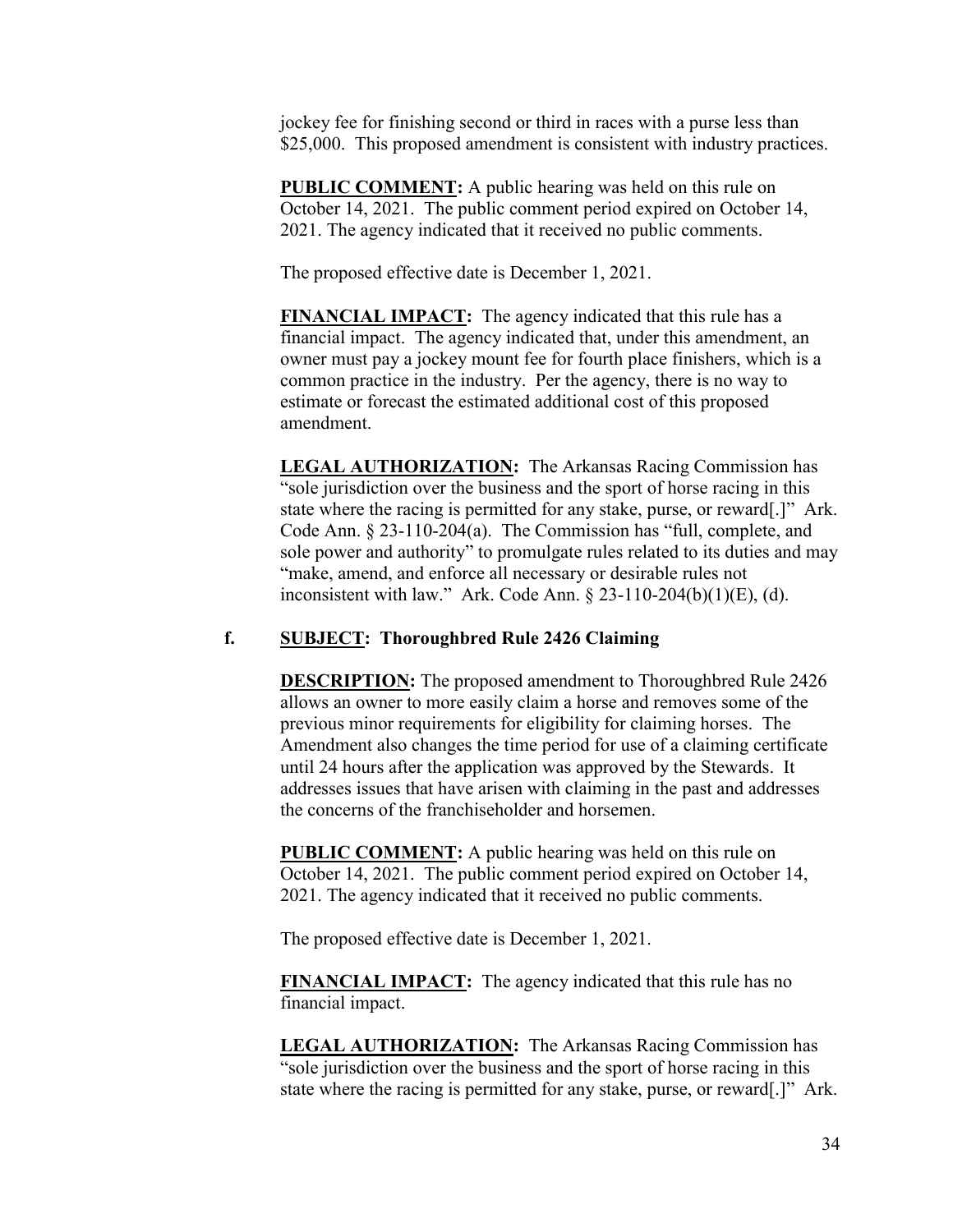jockey fee for finishing second or third in races with a purse less than $25,000. This proposed amendment is consistent with industry practices.

**PUBLIC COMMENT:** A public hearing was held on this rule on October 14, 2021. The public comment period expired on October 14, 2021. The agency indicated that it received no public comments.

The proposed effective date is December 1, 2021.

**FINANCIAL IMPACT:** The agency indicated that this rule has a financial impact. The agency indicated that, under this amendment, an owner must pay a jockey mount fee for fourth place finishers, which is a common practice in the industry. Per the agency, there is no way to estimate or forecast the estimated additional cost of this proposed amendment.

**LEGAL AUTHORIZATION:** The Arkansas Racing Commission has "sole jurisdiction over the business and the sport of horse racing in this state where the racing is permitted for any stake, purse, or reward[.]" Ark. Code Ann. § 23-110-204(a). The Commission has "full, complete, and sole power and authority" to promulgate rules related to its duties and may "make, amend, and enforce all necessary or desirable rules not inconsistent with law." Ark. Code Ann. § 23-110-204(b)(1)(E), (d).

**f. SUBJECT: Thoroughbred Rule 2426 Claiming**

**DESCRIPTION:** The proposed amendment to Thoroughbred Rule 2426 allows an owner to more easily claim a horse and removes some of the previous minor requirements for eligibility for claiming horses. The Amendment also changes the time period for use of a claiming certificate until 24 hours after the application was approved by the Stewards. It addresses issues that have arisen with claiming in the past and addresses the concerns of the franchiseholder and horsemen.

**PUBLIC COMMENT:** A public hearing was held on this rule on October 14, 2021. The public comment period expired on October 14, 2021. The agency indicated that it received no public comments.

The proposed effective date is December 1, 2021.

**FINANCIAL IMPACT:** The agency indicated that this rule has no financial impact.

**LEGAL AUTHORIZATION:** The Arkansas Racing Commission has "sole jurisdiction over the business and the sport of horse racing in this state where the racing is permitted for any stake, purse, or reward[.]" Ark.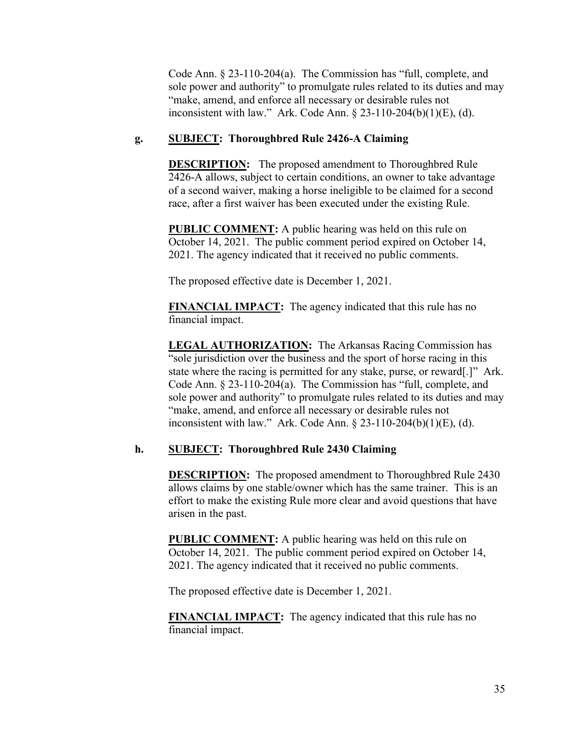Code Ann. § 23-110-204(a). The Commission has "full, complete, and sole power and authority" to promulgate rules related to its duties and may "make, amend, and enforce all necessary or desirable rules not inconsistent with law." Ark. Code Ann. § 23-110-204(b)(1)(E), (d).

**g. SUBJECT: Thoroughbred Rule 2426-A Claiming**

**DESCRIPTION:** The proposed amendment to Thoroughbred Rule 2426-A allows, subject to certain conditions, an owner to take advantage of a second waiver, making a horse ineligible to be claimed for a second race, after a first waiver has been executed under the existing Rule.

**PUBLIC COMMENT:** A public hearing was held on this rule on October 14, 2021. The public comment period expired on October 14, 2021. The agency indicated that it received no public comments.

The proposed effective date is December 1, 2021.

**FINANCIAL IMPACT:** The agency indicated that this rule has no financial impact.

**LEGAL AUTHORIZATION:** The Arkansas Racing Commission has "sole jurisdiction over the business and the sport of horse racing in this state where the racing is permitted for any stake, purse, or reward[.]" Ark. Code Ann. § 23-110-204(a). The Commission has "full, complete, and sole power and authority" to promulgate rules related to its duties and may "make, amend, and enforce all necessary or desirable rules not inconsistent with law." Ark. Code Ann. § 23-110-204(b)(1)(E), (d).

**h. SUBJECT: Thoroughbred Rule 2430 Claiming**

**DESCRIPTION:** The proposed amendment to Thoroughbred Rule 2430 allows claims by one stable/owner which has the same trainer. This is an effort to make the existing Rule more clear and avoid questions that have arisen in the past.

**PUBLIC COMMENT:** A public hearing was held on this rule on October 14, 2021. The public comment period expired on October 14, 2021. The agency indicated that it received no public comments.

The proposed effective date is December 1, 2021.

**FINANCIAL IMPACT:** The agency indicated that this rule has no financial impact.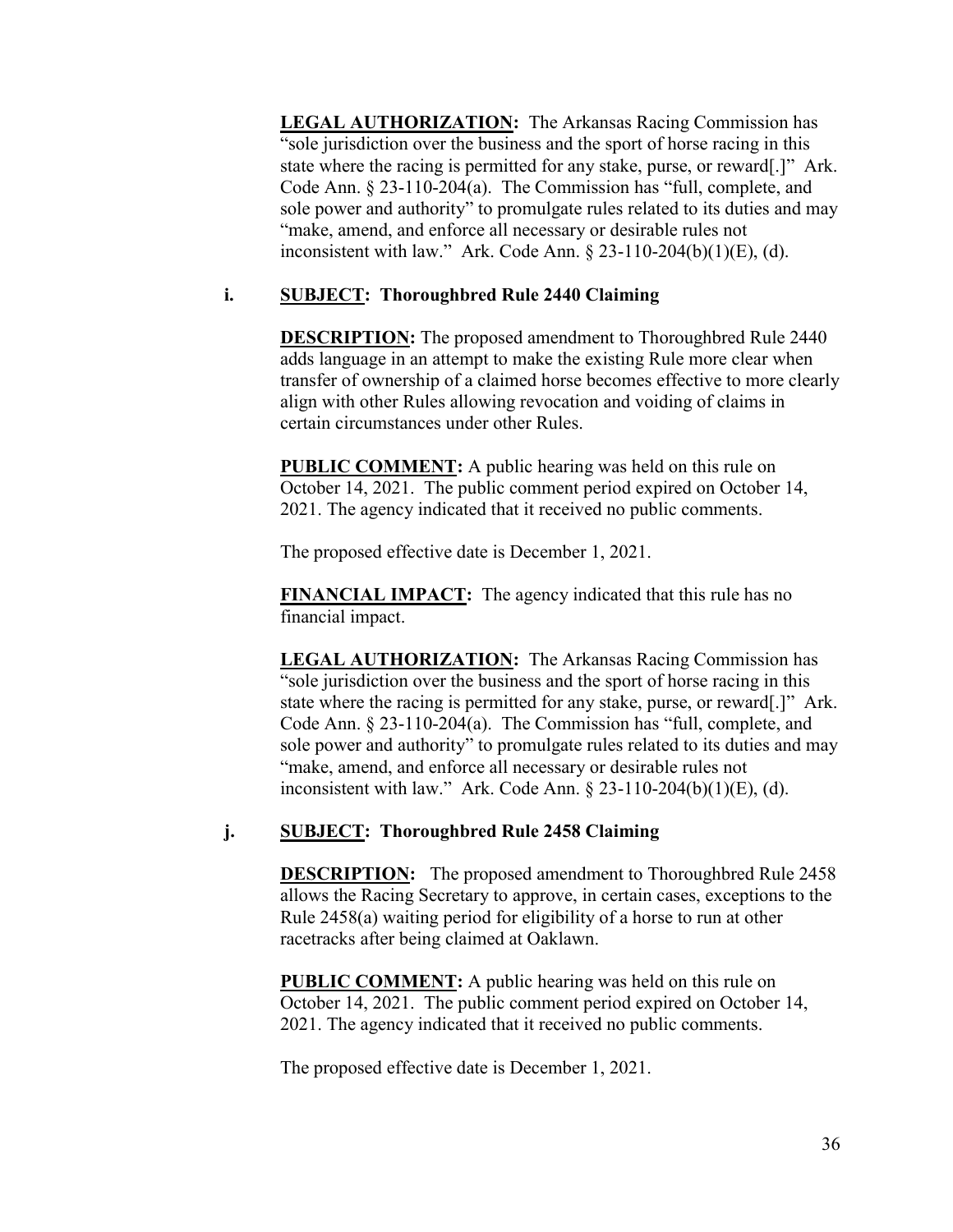**LEGAL AUTHORIZATION:** The Arkansas Racing Commission has "sole jurisdiction over the business and the sport of horse racing in this state where the racing is permitted for any stake, purse, or reward[.]" Ark. Code Ann. § 23-110-204(a). The Commission has "full, complete, and sole power and authority" to promulgate rules related to its duties and may "make, amend, and enforce all necessary or desirable rules not inconsistent with law." Ark. Code Ann. § 23-110-204(b)(1)(E), (d).

**i. SUBJECT: Thoroughbred Rule 2440 Claiming**

**DESCRIPTION:** The proposed amendment to Thoroughbred Rule 2440 adds language in an attempt to make the existing Rule more clear when transfer of ownership of a claimed horse becomes effective to more clearly align with other Rules allowing revocation and voiding of claims in certain circumstances under other Rules.

**PUBLIC COMMENT:** A public hearing was held on this rule on October 14, 2021. The public comment period expired on October 14, 2021. The agency indicated that it received no public comments.

The proposed effective date is December 1, 2021.

**FINANCIAL IMPACT:** The agency indicated that this rule has no financial impact.

**LEGAL AUTHORIZATION:** The Arkansas Racing Commission has "sole jurisdiction over the business and the sport of horse racing in this state where the racing is permitted for any stake, purse, or reward[.]" Ark. Code Ann. § 23-110-204(a). The Commission has "full, complete, and sole power and authority" to promulgate rules related to its duties and may "make, amend, and enforce all necessary or desirable rules not inconsistent with law." Ark. Code Ann. § 23-110-204(b)(1)(E), (d).

**j. SUBJECT: Thoroughbred Rule 2458 Claiming**

**DESCRIPTION:** The proposed amendment to Thoroughbred Rule 2458 allows the Racing Secretary to approve, in certain cases, exceptions to the Rule 2458(a) waiting period for eligibility of a horse to run at other racetracks after being claimed at Oaklawn.

**PUBLIC COMMENT:** A public hearing was held on this rule on October 14, 2021. The public comment period expired on October 14, 2021. The agency indicated that it received no public comments.

The proposed effective date is December 1, 2021.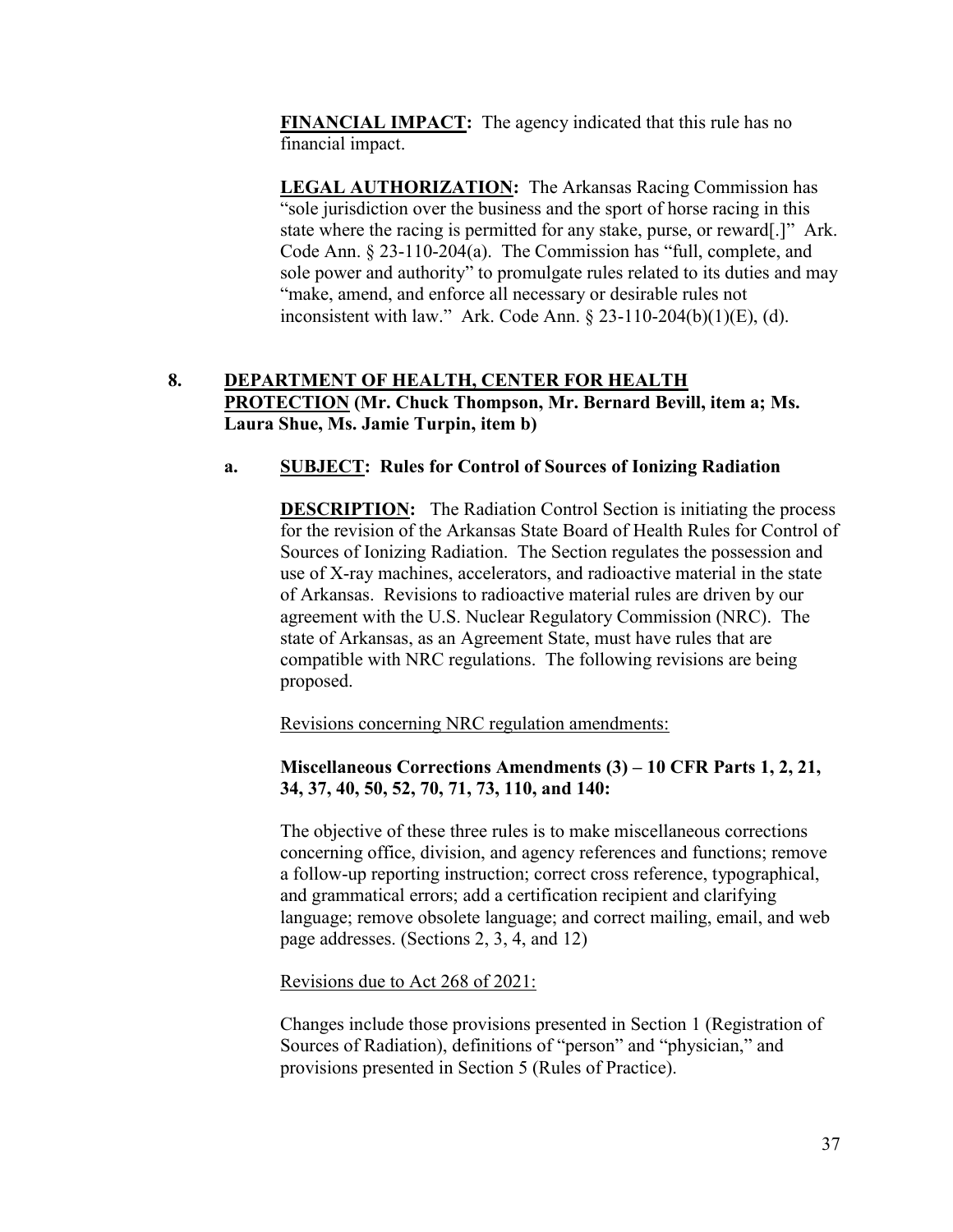**FINANCIAL IMPACT:** The agency indicated that this rule has no financial impact.

**LEGAL AUTHORIZATION:** The Arkansas Racing Commission has "sole jurisdiction over the business and the sport of horse racing in this state where the racing is permitted for any stake, purse, or reward[.]" Ark. Code Ann. § 23-110-204(a). The Commission has "full, complete, and sole power and authority" to promulgate rules related to its duties and may "make, amend, and enforce all necessary or desirable rules not inconsistent with law." Ark. Code Ann. § 23-110-204(b)(1)(E), (d).

## 8. DEPARTMENT OF HEALTH, CENTER FOR HEALTH PROTECTION (Mr. Chuck Thompson, Mr. Bernard Bevill, item a; Ms. Laura Shue, Ms. Jamie Turpin, item b)

### a. SUBJECT: Rules for Control of Sources of Ionizing Radiation

**DESCRIPTION:** The Radiation Control Section is initiating the process for the revision of the Arkansas State Board of Health Rules for Control of Sources of Ionizing Radiation. The Section regulates the possession and use of X-ray machines, accelerators, and radioactive material in the state of Arkansas. Revisions to radioactive material rules are driven by our agreement with the U.S. Nuclear Regulatory Commission (NRC). The state of Arkansas, as an Agreement State, must have rules that are compatible with NRC regulations. The following revisions are being proposed.

Revisions concerning NRC regulation amendments:

**Miscellaneous Corrections Amendments (3) – 10 CFR Parts 1, 2, 21, 34, 37, 40, 50, 52, 70, 71, 73, 110, and 140:**

The objective of these three rules is to make miscellaneous corrections concerning office, division, and agency references and functions; remove a follow-up reporting instruction; correct cross reference, typographical, and grammatical errors; add a certification recipient and clarifying language; remove obsolete language; and correct mailing, email, and web page addresses. (Sections 2, 3, 4, and 12)

Revisions due to Act 268 of 2021:

Changes include those provisions presented in Section 1 (Registration of Sources of Radiation), definitions of "person" and "physician," and provisions presented in Section 5 (Rules of Practice).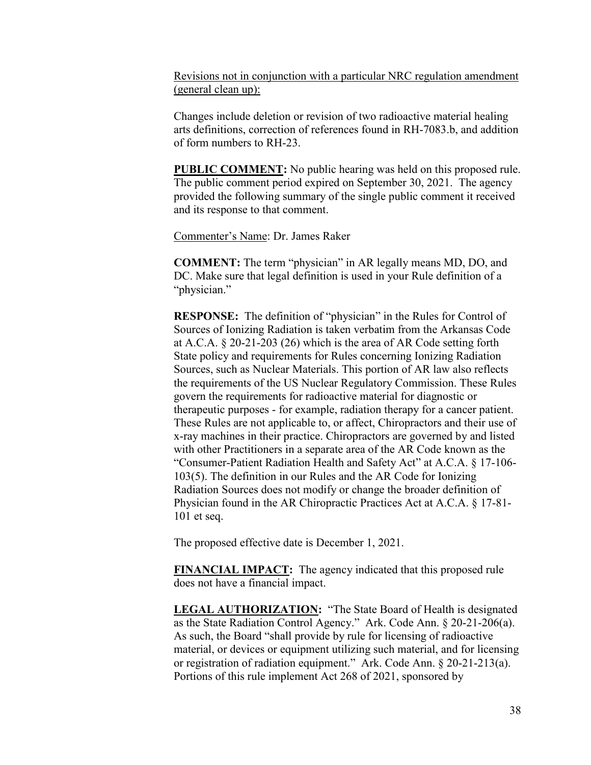<u>Revisions not in conjunction with a particular NRC regulation amendment (general clean up):</u>

Changes include deletion or revision of two radioactive material healing arts definitions, correction of references found in RH-7083.b, and addition of form numbers to RH-23.

**<u>PUBLIC COMMENT</u>:** No public hearing was held on this proposed rule. The public comment period expired on September 30, 2021. The agency provided the following summary of the single public comment it received and its response to that comment.

<u>Commenter's Name</u>: Dr. James Raker

**COMMENT:** The term "physician" in AR legally means MD, DO, and DC. Make sure that legal definition is used in your Rule definition of a "physician."

**RESPONSE:** The definition of "physician" in the Rules for Control of Sources of Ionizing Radiation is taken verbatim from the Arkansas Code at A.C.A. § 20-21-203 (26) which is the area of AR Code setting forth State policy and requirements for Rules concerning Ionizing Radiation Sources, such as Nuclear Materials. This portion of AR law also reflects the requirements of the US Nuclear Regulatory Commission. These Rules govern the requirements for radioactive material for diagnostic or therapeutic purposes - for example, radiation therapy for a cancer patient. These Rules are not applicable to, or affect, Chiropractors and their use of x-ray machines in their practice. Chiropractors are governed by and listed with other Practitioners in a separate area of the AR Code known as the "Consumer-Patient Radiation Health and Safety Act" at A.C.A. § 17-106-103(5). The definition in our Rules and the AR Code for Ionizing Radiation Sources does not modify or change the broader definition of Physician found in the AR Chiropractic Practices Act at A.C.A. § 17-81-101 et seq.

The proposed effective date is December 1, 2021.

**<u>FINANCIAL IMPACT</u>:** The agency indicated that this proposed rule does not have a financial impact.

**<u>LEGAL AUTHORIZATION</u>:** "The State Board of Health is designated as the State Radiation Control Agency." Ark. Code Ann. § 20-21-206(a). As such, the Board "shall provide by rule for licensing of radioactive material, or devices or equipment utilizing such material, and for licensing or registration of radiation equipment." Ark. Code Ann. § 20-21-213(a). Portions of this rule implement Act 268 of 2021, sponsored by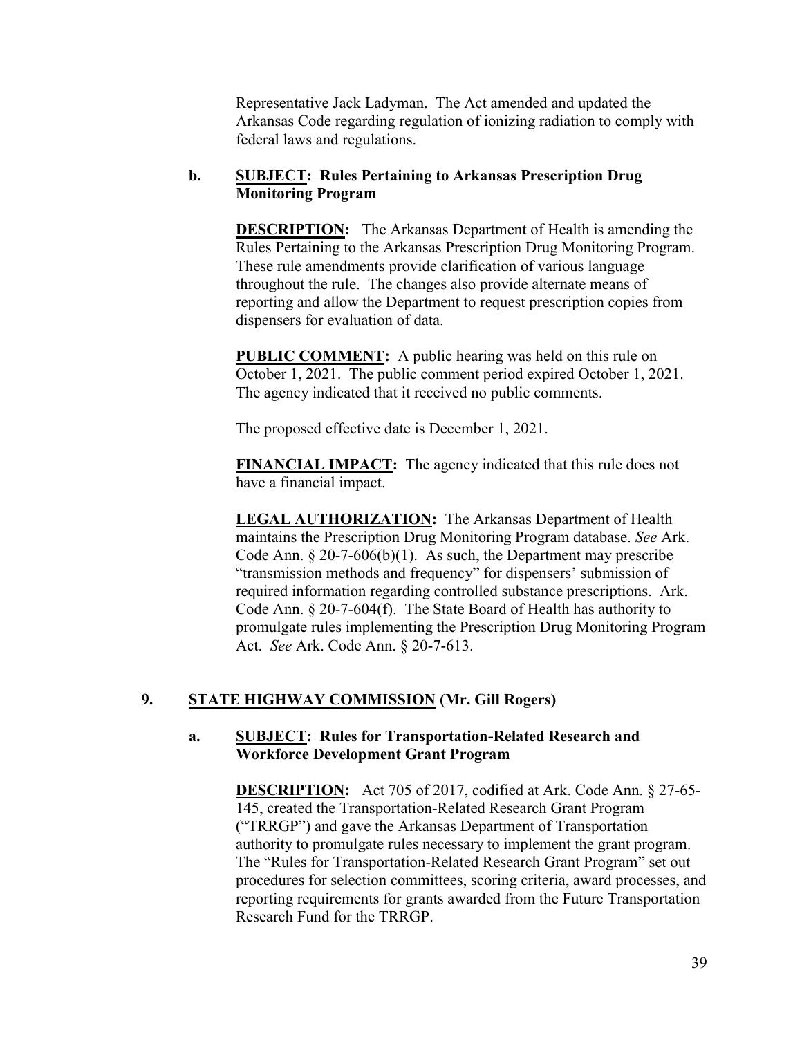Representative Jack Ladyman. The Act amended and updated the Arkansas Code regarding regulation of ionizing radiation to comply with federal laws and regulations.

**b. SUBJECT: Rules Pertaining to Arkansas Prescription Drug Monitoring Program**

**DESCRIPTION:** The Arkansas Department of Health is amending the Rules Pertaining to the Arkansas Prescription Drug Monitoring Program. These rule amendments provide clarification of various language throughout the rule. The changes also provide alternate means of reporting and allow the Department to request prescription copies from dispensers for evaluation of data.

**PUBLIC COMMENT:** A public hearing was held on this rule on October 1, 2021. The public comment period expired October 1, 2021. The agency indicated that it received no public comments.

The proposed effective date is December 1, 2021.

**FINANCIAL IMPACT:** The agency indicated that this rule does not have a financial impact.

**LEGAL AUTHORIZATION:** The Arkansas Department of Health maintains the Prescription Drug Monitoring Program database. *See* Ark. Code Ann. § 20-7-606(b)(1). As such, the Department may prescribe "transmission methods and frequency" for dispensers' submission of required information regarding controlled substance prescriptions. Ark. Code Ann. § 20-7-604(f). The State Board of Health has authority to promulgate rules implementing the Prescription Drug Monitoring Program Act. *See* Ark. Code Ann. § 20-7-613.

## 9. STATE HIGHWAY COMMISSION (Mr. Gill Rogers)

**a. SUBJECT: Rules for Transportation-Related Research and Workforce Development Grant Program**

**DESCRIPTION:** Act 705 of 2017, codified at Ark. Code Ann. § 27-65-145, created the Transportation-Related Research Grant Program ("TRRGP") and gave the Arkansas Department of Transportation authority to promulgate rules necessary to implement the grant program. The "Rules for Transportation-Related Research Grant Program" set out procedures for selection committees, scoring criteria, award processes, and reporting requirements for grants awarded from the Future Transportation Research Fund for the TRRGP.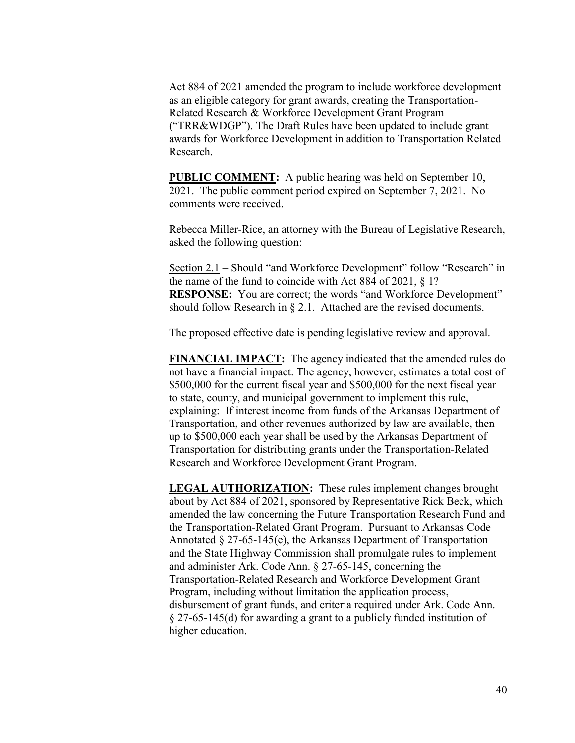Act 884 of 2021 amended the program to include workforce development as an eligible category for grant awards, creating the Transportation-Related Research & Workforce Development Grant Program ("TRR&WDGP"). The Draft Rules have been updated to include grant awards for Workforce Development in addition to Transportation Related Research.

**PUBLIC COMMENT:** A public hearing was held on September 10, 2021. The public comment period expired on September 7, 2021. No comments were received.

Rebecca Miller-Rice, an attorney with the Bureau of Legislative Research, asked the following question:

<u>Section 2.1</u> – Should "and Workforce Development" follow "Research" in the name of the fund to coincide with Act 884 of 2021, § 1?
**RESPONSE:** You are correct; the words "and Workforce Development" should follow Research in § 2.1. Attached are the revised documents.

The proposed effective date is pending legislative review and approval.

**FINANCIAL IMPACT:** The agency indicated that the amended rules do not have a financial impact. The agency, however, estimates a total cost of $500,000 for the current fiscal year and $500,000 for the next fiscal year to state, county, and municipal government to implement this rule, explaining: If interest income from funds of the Arkansas Department of Transportation, and other revenues authorized by law are available, then up to $500,000 each year shall be used by the Arkansas Department of Transportation for distributing grants under the Transportation-Related Research and Workforce Development Grant Program.

**LEGAL AUTHORIZATION:** These rules implement changes brought about by Act 884 of 2021, sponsored by Representative Rick Beck, which amended the law concerning the Future Transportation Research Fund and the Transportation-Related Grant Program. Pursuant to Arkansas Code Annotated § 27-65-145(e), the Arkansas Department of Transportation and the State Highway Commission shall promulgate rules to implement and administer Ark. Code Ann. § 27-65-145, concerning the Transportation-Related Research and Workforce Development Grant Program, including without limitation the application process, disbursement of grant funds, and criteria required under Ark. Code Ann. § 27-65-145(d) for awarding a grant to a publicly funded institution of higher education.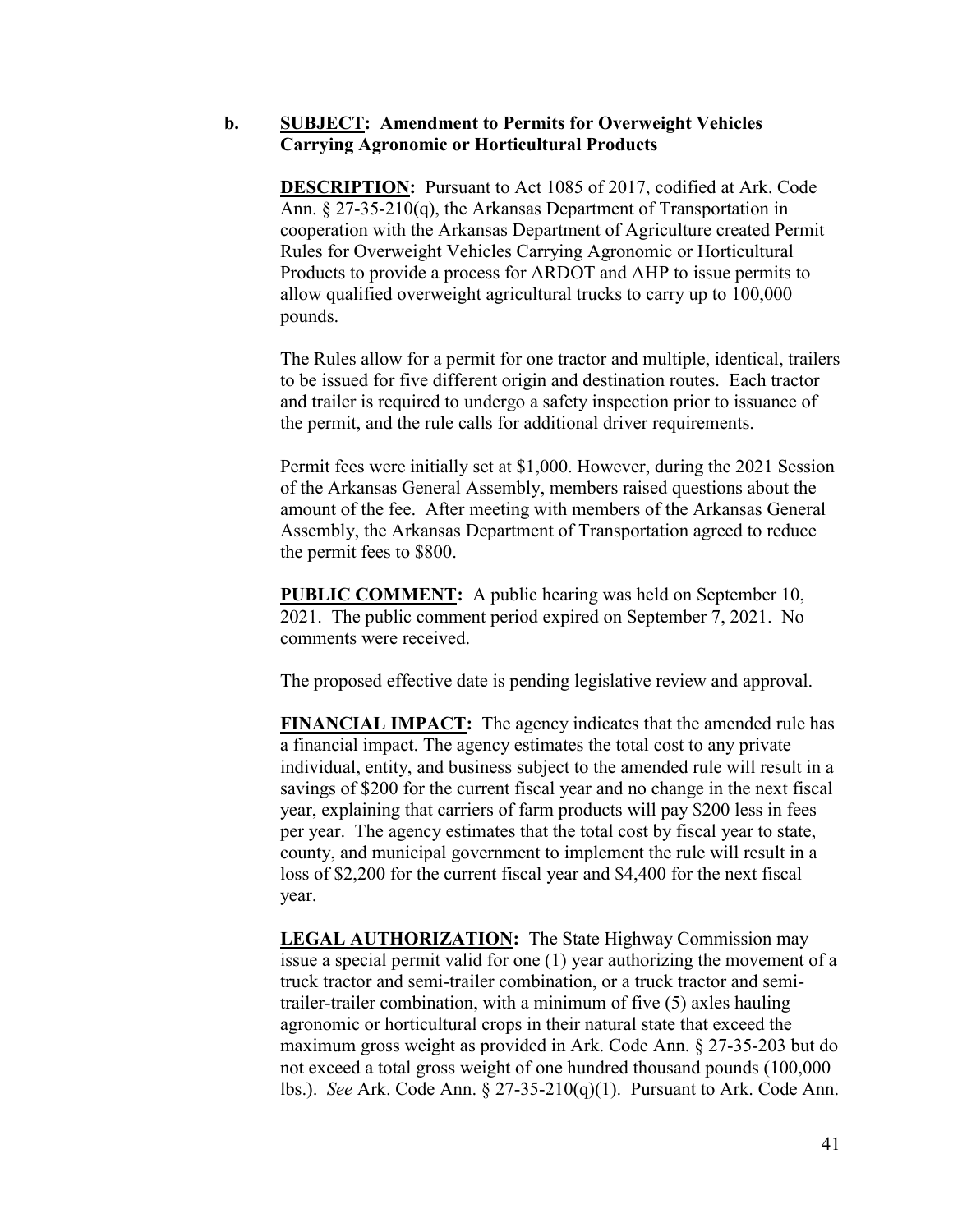**b.** **SUBJECT: Amendment to Permits for Overweight Vehicles Carrying Agronomic or Horticultural Products**

**DESCRIPTION:** Pursuant to Act 1085 of 2017, codified at Ark. Code Ann. § 27-35-210(q), the Arkansas Department of Transportation in cooperation with the Arkansas Department of Agriculture created Permit Rules for Overweight Vehicles Carrying Agronomic or Horticultural Products to provide a process for ARDOT and AHP to issue permits to allow qualified overweight agricultural trucks to carry up to 100,000 pounds.

The Rules allow for a permit for one tractor and multiple, identical, trailers to be issued for five different origin and destination routes. Each tractor and trailer is required to undergo a safety inspection prior to issuance of the permit, and the rule calls for additional driver requirements.

Permit fees were initially set at $1,000. However, during the 2021 Session of the Arkansas General Assembly, members raised questions about the amount of the fee. After meeting with members of the Arkansas General Assembly, the Arkansas Department of Transportation agreed to reduce the permit fees to $800.

**PUBLIC COMMENT:** A public hearing was held on September 10, 2021. The public comment period expired on September 7, 2021. No comments were received.

The proposed effective date is pending legislative review and approval.

**FINANCIAL IMPACT:** The agency indicates that the amended rule has a financial impact. The agency estimates the total cost to any private individual, entity, and business subject to the amended rule will result in a savings of $200 for the current fiscal year and no change in the next fiscal year, explaining that carriers of farm products will pay $200 less in fees per year. The agency estimates that the total cost by fiscal year to state, county, and municipal government to implement the rule will result in a loss of $2,200 for the current fiscal year and $4,400 for the next fiscal year.

**LEGAL AUTHORIZATION:** The State Highway Commission may issue a special permit valid for one (1) year authorizing the movement of a truck tractor and semi-trailer combination, or a truck tractor and semi-trailer-trailer combination, with a minimum of five (5) axles hauling agronomic or horticultural crops in their natural state that exceed the maximum gross weight as provided in Ark. Code Ann. § 27-35-203 but do not exceed a total gross weight of one hundred thousand pounds (100,000 lbs.). *See* Ark. Code Ann. § 27-35-210(q)(1). Pursuant to Ark. Code Ann.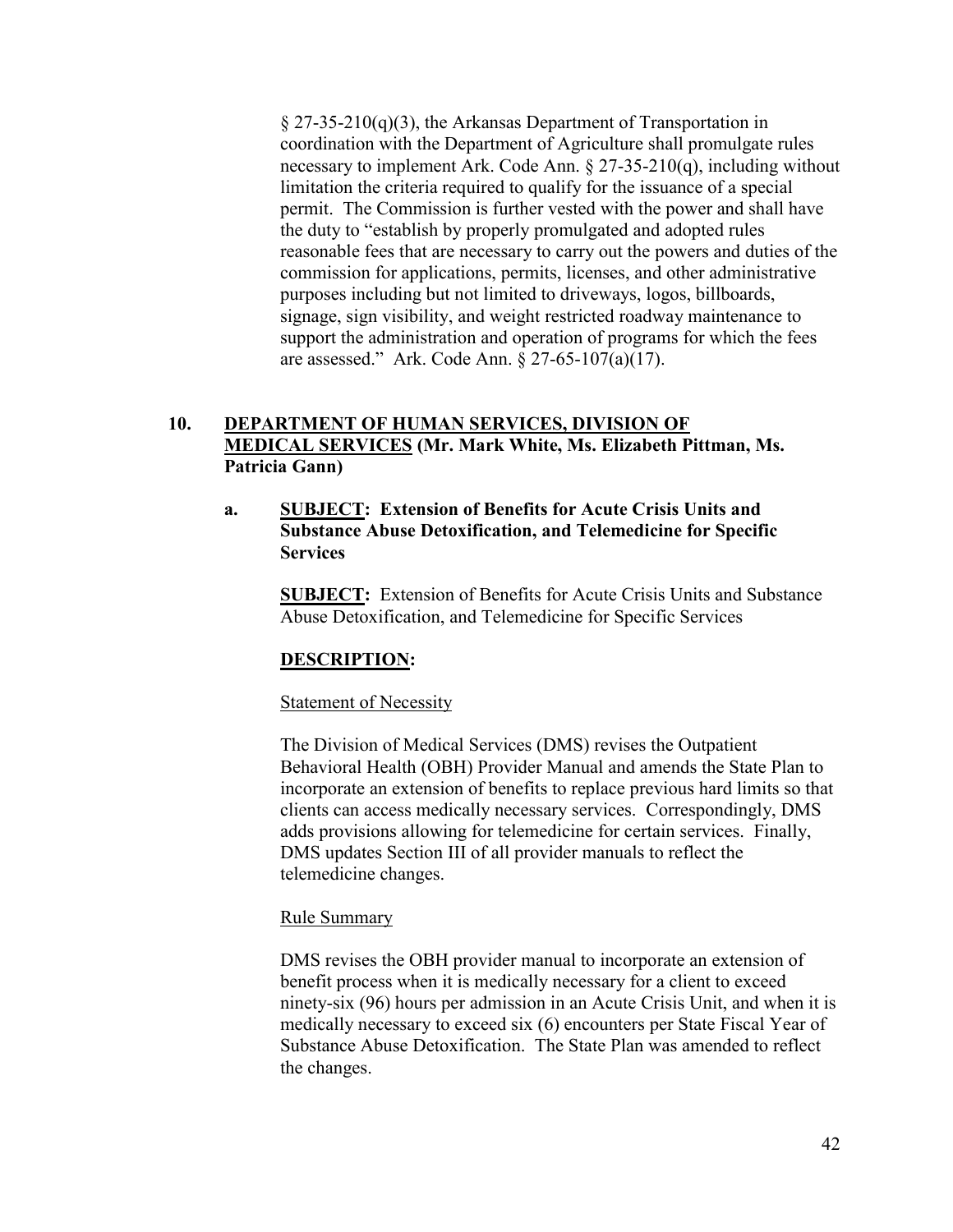§ 27-35-210(q)(3), the Arkansas Department of Transportation in coordination with the Department of Agriculture shall promulgate rules necessary to implement Ark. Code Ann. § 27-35-210(q), including without limitation the criteria required to qualify for the issuance of a special permit. The Commission is further vested with the power and shall have the duty to "establish by properly promulgated and adopted rules reasonable fees that are necessary to carry out the powers and duties of the commission for applications, permits, licenses, and other administrative purposes including but not limited to driveways, logos, billboards, signage, sign visibility, and weight restricted roadway maintenance to support the administration and operation of programs for which the fees are assessed." Ark. Code Ann. § 27-65-107(a)(17).

**10. DEPARTMENT OF HUMAN SERVICES, DIVISION OF MEDICAL SERVICES (Mr. Mark White, Ms. Elizabeth Pittman, Ms. Patricia Gann)**

**a. SUBJECT: Extension of Benefits for Acute Crisis Units and Substance Abuse Detoxification, and Telemedicine for Specific Services**

**SUBJECT:** Extension of Benefits for Acute Crisis Units and Substance Abuse Detoxification, and Telemedicine for Specific Services

**DESCRIPTION:**

Statement of Necessity

The Division of Medical Services (DMS) revises the Outpatient Behavioral Health (OBH) Provider Manual and amends the State Plan to incorporate an extension of benefits to replace previous hard limits so that clients can access medically necessary services. Correspondingly, DMS adds provisions allowing for telemedicine for certain services. Finally, DMS updates Section III of all provider manuals to reflect the telemedicine changes.

Rule Summary

DMS revises the OBH provider manual to incorporate an extension of benefit process when it is medically necessary for a client to exceed ninety-six (96) hours per admission in an Acute Crisis Unit, and when it is medically necessary to exceed six (6) encounters per State Fiscal Year of Substance Abuse Detoxification. The State Plan was amended to reflect the changes.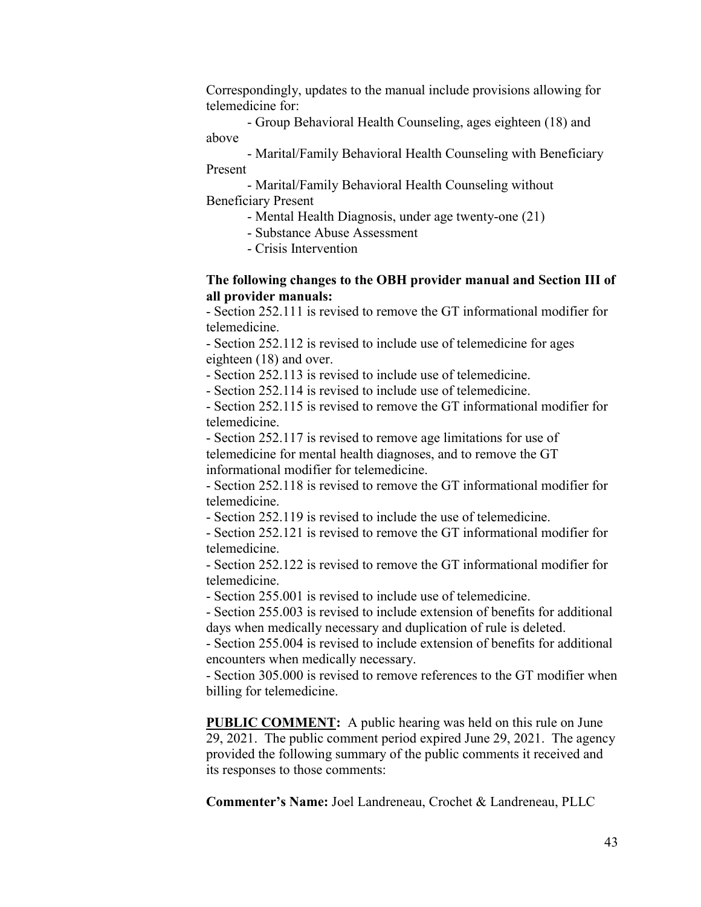Correspondingly, updates to the manual include provisions allowing for telemedicine for:

- Group Behavioral Health Counseling, ages eighteen (18) and above
- Marital/Family Behavioral Health Counseling with Beneficiary Present
- Marital/Family Behavioral Health Counseling without Beneficiary Present
- Mental Health Diagnosis, under age twenty-one (21)
- Substance Abuse Assessment
- Crisis Intervention

**The following changes to the OBH provider manual and Section III of all provider manuals:**

- Section 252.111 is revised to remove the GT informational modifier for telemedicine.
- Section 252.112 is revised to include use of telemedicine for ages eighteen (18) and over.
- Section 252.113 is revised to include use of telemedicine.
- Section 252.114 is revised to include use of telemedicine.
- Section 252.115 is revised to remove the GT informational modifier for telemedicine.
- Section 252.117 is revised to remove age limitations for use of telemedicine for mental health diagnoses, and to remove the GT informational modifier for telemedicine.
- Section 252.118 is revised to remove the GT informational modifier for telemedicine.
- Section 252.119 is revised to include the use of telemedicine.
- Section 252.121 is revised to remove the GT informational modifier for telemedicine.
- Section 252.122 is revised to remove the GT informational modifier for telemedicine.
- Section 255.001 is revised to include use of telemedicine.
- Section 255.003 is revised to include extension of benefits for additional days when medically necessary and duplication of rule is deleted.
- Section 255.004 is revised to include extension of benefits for additional encounters when medically necessary.
- Section 305.000 is revised to remove references to the GT modifier when billing for telemedicine.

**PUBLIC COMMENT:** A public hearing was held on this rule on June 29, 2021. The public comment period expired June 29, 2021. The agency provided the following summary of the public comments it received and its responses to those comments:

**Commenter's Name:** Joel Landreneau, Crochet & Landreneau, PLLC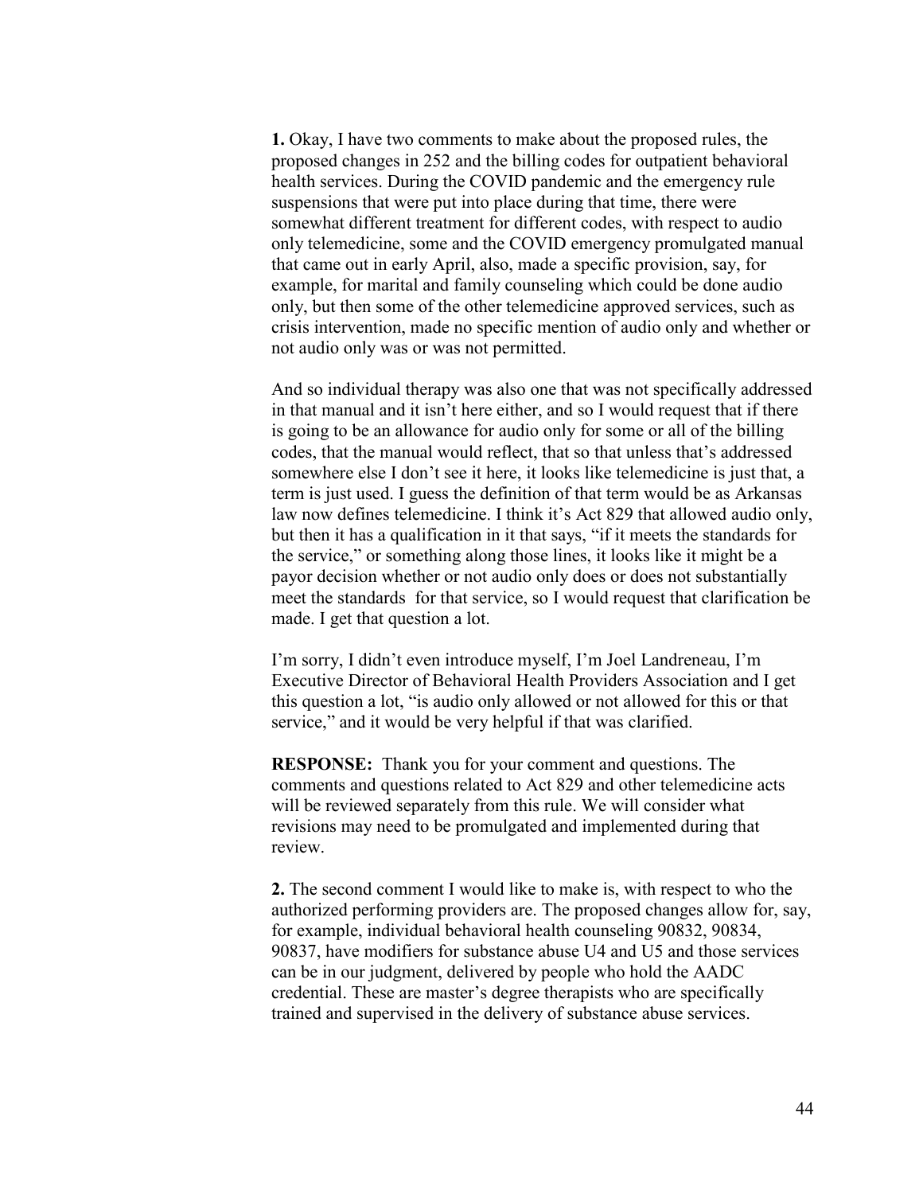**1.** Okay, I have two comments to make about the proposed rules, the proposed changes in 252 and the billing codes for outpatient behavioral health services. During the COVID pandemic and the emergency rule suspensions that were put into place during that time, there were somewhat different treatment for different codes, with respect to audio only telemedicine, some and the COVID emergency promulgated manual that came out in early April, also, made a specific provision, say, for example, for marital and family counseling which could be done audio only, but then some of the other telemedicine approved services, such as crisis intervention, made no specific mention of audio only and whether or not audio only was or was not permitted.

And so individual therapy was also one that was not specifically addressed in that manual and it isn't here either, and so I would request that if there is going to be an allowance for audio only for some or all of the billing codes, that the manual would reflect, that so that unless that's addressed somewhere else I don't see it here, it looks like telemedicine is just that, a term is just used. I guess the definition of that term would be as Arkansas law now defines telemedicine. I think it's Act 829 that allowed audio only, but then it has a qualification in it that says, "if it meets the standards for the service," or something along those lines, it looks like it might be a payor decision whether or not audio only does or does not substantially meet the standards for that service, so I would request that clarification be made. I get that question a lot.

I'm sorry, I didn't even introduce myself, I'm Joel Landreneau, I'm Executive Director of Behavioral Health Providers Association and I get this question a lot, "is audio only allowed or not allowed for this or that service," and it would be very helpful if that was clarified.

**RESPONSE:** Thank you for your comment and questions. The comments and questions related to Act 829 and other telemedicine acts will be reviewed separately from this rule. We will consider what revisions may need to be promulgated and implemented during that review.

**2.** The second comment I would like to make is, with respect to who the authorized performing providers are. The proposed changes allow for, say, for example, individual behavioral health counseling 90832, 90834, 90837, have modifiers for substance abuse U4 and U5 and those services can be in our judgment, delivered by people who hold the AADC credential. These are master's degree therapists who are specifically trained and supervised in the delivery of substance abuse services.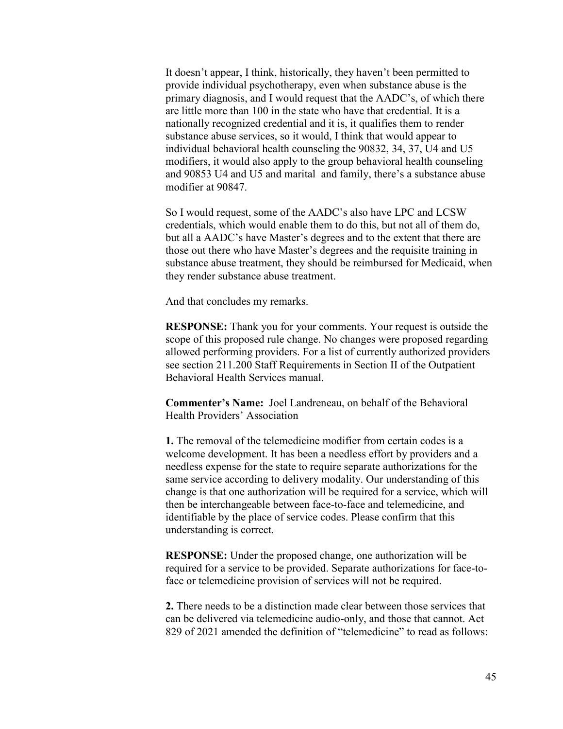It doesn't appear, I think, historically, they haven't been permitted to provide individual psychotherapy, even when substance abuse is the primary diagnosis, and I would request that the AADC's, of which there are little more than 100 in the state who have that credential. It is a nationally recognized credential and it is, it qualifies them to render substance abuse services, so it would, I think that would appear to individual behavioral health counseling the 90832, 34, 37, U4 and U5 modifiers, it would also apply to the group behavioral health counseling and 90853 U4 and U5 and marital  and family, there's a substance abuse modifier at 90847.

So I would request, some of the AADC's also have LPC and LCSW credentials, which would enable them to do this, but not all of them do, but all a AADC's have Master's degrees and to the extent that there are those out there who have Master's degrees and the requisite training in substance abuse treatment, they should be reimbursed for Medicaid, when they render substance abuse treatment.

And that concludes my remarks.

**RESPONSE:** Thank you for your comments. Your request is outside the scope of this proposed rule change. No changes were proposed regarding allowed performing providers. For a list of currently authorized providers see section 211.200 Staff Requirements in Section II of the Outpatient Behavioral Health Services manual.

**Commenter's Name:** Joel Landreneau, on behalf of the Behavioral Health Providers' Association

**1.** The removal of the telemedicine modifier from certain codes is a welcome development. It has been a needless effort by providers and a needless expense for the state to require separate authorizations for the same service according to delivery modality. Our understanding of this change is that one authorization will be required for a service, which will then be interchangeable between face-to-face and telemedicine, and identifiable by the place of service codes. Please confirm that this understanding is correct.

**RESPONSE:** Under the proposed change, one authorization will be required for a service to be provided. Separate authorizations for face-to-face or telemedicine provision of services will not be required.

**2.** There needs to be a distinction made clear between those services that can be delivered via telemedicine audio-only, and those that cannot. Act 829 of 2021 amended the definition of "telemedicine" to read as follows: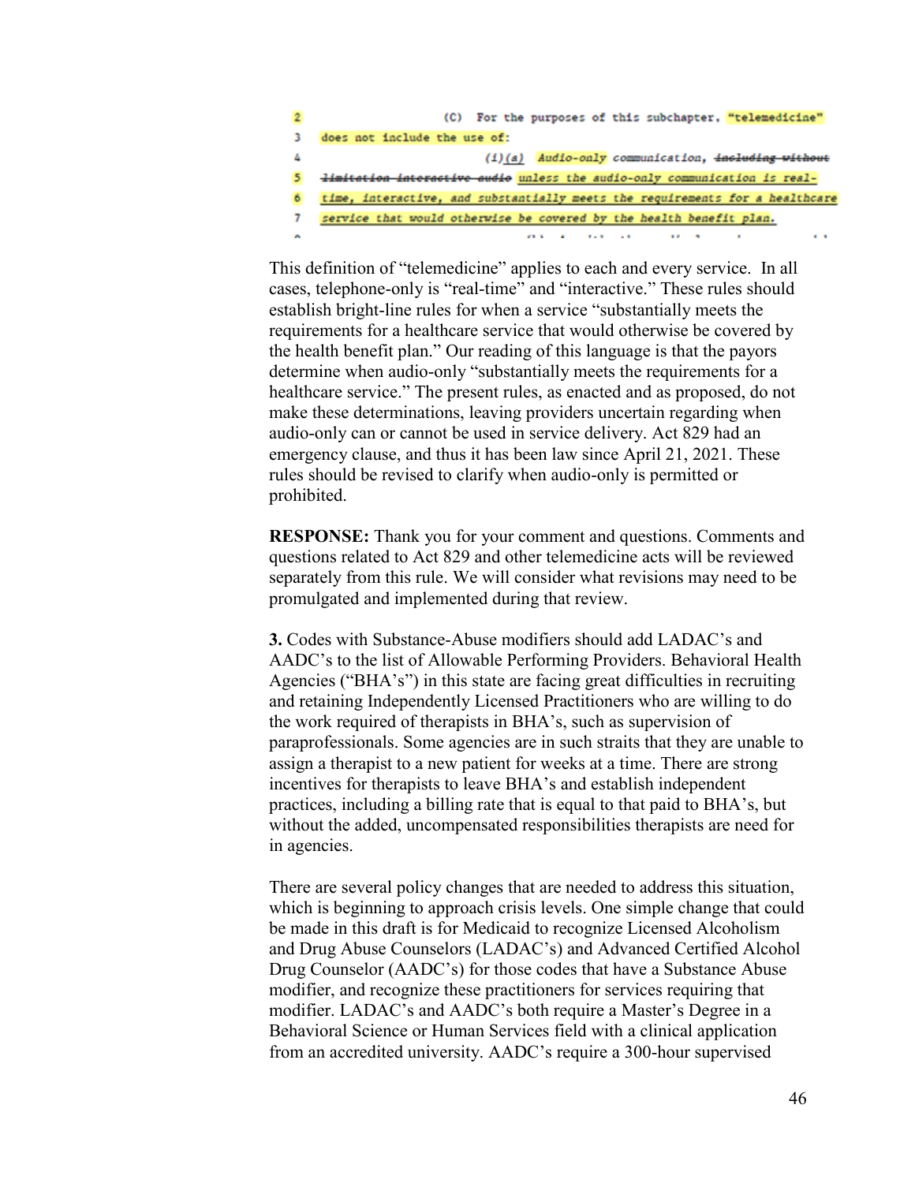2 (C) For the purposes of this subchapter, "telemedicine"
3 does not include the use of:
4 (i)(a) Audio-only communication, ~~including without~~
5 ~~limitation interactive audio~~ unless the audio-only communication is real-
6 time, interactive, and substantially meets the requirements for a healthcare
7 service that would otherwise be covered by the health benefit plan.

This definition of "telemedicine" applies to each and every service. In all cases, telephone-only is "real-time" and "interactive." These rules should establish bright-line rules for when a service "substantially meets the requirements for a healthcare service that would otherwise be covered by the health benefit plan." Our reading of this language is that the payors determine when audio-only "substantially meets the requirements for a healthcare service." The present rules, as enacted and as proposed, do not make these determinations, leaving providers uncertain regarding when audio-only can or cannot be used in service delivery. Act 829 had an emergency clause, and thus it has been law since April 21, 2021. These rules should be revised to clarify when audio-only is permitted or prohibited.

**RESPONSE:** Thank you for your comment and questions. Comments and questions related to Act 829 and other telemedicine acts will be reviewed separately from this rule. We will consider what revisions may need to be promulgated and implemented during that review.

**3.** Codes with Substance-Abuse modifiers should add LADAC's and AADC's to the list of Allowable Performing Providers. Behavioral Health Agencies ("BHA's") in this state are facing great difficulties in recruiting and retaining Independently Licensed Practitioners who are willing to do the work required of therapists in BHA's, such as supervision of paraprofessionals. Some agencies are in such straits that they are unable to assign a therapist to a new patient for weeks at a time. There are strong incentives for therapists to leave BHA's and establish independent practices, including a billing rate that is equal to that paid to BHA's, but without the added, uncompensated responsibilities therapists are need for in agencies.

There are several policy changes that are needed to address this situation, which is beginning to approach crisis levels. One simple change that could be made in this draft is for Medicaid to recognize Licensed Alcoholism and Drug Abuse Counselors (LADAC's) and Advanced Certified Alcohol Drug Counselor (AADC's) for those codes that have a Substance Abuse modifier, and recognize these practitioners for services requiring that modifier. LADAC's and AADC's both require a Master's Degree in a Behavioral Science or Human Services field with a clinical application from an accredited university. AADC's require a 300-hour supervised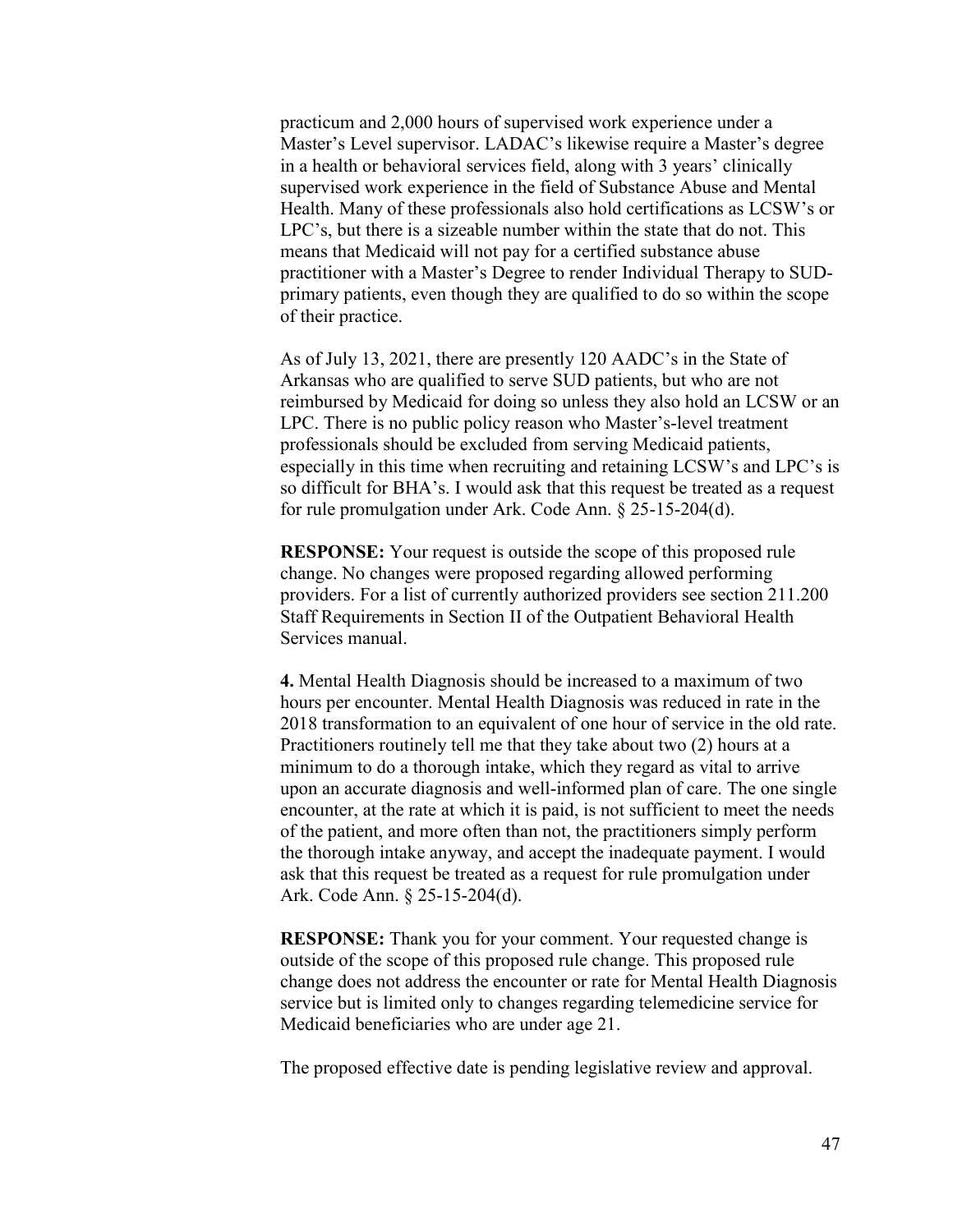practicum and 2,000 hours of supervised work experience under a Master's Level supervisor. LADAC's likewise require a Master's degree in a health or behavioral services field, along with 3 years' clinically supervised work experience in the field of Substance Abuse and Mental Health. Many of these professionals also hold certifications as LCSW's or LPC's, but there is a sizeable number within the state that do not. This means that Medicaid will not pay for a certified substance abuse practitioner with a Master's Degree to render Individual Therapy to SUD-primary patients, even though they are qualified to do so within the scope of their practice.

As of July 13, 2021, there are presently 120 AADC's in the State of Arkansas who are qualified to serve SUD patients, but who are not reimbursed by Medicaid for doing so unless they also hold an LCSW or an LPC. There is no public policy reason who Master's-level treatment professionals should be excluded from serving Medicaid patients, especially in this time when recruiting and retaining LCSW's and LPC's is so difficult for BHA's. I would ask that this request be treated as a request for rule promulgation under Ark. Code Ann. § 25-15-204(d).

**RESPONSE:** Your request is outside the scope of this proposed rule change. No changes were proposed regarding allowed performing providers. For a list of currently authorized providers see section 211.200 Staff Requirements in Section II of the Outpatient Behavioral Health Services manual.

**4.** Mental Health Diagnosis should be increased to a maximum of two hours per encounter. Mental Health Diagnosis was reduced in rate in the 2018 transformation to an equivalent of one hour of service in the old rate. Practitioners routinely tell me that they take about two (2) hours at a minimum to do a thorough intake, which they regard as vital to arrive upon an accurate diagnosis and well-informed plan of care. The one single encounter, at the rate at which it is paid, is not sufficient to meet the needs of the patient, and more often than not, the practitioners simply perform the thorough intake anyway, and accept the inadequate payment. I would ask that this request be treated as a request for rule promulgation under Ark. Code Ann. § 25-15-204(d).

**RESPONSE:** Thank you for your comment. Your requested change is outside of the scope of this proposed rule change. This proposed rule change does not address the encounter or rate for Mental Health Diagnosis service but is limited only to changes regarding telemedicine service for Medicaid beneficiaries who are under age 21.

The proposed effective date is pending legislative review and approval.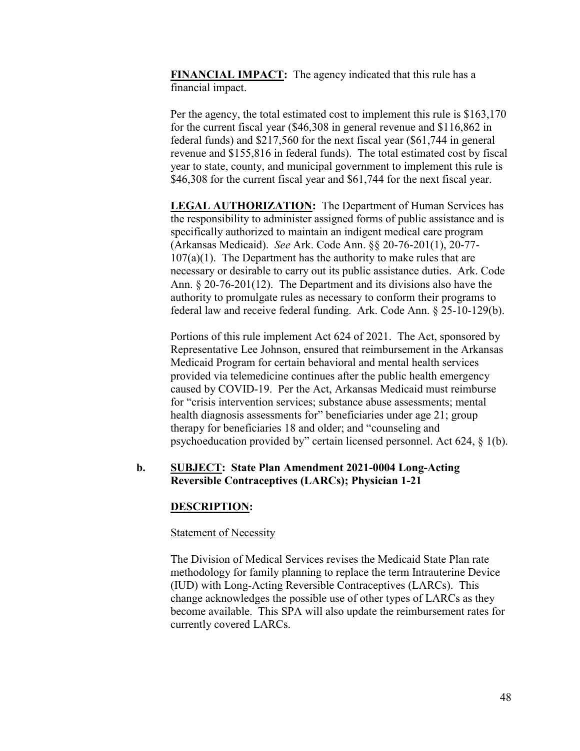**FINANCIAL IMPACT:** The agency indicated that this rule has a financial impact.

Per the agency, the total estimated cost to implement this rule is $163,170 for the current fiscal year ($46,308 in general revenue and $116,862 in federal funds) and $217,560 for the next fiscal year ($61,744 in general revenue and $155,816 in federal funds). The total estimated cost by fiscal year to state, county, and municipal government to implement this rule is $46,308 for the current fiscal year and $61,744 for the next fiscal year.

**LEGAL AUTHORIZATION:** The Department of Human Services has the responsibility to administer assigned forms of public assistance and is specifically authorized to maintain an indigent medical care program (Arkansas Medicaid). *See* Ark. Code Ann. §§ 20-76-201(1), 20-77-107(a)(1). The Department has the authority to make rules that are necessary or desirable to carry out its public assistance duties. Ark. Code Ann. § 20-76-201(12). The Department and its divisions also have the authority to promulgate rules as necessary to conform their programs to federal law and receive federal funding. Ark. Code Ann. § 25-10-129(b).

Portions of this rule implement Act 624 of 2021. The Act, sponsored by Representative Lee Johnson, ensured that reimbursement in the Arkansas Medicaid Program for certain behavioral and mental health services provided via telemedicine continues after the public health emergency caused by COVID-19. Per the Act, Arkansas Medicaid must reimburse for "crisis intervention services; substance abuse assessments; mental health diagnosis assessments for" beneficiaries under age 21; group therapy for beneficiaries 18 and older; and "counseling and psychoeducation provided by" certain licensed personnel. Act 624, § 1(b).

**b. SUBJECT: State Plan Amendment 2021-0004 Long-Acting Reversible Contraceptives (LARCs); Physician 1-21**

**DESCRIPTION:**

Statement of Necessity

The Division of Medical Services revises the Medicaid State Plan rate methodology for family planning to replace the term Intrauterine Device (IUD) with Long-Acting Reversible Contraceptives (LARCs). This change acknowledges the possible use of other types of LARCs as they become available. This SPA will also update the reimbursement rates for currently covered LARCs.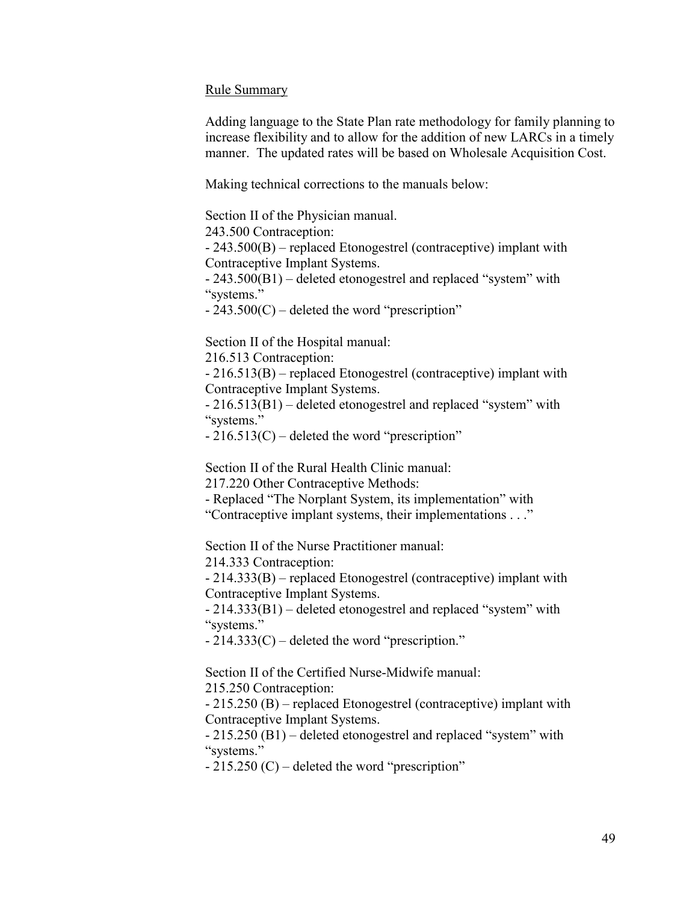Rule Summary

Adding language to the State Plan rate methodology for family planning to increase flexibility and to allow for the addition of new LARCs in a timely manner. The updated rates will be based on Wholesale Acquisition Cost.

Making technical corrections to the manuals below:

Section II of the Physician manual.
243.500 Contraception:
- 243.500(B) – replaced Etonogestrel (contraceptive) implant with Contraceptive Implant Systems.
- 243.500(B1) – deleted etonogestrel and replaced "system" with "systems."
- 243.500(C) – deleted the word "prescription"

Section II of the Hospital manual:
216.513 Contraception:
- 216.513(B) – replaced Etonogestrel (contraceptive) implant with Contraceptive Implant Systems.
- 216.513(B1) – deleted etonogestrel and replaced "system" with "systems."
- 216.513(C) – deleted the word "prescription"

Section II of the Rural Health Clinic manual:
217.220 Other Contraceptive Methods:
- Replaced "The Norplant System, its implementation" with "Contraceptive implant systems, their implementations . . ."

Section II of the Nurse Practitioner manual:
214.333 Contraception:
- 214.333(B) – replaced Etonogestrel (contraceptive) implant with Contraceptive Implant Systems.
- 214.333(B1) – deleted etonogestrel and replaced "system" with "systems."
- 214.333(C) – deleted the word "prescription."

Section II of the Certified Nurse-Midwife manual:
215.250 Contraception:
- 215.250 (B) – replaced Etonogestrel (contraceptive) implant with Contraceptive Implant Systems.
- 215.250 (B1) – deleted etonogestrel and replaced "system" with "systems."
- 215.250 (C) – deleted the word "prescription"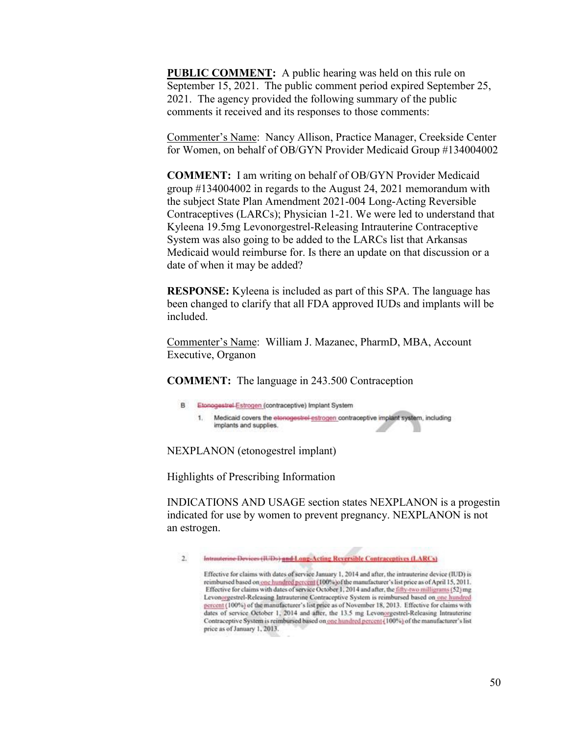**PUBLIC COMMENT:** A public hearing was held on this rule on September 15, 2021. The public comment period expired September 25, 2021. The agency provided the following summary of the public comments it received and its responses to those comments:

Commenter's Name: Nancy Allison, Practice Manager, Creekside Center for Women, on behalf of OB/GYN Provider Medicaid Group #134004002

**COMMENT:** I am writing on behalf of OB/GYN Provider Medicaid group #134004002 in regards to the August 24, 2021 memorandum with the subject State Plan Amendment 2021-004 Long-Acting Reversible Contraceptives (LARCs); Physician 1-21. We were led to understand that Kyleena 19.5mg Levonorgestrel-Releasing Intrauterine Contraceptive System was also going to be added to the LARCs list that Arkansas Medicaid would reimburse for. Is there an update on that discussion or a date of when it may be added?

**RESPONSE:** Kyleena is included as part of this SPA. The language has been changed to clarify that all FDA approved IUDs and implants will be included.

Commenter's Name: William J. Mazanec, PharmD, MBA, Account Executive, Organon

**COMMENT:** The language in 243.500 Contraception

B Etonogestrel Estrogen (contraceptive) Implant System

1. Medicaid covers the etonogestrel estrogen contraceptive implant system, including implants and supplies.

NEXPLANON (etonogestrel implant)

Highlights of Prescribing Information

INDICATIONS AND USAGE section states NEXPLANON is a progestin indicated for use by women to prevent pregnancy. NEXPLANON is not an estrogen.

2. Intrauterine Devices (IUDs) and Long-Acting Reversible Contraceptives (LARCs)

Effective for claims with dates of service January 1, 2014 and after, the intrauterine device (IUD) is reimbursed based on one hundred percent (100%) of the manufacturer's list price as of April 15, 2011. Effective for claims with dates of service October 1, 2014 and after, the fifty-two milligrams (52) mg Levonorgestrel-Releasing Intrauterine Contraceptive System is reimbursed based on one hundred percent (100%) of the manufacturer's list price as of November 18, 2013. Effective for claims with dates of service October 1, 2014 and after, the 13.5 mg Levonorgestrel-Releasing Intrauterine Contraceptive System is reimbursed based on one hundred percent (100%) of the manufacturer's list price as of January 1, 2013.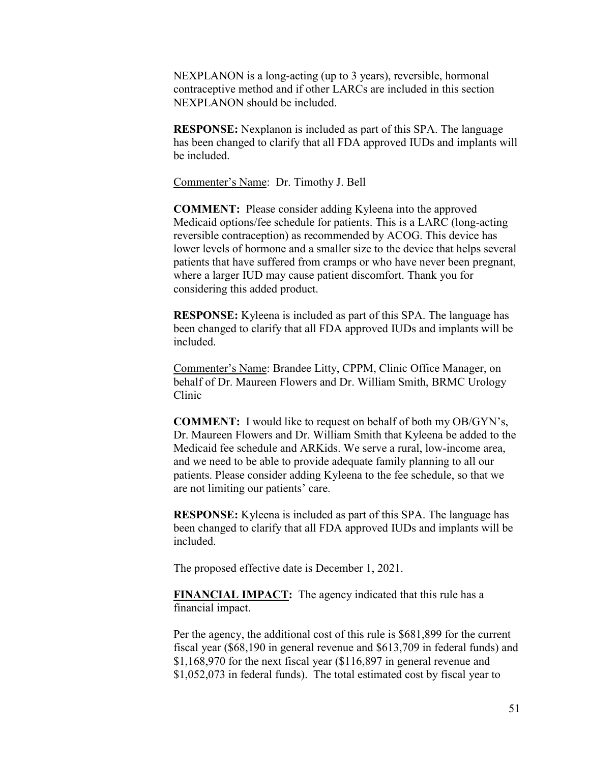NEXPLANON is a long-acting (up to 3 years), reversible, hormonal contraceptive method and if other LARCs are included in this section NEXPLANON should be included.

**RESPONSE:** Nexplanon is included as part of this SPA. The language has been changed to clarify that all FDA approved IUDs and implants will be included.

<u>Commenter's Name</u>: Dr. Timothy J. Bell

**COMMENT:** Please consider adding Kyleena into the approved Medicaid options/fee schedule for patients. This is a LARC (long-acting reversible contraception) as recommended by ACOG. This device has lower levels of hormone and a smaller size to the device that helps several patients that have suffered from cramps or who have never been pregnant, where a larger IUD may cause patient discomfort. Thank you for considering this added product.

**RESPONSE:** Kyleena is included as part of this SPA. The language has been changed to clarify that all FDA approved IUDs and implants will be included.

<u>Commenter's Name</u>: Brandee Litty, CPPM, Clinic Office Manager, on behalf of Dr. Maureen Flowers and Dr. William Smith, BRMC Urology Clinic

**COMMENT:** I would like to request on behalf of both my OB/GYN's, Dr. Maureen Flowers and Dr. William Smith that Kyleena be added to the Medicaid fee schedule and ARKids. We serve a rural, low-income area, and we need to be able to provide adequate family planning to all our patients. Please consider adding Kyleena to the fee schedule, so that we are not limiting our patients' care.

**RESPONSE:** Kyleena is included as part of this SPA. The language has been changed to clarify that all FDA approved IUDs and implants will be included.

The proposed effective date is December 1, 2021.

**<u>FINANCIAL IMPACT</u>:** The agency indicated that this rule has a financial impact.

Per the agency, the additional cost of this rule is $681,899 for the current fiscal year ($68,190 in general revenue and $613,709 in federal funds) and $1,168,970 for the next fiscal year ($116,897 in general revenue and $1,052,073 in federal funds). The total estimated cost by fiscal year to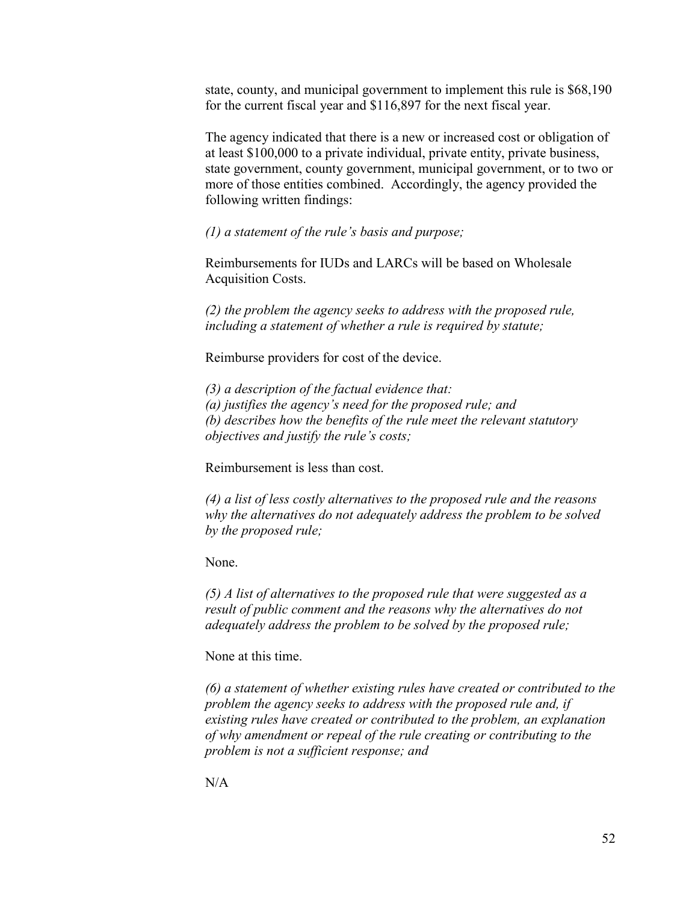state, county, and municipal government to implement this rule is $68,190 for the current fiscal year and $116,897 for the next fiscal year.

The agency indicated that there is a new or increased cost or obligation of at least $100,000 to a private individual, private entity, private business, state government, county government, municipal government, or to two or more of those entities combined. Accordingly, the agency provided the following written findings:

*(1) a statement of the rule's basis and purpose;*

Reimbursements for IUDs and LARCs will be based on Wholesale Acquisition Costs.

*(2) the problem the agency seeks to address with the proposed rule, including a statement of whether a rule is required by statute;*

Reimburse providers for cost of the device.

*(3) a description of the factual evidence that:*
*(a) justifies the agency's need for the proposed rule; and*
*(b) describes how the benefits of the rule meet the relevant statutory objectives and justify the rule's costs;*

Reimbursement is less than cost.

*(4) a list of less costly alternatives to the proposed rule and the reasons why the alternatives do not adequately address the problem to be solved by the proposed rule;*

None.

*(5) A list of alternatives to the proposed rule that were suggested as a result of public comment and the reasons why the alternatives do not adequately address the problem to be solved by the proposed rule;*

None at this time.

*(6) a statement of whether existing rules have created or contributed to the problem the agency seeks to address with the proposed rule and, if existing rules have created or contributed to the problem, an explanation of why amendment or repeal of the rule creating or contributing to the problem is not a sufficient response; and*

N/A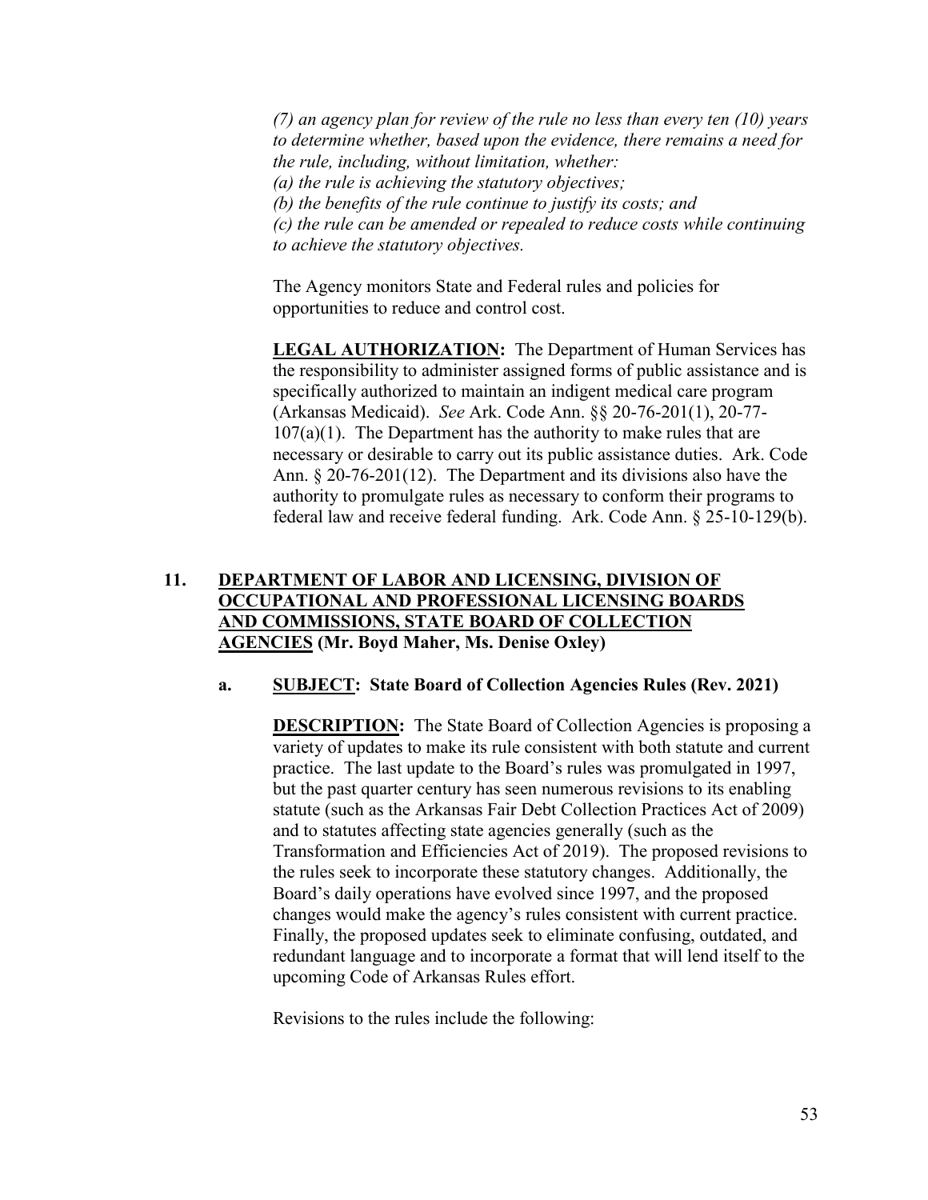*(7) an agency plan for review of the rule no less than every ten (10) years to determine whether, based upon the evidence, there remains a need for the rule, including, without limitation, whether:*
*(a) the rule is achieving the statutory objectives;*
*(b) the benefits of the rule continue to justify its costs; and*
*(c) the rule can be amended or repealed to reduce costs while continuing to achieve the statutory objectives.*

The Agency monitors State and Federal rules and policies for opportunities to reduce and control cost.

**LEGAL AUTHORIZATION:** The Department of Human Services has the responsibility to administer assigned forms of public assistance and is specifically authorized to maintain an indigent medical care program (Arkansas Medicaid). *See* Ark. Code Ann. §§ 20-76-201(1), 20-77-107(a)(1). The Department has the authority to make rules that are necessary or desirable to carry out its public assistance duties. Ark. Code Ann. § 20-76-201(12). The Department and its divisions also have the authority to promulgate rules as necessary to conform their programs to federal law and receive federal funding. Ark. Code Ann. § 25-10-129(b).

## 11. DEPARTMENT OF LABOR AND LICENSING, DIVISION OF OCCUPATIONAL AND PROFESSIONAL LICENSING BOARDS AND COMMISSIONS, STATE BOARD OF COLLECTION AGENCIES (Mr. Boyd Maher, Ms. Denise Oxley)

### a. SUBJECT: State Board of Collection Agencies Rules (Rev. 2021)

**DESCRIPTION:** The State Board of Collection Agencies is proposing a variety of updates to make its rule consistent with both statute and current practice. The last update to the Board's rules was promulgated in 1997, but the past quarter century has seen numerous revisions to its enabling statute (such as the Arkansas Fair Debt Collection Practices Act of 2009) and to statutes affecting state agencies generally (such as the Transformation and Efficiencies Act of 2019). The proposed revisions to the rules seek to incorporate these statutory changes. Additionally, the Board's daily operations have evolved since 1997, and the proposed changes would make the agency's rules consistent with current practice. Finally, the proposed updates seek to eliminate confusing, outdated, and redundant language and to incorporate a format that will lend itself to the upcoming Code of Arkansas Rules effort.

Revisions to the rules include the following: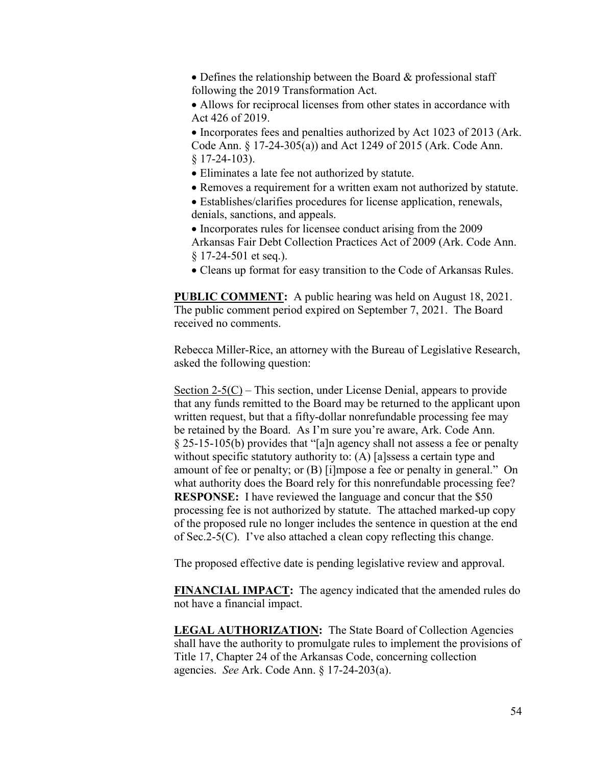- Defines the relationship between the Board & professional staff following the 2019 Transformation Act.
- Allows for reciprocal licenses from other states in accordance with Act 426 of 2019.
- Incorporates fees and penalties authorized by Act 1023 of 2013 (Ark. Code Ann. § 17-24-305(a)) and Act 1249 of 2015 (Ark. Code Ann. § 17-24-103).
- Eliminates a late fee not authorized by statute.
- Removes a requirement for a written exam not authorized by statute.
- Establishes/clarifies procedures for license application, renewals, denials, sanctions, and appeals.
- Incorporates rules for licensee conduct arising from the 2009 Arkansas Fair Debt Collection Practices Act of 2009 (Ark. Code Ann. § 17-24-501 et seq.).
- Cleans up format for easy transition to the Code of Arkansas Rules.

**PUBLIC COMMENT:** A public hearing was held on August 18, 2021. The public comment period expired on September 7, 2021. The Board received no comments.

Rebecca Miller-Rice, an attorney with the Bureau of Legislative Research, asked the following question:

Section 2-5(C) – This section, under License Denial, appears to provide that any funds remitted to the Board may be returned to the applicant upon written request, but that a fifty-dollar nonrefundable processing fee may be retained by the Board. As I'm sure you're aware, Ark. Code Ann. § 25-15-105(b) provides that "[a]n agency shall not assess a fee or penalty without specific statutory authority to: (A) [a]ssess a certain type and amount of fee or penalty; or (B) [i]mpose a fee or penalty in general." On what authority does the Board rely for this nonrefundable processing fee?
**RESPONSE:** I have reviewed the language and concur that the $50 processing fee is not authorized by statute. The attached marked-up copy of the proposed rule no longer includes the sentence in question at the end of Sec.2-5(C). I've also attached a clean copy reflecting this change.

The proposed effective date is pending legislative review and approval.

**FINANCIAL IMPACT:** The agency indicated that the amended rules do not have a financial impact.

**LEGAL AUTHORIZATION:** The State Board of Collection Agencies shall have the authority to promulgate rules to implement the provisions of Title 17, Chapter 24 of the Arkansas Code, concerning collection agencies. *See* Ark. Code Ann. § 17-24-203(a).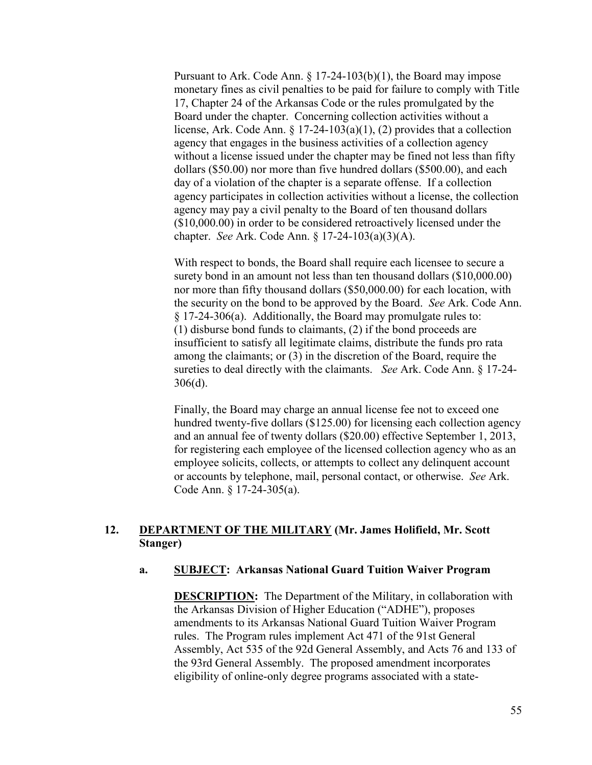Pursuant to Ark. Code Ann. § 17-24-103(b)(1), the Board may impose monetary fines as civil penalties to be paid for failure to comply with Title 17, Chapter 24 of the Arkansas Code or the rules promulgated by the Board under the chapter. Concerning collection activities without a license, Ark. Code Ann. § 17-24-103(a)(1), (2) provides that a collection agency that engages in the business activities of a collection agency without a license issued under the chapter may be fined not less than fifty dollars ($50.00) nor more than five hundred dollars ($500.00), and each day of a violation of the chapter is a separate offense. If a collection agency participates in collection activities without a license, the collection agency may pay a civil penalty to the Board of ten thousand dollars ($10,000.00) in order to be considered retroactively licensed under the chapter. *See* Ark. Code Ann. § 17-24-103(a)(3)(A).

With respect to bonds, the Board shall require each licensee to secure a surety bond in an amount not less than ten thousand dollars ($10,000.00) nor more than fifty thousand dollars ($50,000.00) for each location, with the security on the bond to be approved by the Board. *See* Ark. Code Ann. § 17-24-306(a). Additionally, the Board may promulgate rules to: (1) disburse bond funds to claimants, (2) if the bond proceeds are insufficient to satisfy all legitimate claims, distribute the funds pro rata among the claimants; or (3) in the discretion of the Board, require the sureties to deal directly with the claimants. *See* Ark. Code Ann. § 17-24-306(d).

Finally, the Board may charge an annual license fee not to exceed one hundred twenty-five dollars ($125.00) for licensing each collection agency and an annual fee of twenty dollars ($20.00) effective September 1, 2013, for registering each employee of the licensed collection agency who as an employee solicits, collects, or attempts to collect any delinquent account or accounts by telephone, mail, personal contact, or otherwise. *See* Ark. Code Ann. § 17-24-305(a).

## 12. **DEPARTMENT OF THE MILITARY** (Mr. James Holifield, Mr. Scott Stanger)

### a. **SUBJECT: Arkansas National Guard Tuition Waiver Program**

**DESCRIPTION:** The Department of the Military, in collaboration with the Arkansas Division of Higher Education ("ADHE"), proposes amendments to its Arkansas National Guard Tuition Waiver Program rules. The Program rules implement Act 471 of the 91st General Assembly, Act 535 of the 92d General Assembly, and Acts 76 and 133 of the 93rd General Assembly. The proposed amendment incorporates eligibility of online-only degree programs associated with a state-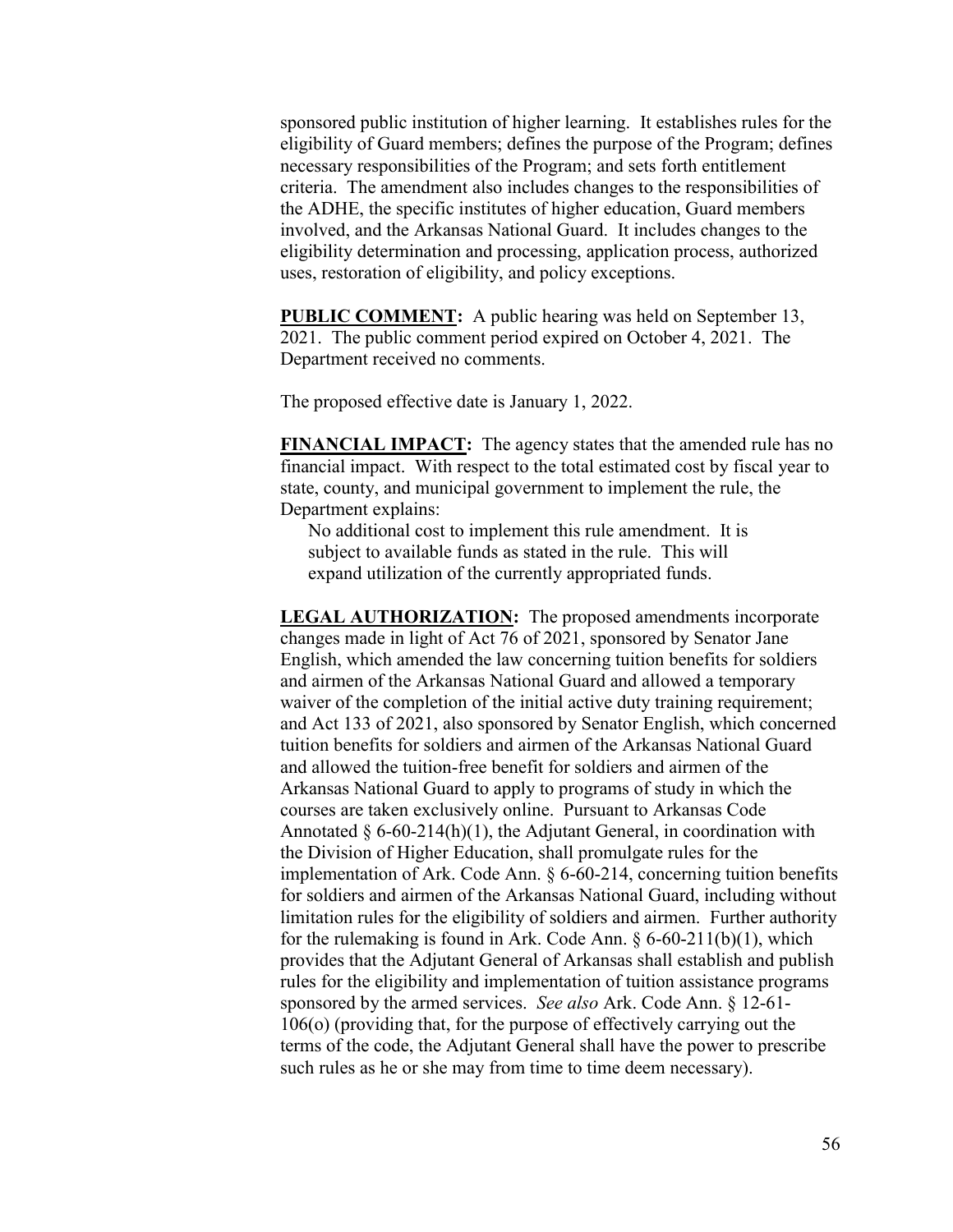sponsored public institution of higher learning. It establishes rules for the eligibility of Guard members; defines the purpose of the Program; defines necessary responsibilities of the Program; and sets forth entitlement criteria. The amendment also includes changes to the responsibilities of the ADHE, the specific institutes of higher education, Guard members involved, and the Arkansas National Guard. It includes changes to the eligibility determination and processing, application process, authorized uses, restoration of eligibility, and policy exceptions.

**PUBLIC COMMENT:** A public hearing was held on September 13, 2021. The public comment period expired on October 4, 2021. The Department received no comments.

The proposed effective date is January 1, 2022.

**FINANCIAL IMPACT:** The agency states that the amended rule has no financial impact. With respect to the total estimated cost by fiscal year to state, county, and municipal government to implement the rule, the Department explains:

> No additional cost to implement this rule amendment. It is subject to available funds as stated in the rule. This will expand utilization of the currently appropriated funds.

**LEGAL AUTHORIZATION:** The proposed amendments incorporate changes made in light of Act 76 of 2021, sponsored by Senator Jane English, which amended the law concerning tuition benefits for soldiers and airmen of the Arkansas National Guard and allowed a temporary waiver of the completion of the initial active duty training requirement; and Act 133 of 2021, also sponsored by Senator English, which concerned tuition benefits for soldiers and airmen of the Arkansas National Guard and allowed the tuition-free benefit for soldiers and airmen of the Arkansas National Guard to apply to programs of study in which the courses are taken exclusively online. Pursuant to Arkansas Code Annotated § 6-60-214(h)(1), the Adjutant General, in coordination with the Division of Higher Education, shall promulgate rules for the implementation of Ark. Code Ann. § 6-60-214, concerning tuition benefits for soldiers and airmen of the Arkansas National Guard, including without limitation rules for the eligibility of soldiers and airmen. Further authority for the rulemaking is found in Ark. Code Ann. § 6-60-211(b)(1), which provides that the Adjutant General of Arkansas shall establish and publish rules for the eligibility and implementation of tuition assistance programs sponsored by the armed services. *See also* Ark. Code Ann. § 12-61-106(o) (providing that, for the purpose of effectively carrying out the terms of the code, the Adjutant General shall have the power to prescribe such rules as he or she may from time to time deem necessary).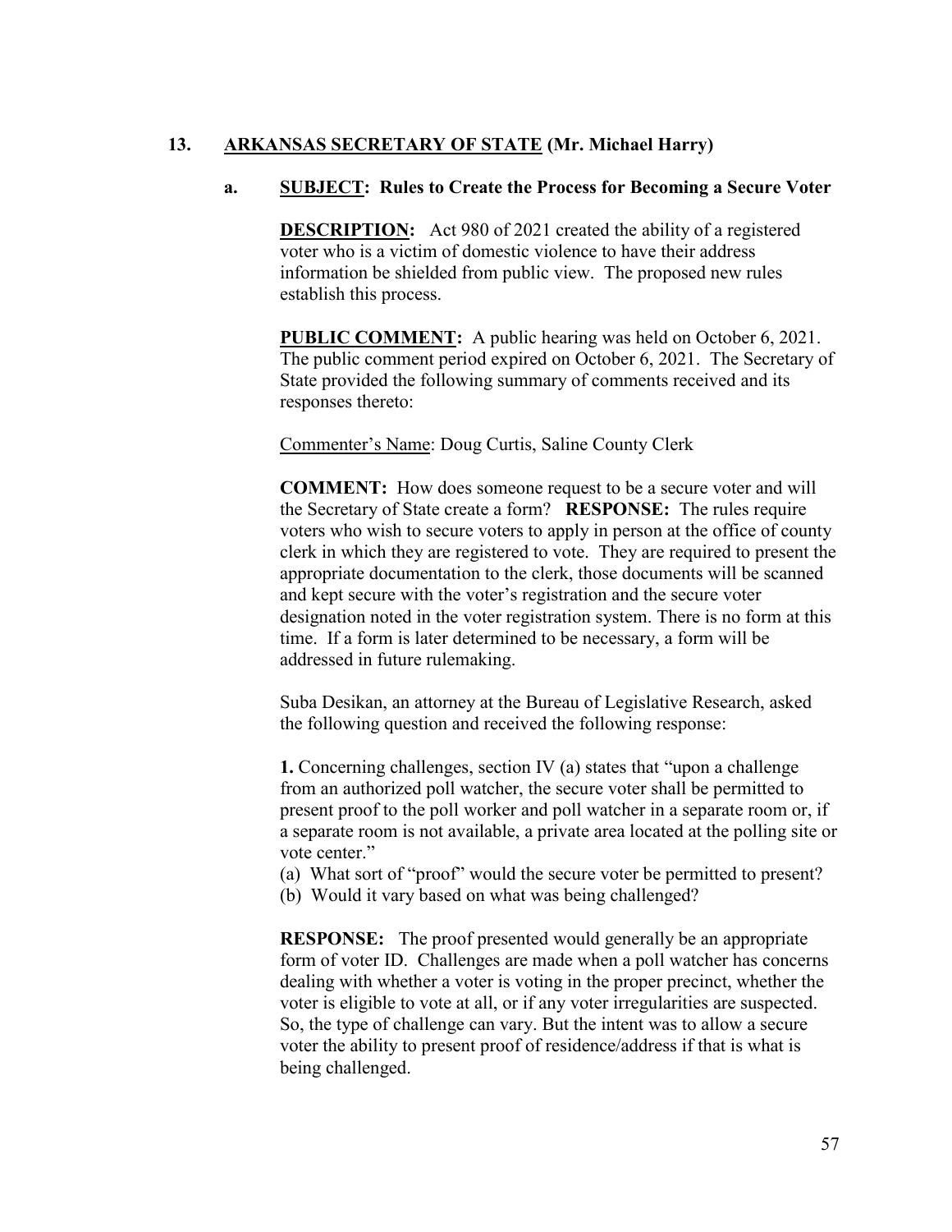## 13. ARKANSAS SECRETARY OF STATE (Mr. Michael Harry)

### a. SUBJECT: Rules to Create the Process for Becoming a Secure Voter

**DESCRIPTION:** Act 980 of 2021 created the ability of a registered voter who is a victim of domestic violence to have their address information be shielded from public view. The proposed new rules establish this process.

**PUBLIC COMMENT:** A public hearing was held on October 6, 2021. The public comment period expired on October 6, 2021. The Secretary of State provided the following summary of comments received and its responses thereto:

Commenter's Name: Doug Curtis, Saline County Clerk

**COMMENT:** How does someone request to be a secure voter and will the Secretary of State create a form? **RESPONSE:** The rules require voters who wish to secure voters to apply in person at the office of county clerk in which they are registered to vote. They are required to present the appropriate documentation to the clerk, those documents will be scanned and kept secure with the voter's registration and the secure voter designation noted in the voter registration system. There is no form at this time. If a form is later determined to be necessary, a form will be addressed in future rulemaking.

Suba Desikan, an attorney at the Bureau of Legislative Research, asked the following question and received the following response:

**1.** Concerning challenges, section IV (a) states that "upon a challenge from an authorized poll watcher, the secure voter shall be permitted to present proof to the poll worker and poll watcher in a separate room or, if a separate room is not available, a private area located at the polling site or vote center."

(a) What sort of "proof" would the secure voter be permitted to present?
(b) Would it vary based on what was being challenged?

**RESPONSE:** The proof presented would generally be an appropriate form of voter ID. Challenges are made when a poll watcher has concerns dealing with whether a voter is voting in the proper precinct, whether the voter is eligible to vote at all, or if any voter irregularities are suspected. So, the type of challenge can vary. But the intent was to allow a secure voter the ability to present proof of residence/address if that is what is being challenged.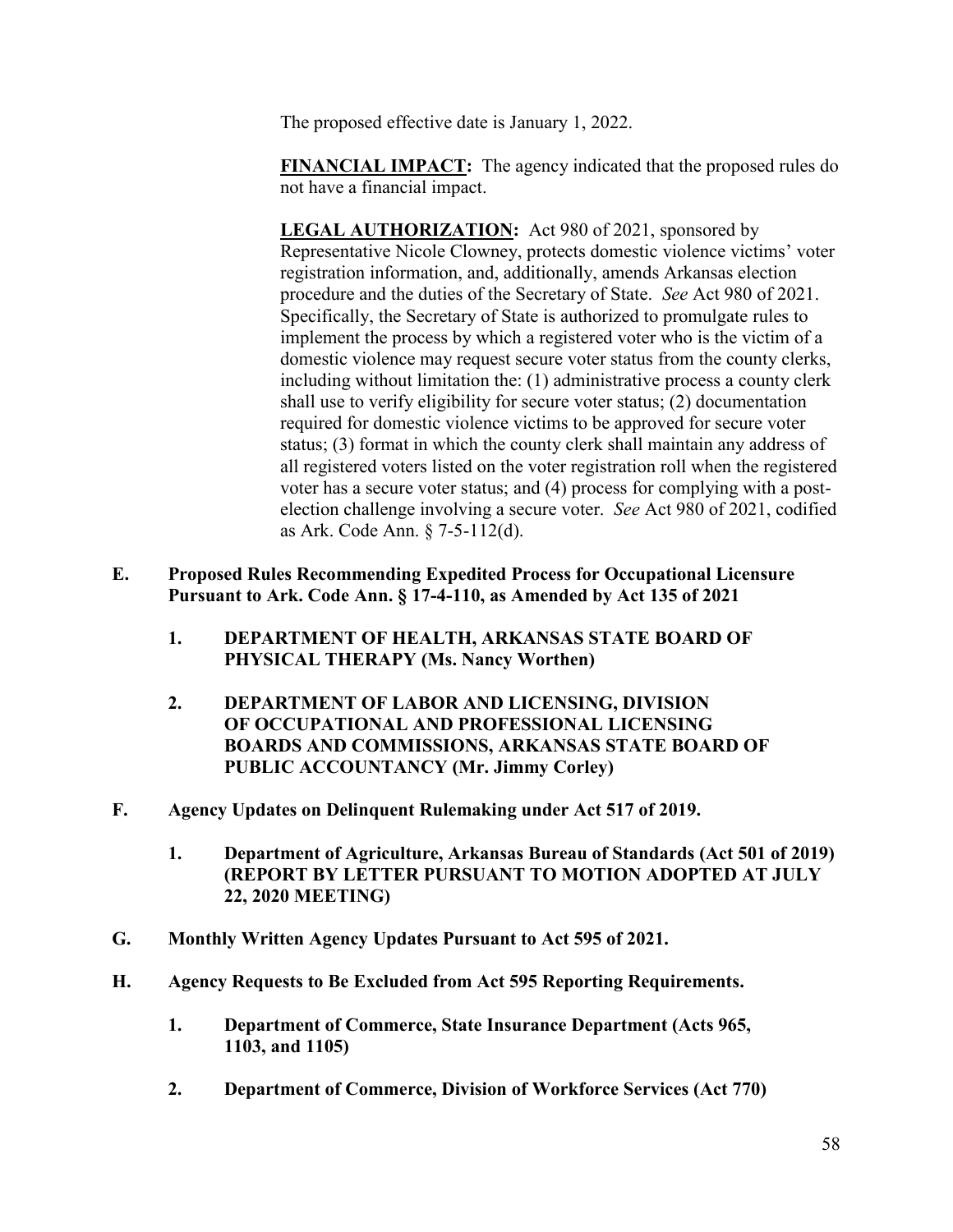The proposed effective date is January 1, 2022.

**FINANCIAL IMPACT:** The agency indicated that the proposed rules do not have a financial impact.

**LEGAL AUTHORIZATION:** Act 980 of 2021, sponsored by Representative Nicole Clowney, protects domestic violence victims' voter registration information, and, additionally, amends Arkansas election procedure and the duties of the Secretary of State. *See* Act 980 of 2021. Specifically, the Secretary of State is authorized to promulgate rules to implement the process by which a registered voter who is the victim of a domestic violence may request secure voter status from the county clerks, including without limitation the: (1) administrative process a county clerk shall use to verify eligibility for secure voter status; (2) documentation required for domestic violence victims to be approved for secure voter status; (3) format in which the county clerk shall maintain any address of all registered voters listed on the voter registration roll when the registered voter has a secure voter status; and (4) process for complying with a post-election challenge involving a secure voter. *See* Act 980 of 2021, codified as Ark. Code Ann. § 7-5-112(d).

**E. Proposed Rules Recommending Expedited Process for Occupational Licensure Pursuant to Ark. Code Ann. § 17-4-110, as Amended by Act 135 of 2021**

**1. DEPARTMENT OF HEALTH, ARKANSAS STATE BOARD OF PHYSICAL THERAPY (Ms. Nancy Worthen)**

**2. DEPARTMENT OF LABOR AND LICENSING, DIVISION OF OCCUPATIONAL AND PROFESSIONAL LICENSING BOARDS AND COMMISSIONS, ARKANSAS STATE BOARD OF PUBLIC ACCOUNTANCY (Mr. Jimmy Corley)**

**F. Agency Updates on Delinquent Rulemaking under Act 517 of 2019.**

**1. Department of Agriculture, Arkansas Bureau of Standards (Act 501 of 2019) (REPORT BY LETTER PURSUANT TO MOTION ADOPTED AT JULY 22, 2020 MEETING)**

**G. Monthly Written Agency Updates Pursuant to Act 595 of 2021.**

**H. Agency Requests to Be Excluded from Act 595 Reporting Requirements.**

**1. Department of Commerce, State Insurance Department (Acts 965, 1103, and 1105)**

**2. Department of Commerce, Division of Workforce Services (Act 770)**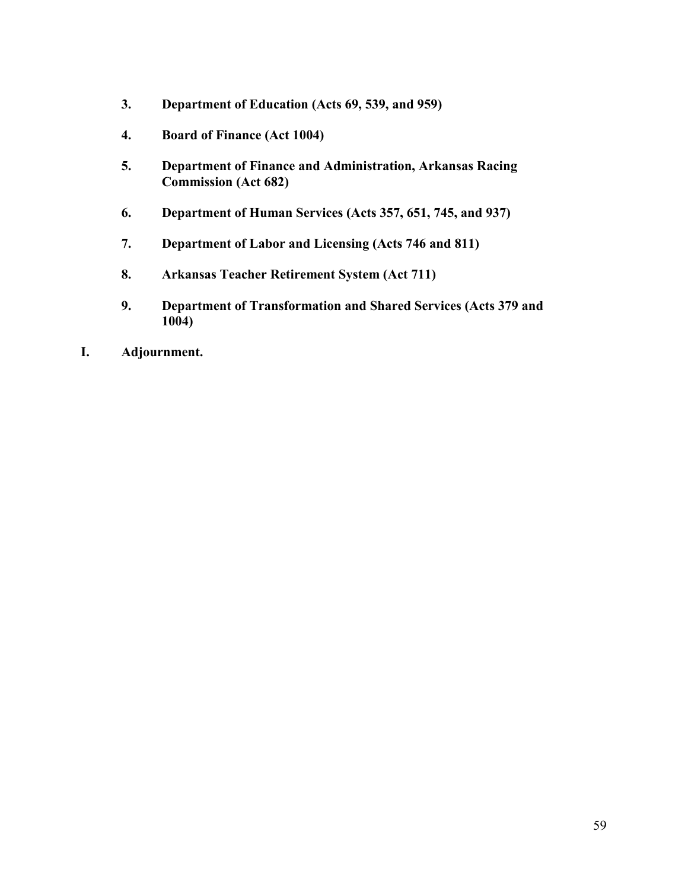3. **Department of Education (Acts 69, 539, and 959)**

4. **Board of Finance (Act 1004)**

5. **Department of Finance and Administration, Arkansas Racing Commission (Act 682)**

6. **Department of Human Services (Acts 357, 651, 745, and 937)**

7. **Department of Labor and Licensing (Acts 746 and 811)**

8. **Arkansas Teacher Retirement System (Act 711)**

9. **Department of Transformation and Shared Services (Acts 379 and 1004)**

**I. Adjournment.**